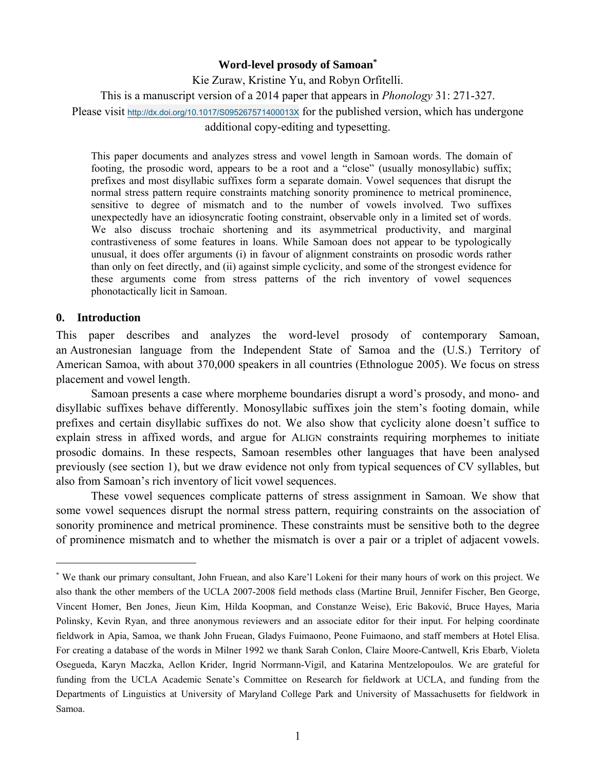**Word-level prosody of Samoan**[*]

Kie Zuraw, Kristine Yu, and Robyn Orfitelli.

This is a manuscript version of a 2014 paper that appears in *Phonology* 31: 271-327.

Please visit http://dx.doi.org/10.1017/S095267571400013X for the published version, which has undergone additional copy-editing and typesetting.

> This paper documents and analyzes stress and vowel length in Samoan words. The domain of footing, the prosodic word, appears to be a root and a "close" (usually monosyllabic) suffix; prefixes and most disyllabic suffixes form a separate domain. Vowel sequences that disrupt the normal stress pattern require constraints matching sonority prominence to metrical prominence, sensitive to degree of mismatch and to the number of vowels involved. Two suffixes unexpectedly have an idiosyncratic footing constraint, observable only in a limited set of words. We also discuss trochaic shortening and its asymmetrical productivity, and marginal contrastiveness of some features in loans. While Samoan does not appear to be typologically unusual, it does offer arguments (i) in favour of alignment constraints on prosodic words rather than only on feet directly, and (ii) against simple cyclicity, and some of the strongest evidence for these arguments come from stress patterns of the rich inventory of vowel sequences phonotactically licit in Samoan.

## 0. Introduction

This paper describes and analyzes the word-level prosody of contemporary Samoan, an Austronesian language from the Independent State of Samoa and the (U.S.) Territory of American Samoa, with about 370,000 speakers in all countries (Ethnologue 2005). We focus on stress placement and vowel length.

Samoan presents a case where morpheme boundaries disrupt a word's prosody, and mono- and disyllabic suffixes behave differently. Monosyllabic suffixes join the stem's footing domain, while prefixes and certain disyllabic suffixes do not. We also show that cyclicity alone doesn't suffice to explain stress in affixed words, and argue for ALIGN constraints requiring morphemes to initiate prosodic domains. In these respects, Samoan resembles other languages that have been analysed previously (see section 1), but we draw evidence not only from typical sequences of CV syllables, but also from Samoan's rich inventory of licit vowel sequences.

These vowel sequences complicate patterns of stress assignment in Samoan. We show that some vowel sequences disrupt the normal stress pattern, requiring constraints on the association of sonority prominence and metrical prominence. These constraints must be sensitive both to the degree of prominence mismatch and to whether the mismatch is over a pair or a triplet of adjacent vowels.

---

[*] We thank our primary consultant, John Fruean, and also Kare'l Lokeni for their many hours of work on this project. We also thank the other members of the UCLA 2007-2008 field methods class (Martine Bruil, Jennifer Fischer, Ben George, Vincent Homer, Ben Jones, Jieun Kim, Hilda Koopman, and Constanze Weise), Eric Baković, Bruce Hayes, Maria Polinsky, Kevin Ryan, and three anonymous reviewers and an associate editor for their input. For helping coordinate fieldwork in Apia, Samoa, we thank John Fruean, Gladys Fuimaono, Peone Fuimaono, and staff members at Hotel Elisa. For creating a database of the words in Milner 1992 we thank Sarah Conlon, Claire Moore-Cantwell, Kris Ebarb, Violeta Osegueda, Karyn Maczka, Aellon Krider, Ingrid Norrmann-Vigil, and Katarina Mentzelopoulos. We are grateful for funding from the UCLA Academic Senate's Committee on Research for fieldwork at UCLA, and funding from the Departments of Linguistics at University of Maryland College Park and University of Massachusetts for fieldwork in Samoa.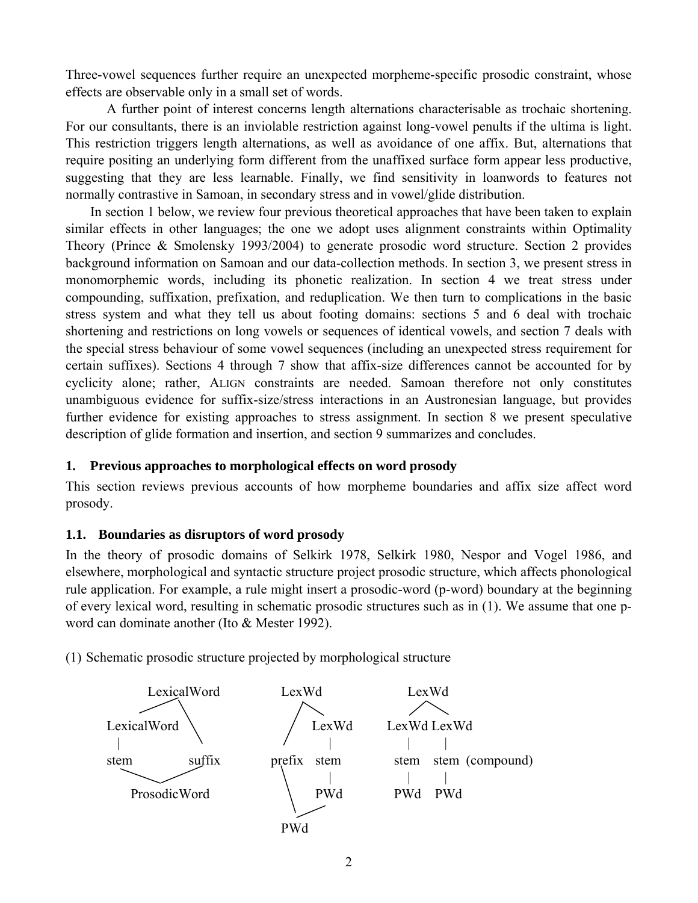Three-vowel sequences further require an unexpected morpheme-specific prosodic constraint, whose effects are observable only in a small set of words.

A further point of interest concerns length alternations characterisable as trochaic shortening. For our consultants, there is an inviolable restriction against long-vowel penults if the ultima is light. This restriction triggers length alternations, as well as avoidance of one affix. But, alternations that require positing an underlying form different from the unaffixed surface form appear less productive, suggesting that they are less learnable. Finally, we find sensitivity in loanwords to features not normally contrastive in Samoan, in secondary stress and in vowel/glide distribution.

In section 1 below, we review four previous theoretical approaches that have been taken to explain similar effects in other languages; the one we adopt uses alignment constraints within Optimality Theory (Prince & Smolensky 1993/2004) to generate prosodic word structure. Section 2 provides background information on Samoan and our data-collection methods. In section 3, we present stress in monomorphemic words, including its phonetic realization. In section 4 we treat stress under compounding, suffixation, prefixation, and reduplication. We then turn to complications in the basic stress system and what they tell us about footing domains: sections 5 and 6 deal with trochaic shortening and restrictions on long vowels or sequences of identical vowels, and section 7 deals with the special stress behaviour of some vowel sequences (including an unexpected stress requirement for certain suffixes). Sections 4 through 7 show that affix-size differences cannot be accounted for by cyclicity alone; rather, ALIGN constraints are needed. Samoan therefore not only constitutes unambiguous evidence for suffix-size/stress interactions in an Austronesian language, but provides further evidence for existing approaches to stress assignment. In section 8 we present speculative description of glide formation and insertion, and section 9 summarizes and concludes.

## 1. Previous approaches to morphological effects on word prosody

This section reviews previous accounts of how morpheme boundaries and affix size affect word prosody.

### 1.1. Boundaries as disruptors of word prosody

In the theory of prosodic domains of Selkirk 1978, Selkirk 1980, Nespor and Vogel 1986, and elsewhere, morphological and syntactic structure project prosodic structure, which affects phonological rule application. For example, a rule might insert a prosodic-word (p-word) boundary at the beginning of every lexical word, resulting in schematic prosodic structures such as in (1). We assume that one p-word can dominate another (Ito & Mester 1992).

(1) Schematic prosodic structure projected by morphological structure

```
        LexicalWord              LexWd                 LexWd
        /         \             /     \               /     \
  LexicalWord      \           /     LexWd       LexWd   LexWd
       |            \         /        |           |        |
     stem          suffix   prefix    stem        stem     stem  (compound)
        \          /          \        |           |        |
        ProsodicWord           \      PWd         PWd      PWd
                                \     /
                                 PWd
```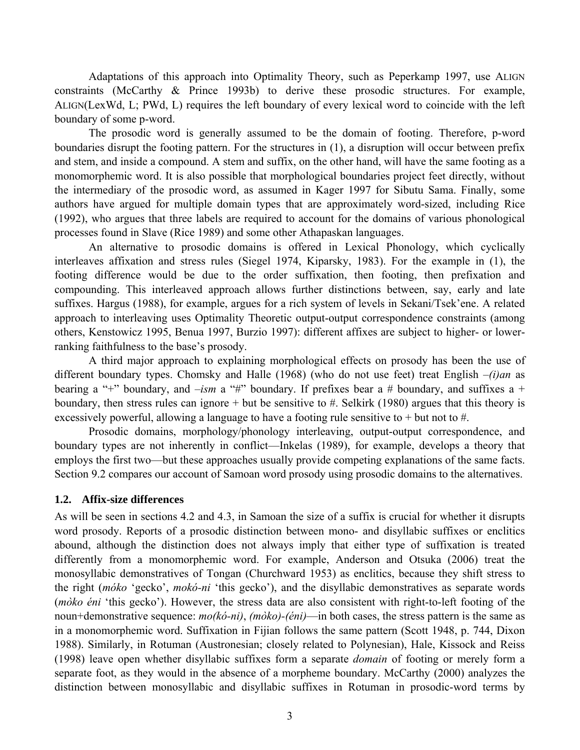Adaptations of this approach into Optimality Theory, such as Peperkamp 1997, use ALIGN constraints (McCarthy & Prince 1993b) to derive these prosodic structures. For example, ALIGN(LexWd, L; PWd, L) requires the left boundary of every lexical word to coincide with the left boundary of some p-word.

The prosodic word is generally assumed to be the domain of footing. Therefore, p-word boundaries disrupt the footing pattern. For the structures in (1), a disruption will occur between prefix and stem, and inside a compound. A stem and suffix, on the other hand, will have the same footing as a monomorphemic word. It is also possible that morphological boundaries project feet directly, without the intermediary of the prosodic word, as assumed in Kager 1997 for Sibutu Sama. Finally, some authors have argued for multiple domain types that are approximately word-sized, including Rice (1992), who argues that three labels are required to account for the domains of various phonological processes found in Slave (Rice 1989) and some other Athapaskan languages.

An alternative to prosodic domains is offered in Lexical Phonology, which cyclically interleaves affixation and stress rules (Siegel 1974, Kiparsky, 1983). For the example in (1), the footing difference would be due to the order suffixation, then footing, then prefixation and compounding. This interleaved approach allows further distinctions between, say, early and late suffixes. Hargus (1988), for example, argues for a rich system of levels in Sekani/Tsek'ene. A related approach to interleaving uses Optimality Theoretic output-output correspondence constraints (among others, Kenstowicz 1995, Benua 1997, Burzio 1997): different affixes are subject to higher- or lower-ranking faithfulness to the base's prosody.

A third major approach to explaining morphological effects on prosody has been the use of different boundary types. Chomsky and Halle (1968) (who do not use feet) treat English *–(i)an* as bearing a "+" boundary, and *–ism* a "#" boundary. If prefixes bear a # boundary, and suffixes a + boundary, then stress rules can ignore + but be sensitive to #. Selkirk (1980) argues that this theory is excessively powerful, allowing a language to have a footing rule sensitive to + but not to #.

Prosodic domains, morphology/phonology interleaving, output-output correspondence, and boundary types are not inherently in conflict—Inkelas (1989), for example, develops a theory that employs the first two—but these approaches usually provide competing explanations of the same facts. Section 9.2 compares our account of Samoan word prosody using prosodic domains to the alternatives.

### 1.2. Affix-size differences

As will be seen in sections 4.2 and 4.3, in Samoan the size of a suffix is crucial for whether it disrupts word prosody. Reports of a prosodic distinction between mono- and disyllabic suffixes or enclitics abound, although the distinction does not always imply that either type of suffixation is treated differently from a monomorphemic word. For example, Anderson and Otsuka (2006) treat the monosyllabic demonstratives of Tongan (Churchward 1953) as enclitics, because they shift stress to the right (*móko* 'gecko', *mokó-ni* 'this gecko'), and the disyllabic demonstratives as separate words (*mòko éni* 'this gecko'). However, the stress data are also consistent with right-to-left footing of the noun+demonstrative sequence: *mo(kó-ni)*, *(mòko)-(éni)*—in both cases, the stress pattern is the same as in a monomorphemic word. Suffixation in Fijian follows the same pattern (Scott 1948, p. 744, Dixon 1988). Similarly, in Rotuman (Austronesian; closely related to Polynesian), Hale, Kissock and Reiss (1998) leave open whether disyllabic suffixes form a separate *domain* of footing or merely form a separate foot, as they would in the absence of a morpheme boundary. McCarthy (2000) analyzes the distinction between monosyllabic and disyllabic suffixes in Rotuman in prosodic-word terms by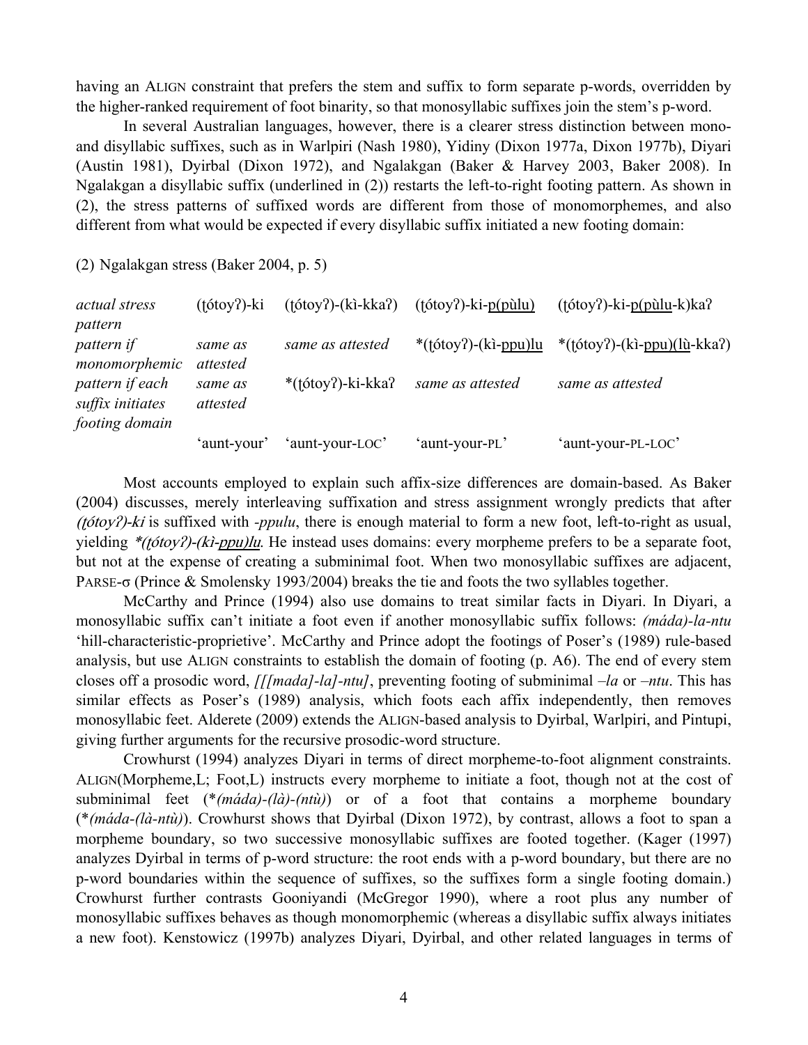having an ALIGN constraint that prefers the stem and suffix to form separate p-words, overridden by the higher-ranked requirement of foot binarity, so that monosyllabic suffixes join the stem's p-word.

In several Australian languages, however, there is a clearer stress distinction between mono- and disyllabic suffixes, such as in Warlpiri (Nash 1980), Yidiny (Dixon 1977a, Dixon 1977b), Diyari (Austin 1981), Dyirbal (Dixon 1972), and Ngalakgan (Baker & Harvey 2003, Baker 2008). In Ngalakgan a disyllabic suffix (underlined in (2)) restarts the left-to-right footing pattern. As shown in (2), the stress patterns of suffixed words are different from those of monomorphemes, and also different from what would be expected if every disyllabic suffix initiated a new footing domain:

(2) Ngalakgan stress (Baker 2004, p. 5)

| | | | | |
|---|---|---|---|---|
| *actual stress pattern* | (ʈótoyʔ)-ki | (ʈótoyʔ)-(kì-kkaʔ) | (ʈótoyʔ)-ki-<u>p(pùlu)</u> | (ʈótoyʔ)-ki-<u>p(pùlu</u>-k)kaʔ |
| *pattern if monomorphemic* | *same as attested* | *same as attested* | *(ʈótoyʔ)-(kì-<u>ppu)lu</u> | *(ʈótoyʔ)-(kì-<u>ppu)(lù</u>-kkaʔ) |
| *pattern if each suffix initiates footing domain* | *same as attested* | *(ʈótoyʔ)-ki-kkaʔ | *same as attested* | *same as attested* |
| | 'aunt-your' | 'aunt-your-LOC' | 'aunt-your-PL' | 'aunt-your-PL-LOC' |

Most accounts employed to explain such affix-size differences are domain-based. As Baker (2004) discusses, merely interleaving suffixation and stress assignment wrongly predicts that after *(ʈótoyʔ)-ki* is suffixed with *-ppulu*, there is enough material to form a new foot, left-to-right as usual, yielding *\*(ʈótoyʔ)-(kì-<u>ppu)lu</u>*. He instead uses domains: every morpheme prefers to be a separate foot, but not at the expense of creating a subminimal foot. When two monosyllabic suffixes are adjacent, PARSE-σ (Prince & Smolensky 1993/2004) breaks the tie and foots the two syllables together.

McCarthy and Prince (1994) also use domains to treat similar facts in Diyari. In Diyari, a monosyllabic suffix can't initiate a foot even if another monosyllabic suffix follows: *(máda)-la-ntu* 'hill-characteristic-proprietive'. McCarthy and Prince adopt the footings of Poser's (1989) rule-based analysis, but use ALIGN constraints to establish the domain of footing (p. A6). The end of every stem closes off a prosodic word, *[[[mada]-la]-ntu]*, preventing footing of subminimal *–la* or *–ntu*. This has similar effects as Poser's (1989) analysis, which foots each affix independently, then removes monosyllabic feet. Alderete (2009) extends the ALIGN-based analysis to Dyirbal, Warlpiri, and Pintupi, giving further arguments for the recursive prosodic-word structure.

Crowhurst (1994) analyzes Diyari in terms of direct morpheme-to-foot alignment constraints. ALIGN(Morpheme,L; Foot,L) instructs every morpheme to initiate a foot, though not at the cost of subminimal feet (*\*(máda)-(là)-(ntù)*) or of a foot that contains a morpheme boundary (*\*(máda-(là-ntù)*). Crowhurst shows that Dyirbal (Dixon 1972), by contrast, allows a foot to span a morpheme boundary, so two successive monosyllabic suffixes are footed together. (Kager (1997) analyzes Dyirbal in terms of p-word structure: the root ends with a p-word boundary, but there are no p-word boundaries within the sequence of suffixes, so the suffixes form a single footing domain.) Crowhurst further contrasts Gooniyandi (McGregor 1990), where a root plus any number of monosyllabic suffixes behaves as though monomorphemic (whereas a disyllabic suffix always initiates a new foot). Kenstowicz (1997b) analyzes Diyari, Dyirbal, and other related languages in terms of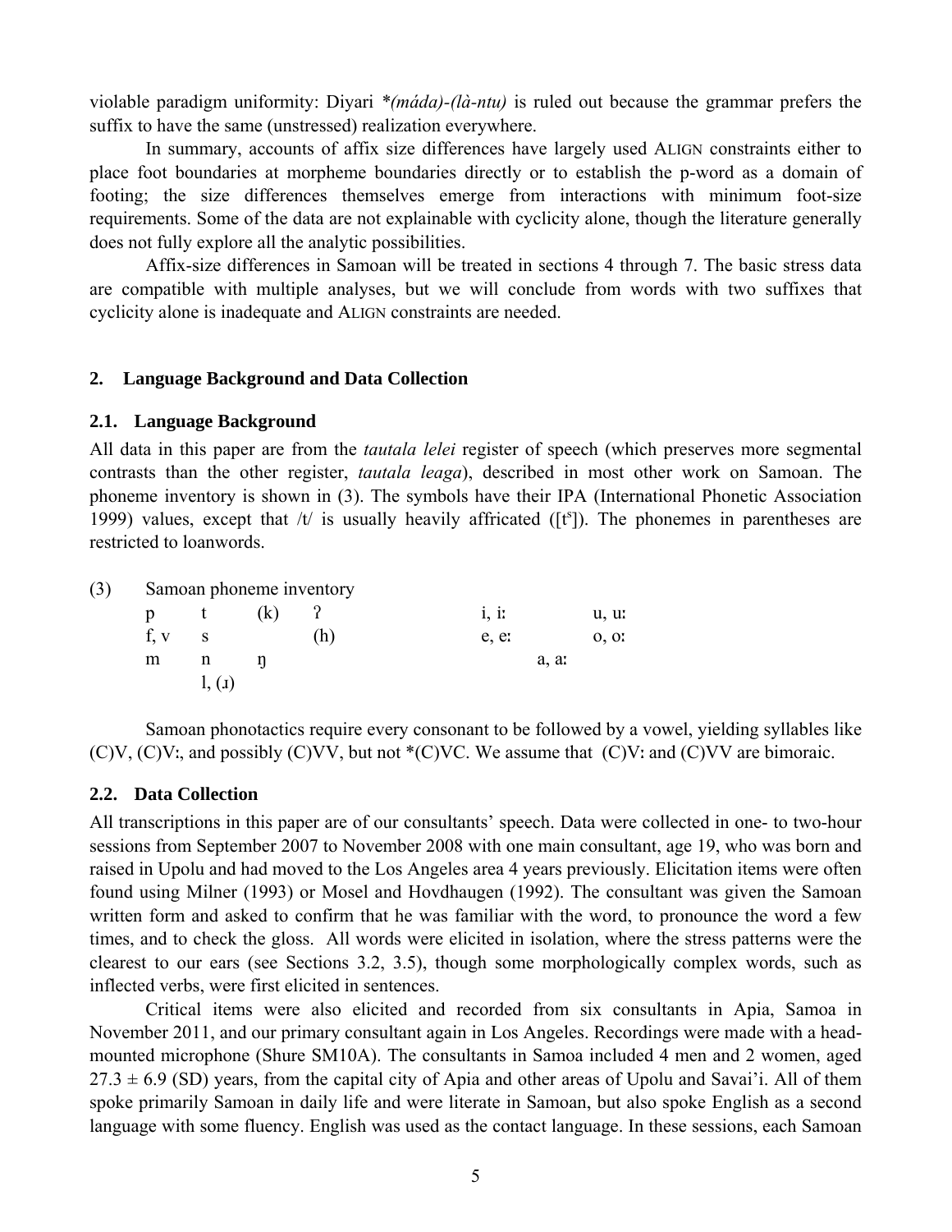violable paradigm uniformity: Diyari *(*máda)-(là-ntu)* is ruled out because the grammar prefers the suffix to have the same (unstressed) realization everywhere.

In summary, accounts of affix size differences have largely used ALIGN constraints either to place foot boundaries at morpheme boundaries directly or to establish the p-word as a domain of footing; the size differences themselves emerge from interactions with minimum foot-size requirements. Some of the data are not explainable with cyclicity alone, though the literature generally does not fully explore all the analytic possibilities.

Affix-size differences in Samoan will be treated in sections 4 through 7. The basic stress data are compatible with multiple analyses, but we will conclude from words with two suffixes that cyclicity alone is inadequate and ALIGN constraints are needed.

## 2. Language Background and Data Collection

### 2.1. Language Background

All data in this paper are from the *tautala lelei* register of speech (which preserves more segmental contrasts than the other register, *tautala leaga*), described in most other work on Samoan. The phoneme inventory is shown in (3). The symbols have their IPA (International Phonetic Association 1999) values, except that /t/ is usually heavily affricated ([tˢ]). The phonemes in parentheses are restricted to loanwords.

(3) Samoan phoneme inventory

| | | | | | | | |
|---|---|---|---|---|---|---|---|
| p | t | (k) | ʔ | | i, iː | | u, uː |
| f, v | s | | (h) | | e, eː | | o, oː |
| m | n | ŋ | | | | a, aː | |
| | l, (ɹ) | | | | | | |

Samoan phonotactics require every consonant to be followed by a vowel, yielding syllables like (C)V, (C)Vː, and possibly (C)VV, but not *(C)VC. We assume that (C)Vː and (C)VV are bimoraic.

### 2.2. Data Collection

All transcriptions in this paper are of our consultants' speech. Data were collected in one- to two-hour sessions from September 2007 to November 2008 with one main consultant, age 19, who was born and raised in Upolu and had moved to the Los Angeles area 4 years previously. Elicitation items were often found using Milner (1993) or Mosel and Hovdhaugen (1992). The consultant was given the Samoan written form and asked to confirm that he was familiar with the word, to pronounce the word a few times, and to check the gloss. All words were elicited in isolation, where the stress patterns were the clearest to our ears (see Sections 3.2, 3.5), though some morphologically complex words, such as inflected verbs, were first elicited in sentences.

Critical items were also elicited and recorded from six consultants in Apia, Samoa in November 2011, and our primary consultant again in Los Angeles. Recordings were made with a head-mounted microphone (Shure SM10A). The consultants in Samoa included 4 men and 2 women, aged $27.3 \pm 6.9$ (SD) years, from the capital city of Apia and other areas of Upolu and Savai'i. All of them spoke primarily Samoan in daily life and were literate in Samoan, but also spoke English as a second language with some fluency. English was used as the contact language. In these sessions, each Samoan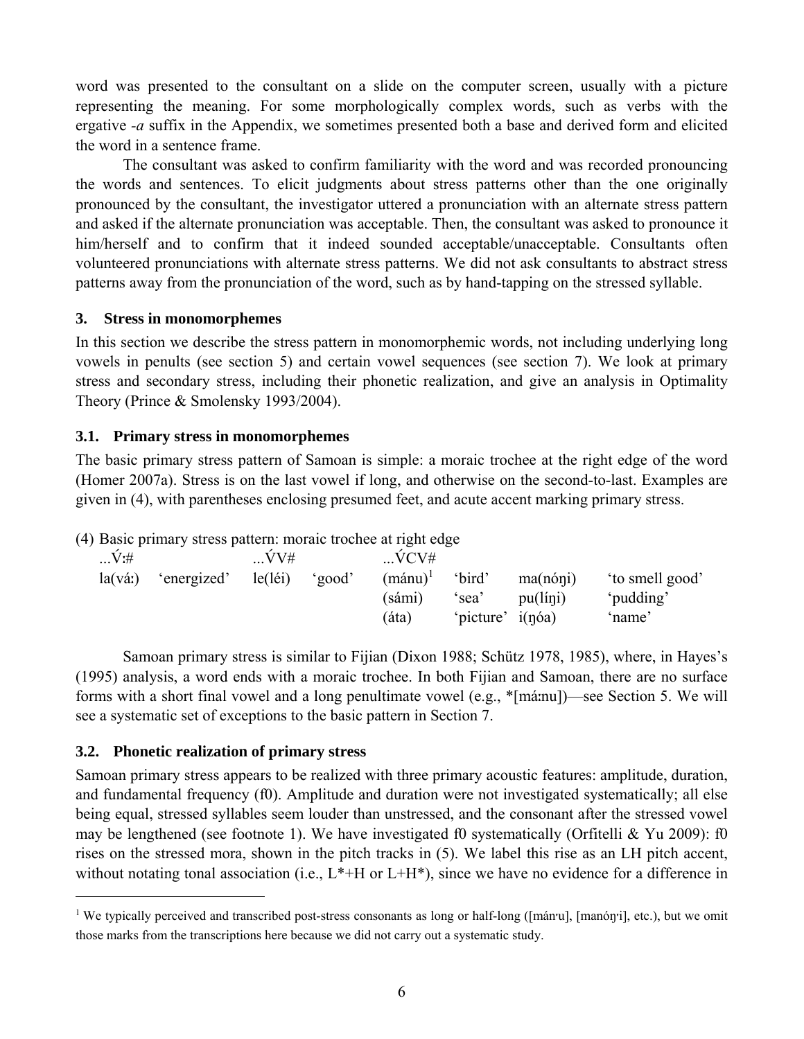word was presented to the consultant on a slide on the computer screen, usually with a picture representing the meaning. For some morphologically complex words, such as verbs with the ergative *-a* suffix in the Appendix, we sometimes presented both a base and derived form and elicited the word in a sentence frame.

The consultant was asked to confirm familiarity with the word and was recorded pronouncing the words and sentences. To elicit judgments about stress patterns other than the one originally pronounced by the consultant, the investigator uttered a pronunciation with an alternate stress pattern and asked if the alternate pronunciation was acceptable. Then, the consultant was asked to pronounce it him/herself and to confirm that it indeed sounded acceptable/unacceptable. Consultants often volunteered pronunciations with alternate stress patterns. We did not ask consultants to abstract stress patterns away from the pronunciation of the word, such as by hand-tapping on the stressed syllable.

## 3. Stress in monomorphemes

In this section we describe the stress pattern in monomorphemic words, not including underlying long vowels in penults (see section 5) and certain vowel sequences (see section 7). We look at primary stress and secondary stress, including their phonetic realization, and give an analysis in Optimality Theory (Prince & Smolensky 1993/2004).

### 3.1. Primary stress in monomorphemes

The basic primary stress pattern of Samoan is simple: a moraic trochee at the right edge of the word (Homer 2007a). Stress is on the last vowel if long, and otherwise on the second-to-last. Examples are given in (4), with parentheses enclosing presumed feet, and acute accent marking primary stress.

(4) Basic primary stress pattern: moraic trochee at right edge

| ...V́ː# | | ...V́V# | | ...V́CV# | | | |
|---|---|---|---|---|---|---|---|
| la(váː) | 'energized' | le(léi) | 'good' | (mánu)[1] | 'bird' | ma(nóŋi) | 'to smell good' |
| | | | | (sámi) | 'sea' | pu(líŋi) | 'pudding' |
| | | | | (áta) | 'picture' | i(ŋóa) | 'name' |

Samoan primary stress is similar to Fijian (Dixon 1988; Schütz 1978, 1985), where, in Hayes's (1995) analysis, a word ends with a moraic trochee. In both Fijian and Samoan, there are no surface forms with a short final vowel and a long penultimate vowel (e.g., *[máːnu])—see Section 5. We will see a systematic set of exceptions to the basic pattern in Section 7.

### 3.2. Phonetic realization of primary stress

Samoan primary stress appears to be realized with three primary acoustic features: amplitude, duration, and fundamental frequency (f0). Amplitude and duration were not investigated systematically; all else being equal, stressed syllables seem louder than unstressed, and the consonant after the stressed vowel may be lengthened (see footnote 1). We have investigated f0 systematically (Orfitelli & Yu 2009): f0 rises on the stressed mora, shown in the pitch tracks in (5). We label this rise as an LH pitch accent, without notating tonal association (i.e., L*+H or L+H*), since we have no evidence for a difference in

[1] We typically perceived and transcribed post-stress consonants as long or half-long ([mánˑu], [manóŋˑi], etc.), but we omit those marks from the transcriptions here because we did not carry out a systematic study.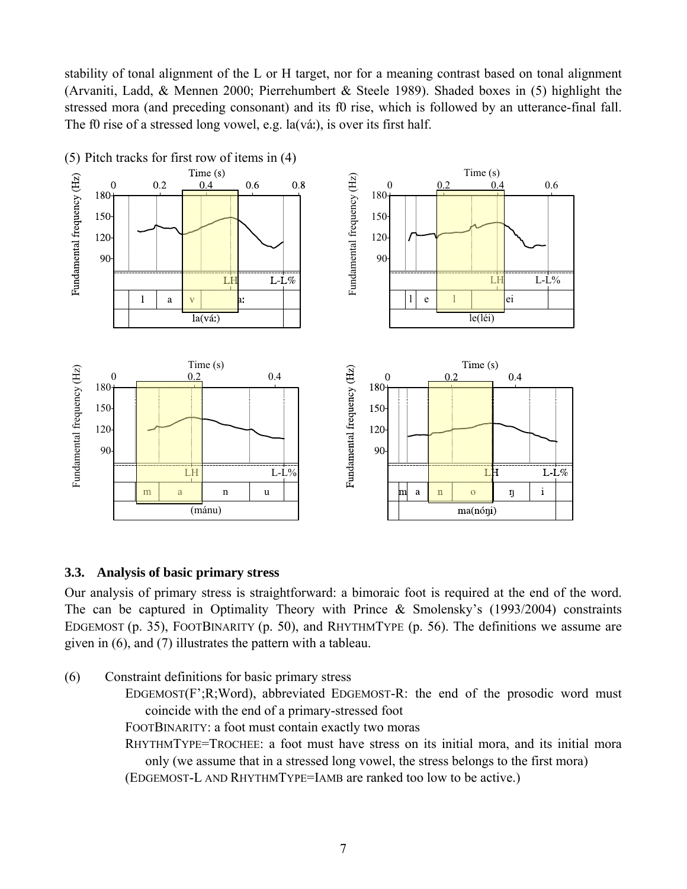stability of tonal alignment of the L or H target, nor for a meaning contrast based on tonal alignment (Arvaniti, Ladd, & Mennen 2000; Pierrehumbert & Steele 1989). Shaded boxes in (5) highlight the stressed mora (and preceding consonant) and its f0 rise, which is followed by an utterance-final fall. The f0 rise of a stressed long vowel, e.g. la(váː), is over its first half.

(5) Pitch tracks for first row of items in (4)

## 3.3. Analysis of basic primary stress

Our analysis of primary stress is straightforward: a bimoraic foot is required at the end of the word. The can be captured in Optimality Theory with Prince & Smolensky's (1993/2004) constraints EDGEMOST (p. 35), FOOTBINARITY (p. 50), and RHYTHMTYPE (p. 56). The definitions we assume are given in (6), and (7) illustrates the pattern with a tableau.

(6) Constraint definitions for basic primary stress

EDGEMOST(F';R;Word), abbreviated EDGEMOST-R: the end of the prosodic word must coincide with the end of a primary-stressed foot

FOOTBINARITY: a foot must contain exactly two moras

RHYTHMTYPE=TROCHEE: a foot must have stress on its initial mora, and its initial mora only (we assume that in a stressed long vowel, the stress belongs to the first mora)

(EDGEMOST-L AND RHYTHMTYPE=IAMB are ranked too low to be active.)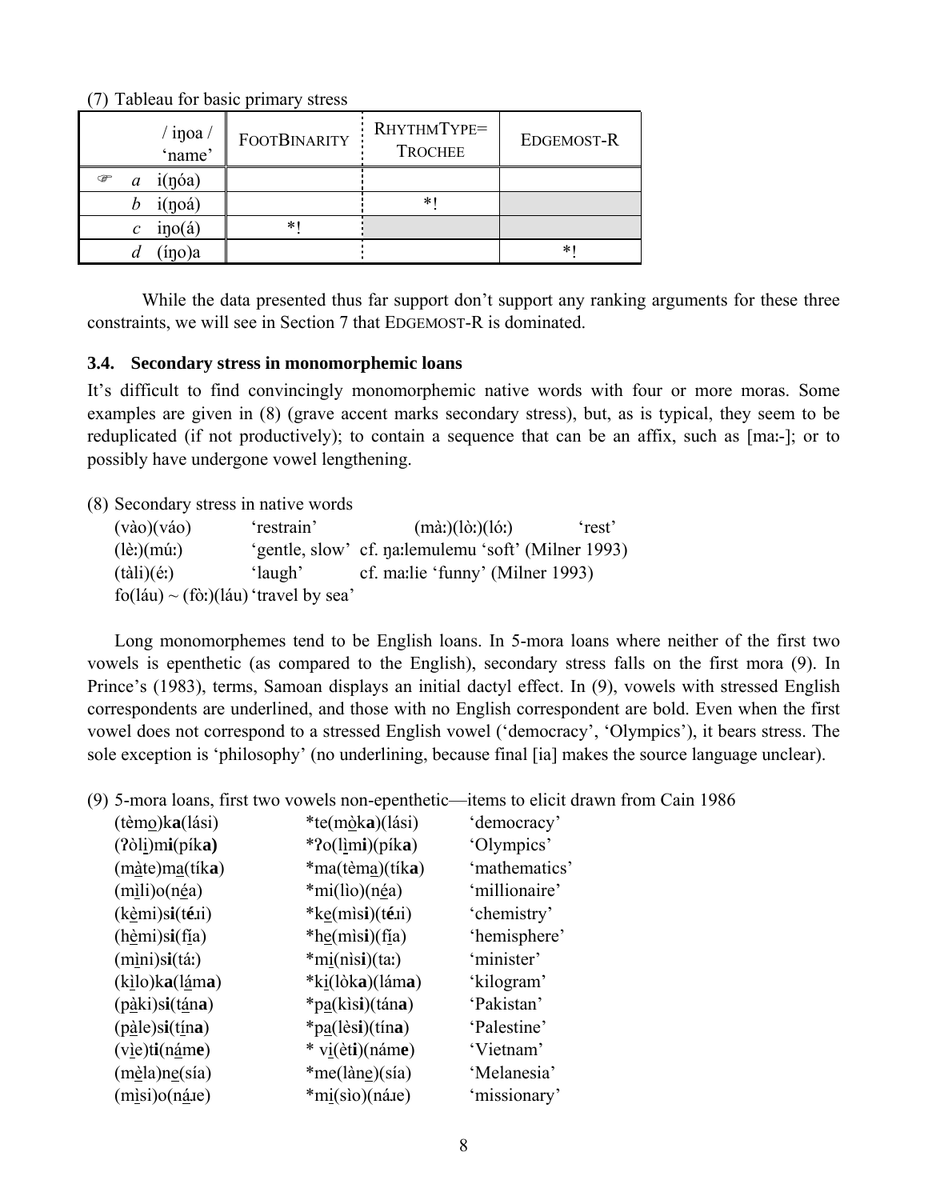(7) Tableau for basic primary stress

| / iŋoa / 'name' | FOOTBINARITY | RHYTHMTYPE= TROCHEE | EDGEMOST-R |
|---|---|---|---|
| ☞ *a* i(ŋóa) | | | |
| *b* i(ŋoá) | | *! | |
| *c* iŋo(á) | *! | | |
| *d* (íŋo)a | | | *! |

While the data presented thus far support don't support any ranking arguments for these three constraints, we will see in Section 7 that EDGEMOST-R is dominated.

### 3.4. Secondary stress in monomorphemic loans

It's difficult to find convincingly monomorphemic native words with four or more moras. Some examples are given in (8) (grave accent marks secondary stress), but, as is typical, they seem to be reduplicated (if not productively); to contain a sequence that can be an affix, such as [maː-]; or to possibly have undergone vowel lengthening.

(8) Secondary stress in native words

| | | | |
|---|---|---|---|
| (vào)(váo) | 'restrain' | (màː)(lòː)(lóː) | 'rest' |
| (lèː)(múː) | 'gentle, slow' | cf. ŋaːlemulemu 'soft' (Milner 1993) | |
| (tàli)(éː) | 'laugh' | cf. maːlie 'funny' (Milner 1993) | |
| fo(láu) ~ (fòː)(láu) | 'travel by sea' | | |

Long monomorphemes tend to be English loans. In 5-mora loans where neither of the first two vowels is epenthetic (as compared to the English), secondary stress falls on the first mora (9). In Prince's (1983), terms, Samoan displays an initial dactyl effect. In (9), vowels with stressed English correspondents are underlined, and those with no English correspondent are bold. Even when the first vowel does not correspond to a stressed English vowel ('democracy', 'Olympics'), it bears stress. The sole exception is 'philosophy' (no underlining, because final [ia] makes the source language unclear).

(9) 5-mora loans, first two vowels non-epenthetic—items to elicit drawn from Cain 1986

| | | |
|---|---|---|
| (tèm<u>o</u>)k**a**(lási) | *te(m<u>ò</u>k**a**)(lási) | 'democracy' |
| (ʔòl<u>i</u>)m**i**(pík**a**) | *ʔo(l<u>ì</u>m**i**)(pík**a**) | 'Olympics' |
| (màte)m<u>a</u>(tík**a**) | *ma(tèm<u>a</u>)(tík**a**) | 'mathematics' |
| (m<u>ì</u>li)o(n<u>é</u>a) | *mi(lìo)(n<u>é</u>a) | 'millionaire' |
| (k<u>è</u>mi)s**i**(t**é**ɹi) | *k<u>e</u>(mìs**i**)(t**é**ɹi) | 'chemistry' |
| (h<u>è</u>mi)s**i**(f<u>í</u>a) | *h<u>e</u>(mìs**i**)(f<u>í</u>a) | 'hemisphere' |
| (m<u>ì</u>ni)s**i**(táː) | *m<u>i</u>(nìs**i**)(taː) | 'minister' |
| (k<u>ì</u>lo)k**a**(l<u>á</u>m**a**) | *k<u>i</u>(lòk**a**)(lám**a**) | 'kilogram' |
| (p<u>à</u>ki)s**i**(t<u>á</u>n**a**) | *p<u>a</u>(kìs**i**)(tán**a**) | 'Pakistan' |
| (p<u>à</u>le)s**i**(t<u>í</u>n**a**) | *p<u>a</u>(lès**i**)(tín**a**) | 'Palestine' |
| (v<u>i</u>e)t**i**(n<u>á</u>m**e**) | * v<u>i</u>(èt**i**)(nám**e**) | 'Vietnam' |
| (m<u>è</u>la)n<u>e</u>(sía) | *me(làn<u>e</u>)(sía) | 'Melanesia' |
| (m<u>ì</u>si)o(n<u>á</u>ɹe) | *m<u>i</u>(sìo)(náɹe) | 'missionary' |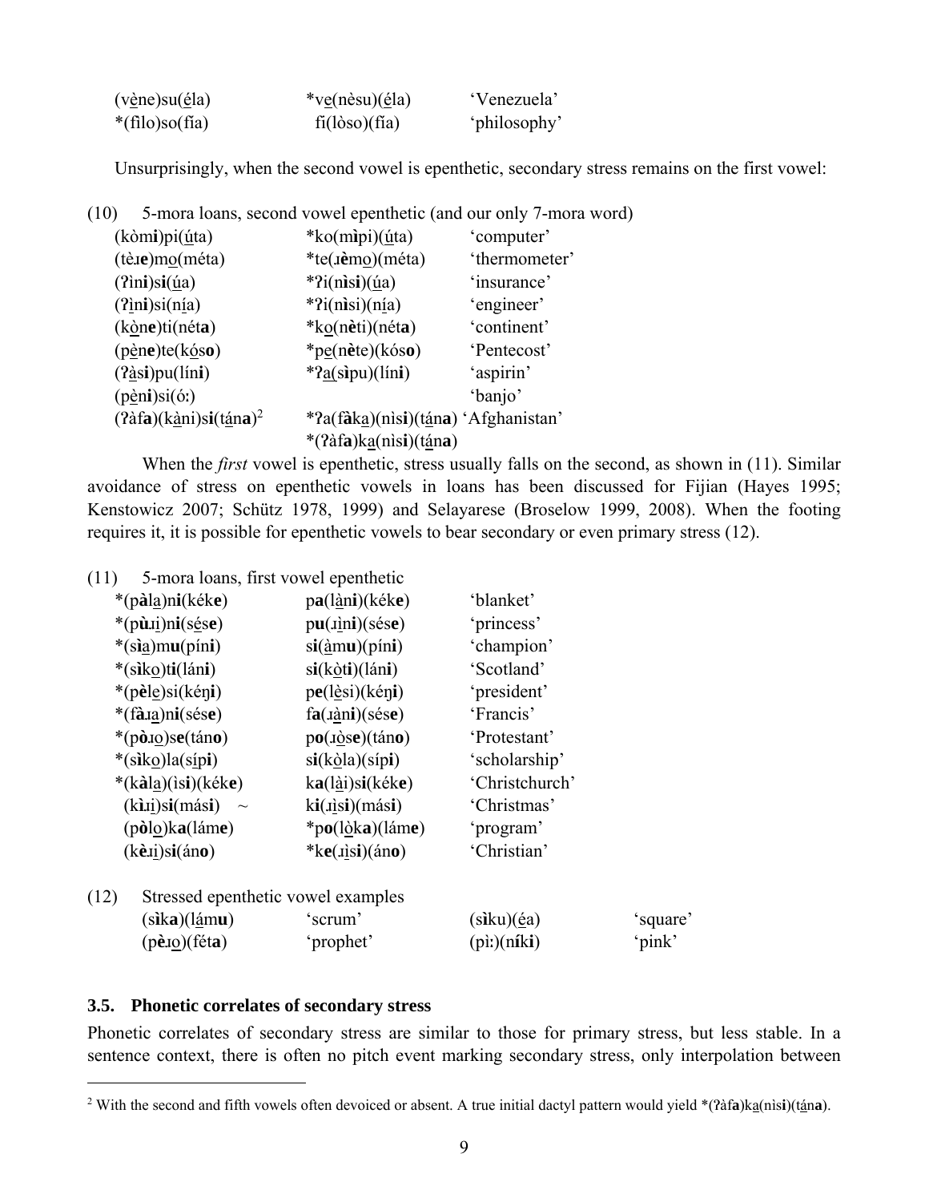| | | |
|---|---|---|
| (vène)su(éla) | *ve(nèsu)(éla) | 'Venezuela' |
| *(filo)so(fía) | fi(lòso)(fía) | 'philosophy' |

Unsurprisingly, when the second vowel is epenthetic, secondary stress remains on the first vowel:

(10) 5-mora loans, second vowel epenthetic (and our only 7-mora word)

| | | |
|---|---|---|
| (kòm**i**)pi(úta) | *ko(m**ì**pi)(úta) | 'computer' |
| (tè**ɹe**)mo(méta) | *te(**ɹè**mo)(méta) | 'thermometer' |
| (ʔin**i**)s**i**(úa) | *ʔi(n**ìsi**)(úa) | 'insurance' |
| (ʔin**i**)si(nía) | *ʔi(n**ì**si)(nía) | 'engineer' |
| (kòn**e**)ti(nét**a**) | *ko(n**è**ti)(nét**a**) | 'continent' |
| (pèn**e**)te(kós**o**) | *pe(n**è**te)(kós**o**) | 'Pentecost' |
| (ʔàs**i**)pu(lín**i**) | *ʔa(s**ì**pu)(lín**i**) | 'aspirin' |
| (pèn**i**)si(ó:) | | 'banjo' |
| (ʔàf**a**)(kàni)s**i**(tán**a**)[2] | *ʔa(f**à**ka)(nìs**i**)(tán**a**) | 'Afghanistan' |
| | *(ʔàf**a**)ka(nìs**i**)(tán**a**) | |

When the *first* vowel is epenthetic, stress usually falls on the second, as shown in (11). Similar avoidance of stress on epenthetic vowels in loans has been discussed for Fijian (Hayes 1995; Kenstowicz 2007; Schütz 1978, 1999) and Selayarese (Broselow 1999, 2008). When the footing requires it, it is possible for epenthetic vowels to bear secondary or even primary stress (12).

(11) 5-mora loans, first vowel epenthetic

| | | |
|---|---|---|
| *(p**à**la)n**i**(kék**e**) | p**a**(làn**i**)(kék**e**) | 'blanket' |
| *(p**ù**ɹi)n**i**(sés**e**) | p**u**(ɹìn**i**)(sés**e**) | 'princess' |
| *(s**ì**a)m**u**(pín**i**) | s**i**(àm**u**)(pín**i**) | 'champion' |
| *(s**ì**ko)t**i**(lán**i**) | s**i**(kòt**i**)(lán**i**) | 'Scotland' |
| *(p**è**le)si(kéŋ**i**) | p**e**(lèsi)(kéŋ**i**) | 'president' |
| *(f**à**ɹa)n**i**(sés**e**) | f**a**(ɹàn**i**)(sés**e**) | 'Francis' |
| *(p**ò**ɹo)s**e**(tán**o**) | p**o**(ɹòs**e**)(tán**o**) | 'Protestant' |
| *(s**ì**ko)la(síp**i**) | s**i**(kòla)(síp**i**) | 'scholarship' |
| *(k**à**la)(ìs**i**)(kék**e**) | k**a**(lài)s**i**(kék**e**) | 'Christchurch' |
| (k**ì**ɹi)s**i**(más**i**) ~ | k**i**(ɹìs**i**)(más**i**) | 'Christmas' |
| (p**ò**lo)k**a**(lám**e**) | *p**o**(lòk**a**)(lám**e**) | 'program' |
| (k**è**ɹi)s**i**(án**o**) | *k**e**(ɹìs**i**)(án**o**) | 'Christian' |

(12) Stressed epenthetic vowel examples

| | | | |
|---|---|---|---|
| (s**ì**k**a**)(lám**u**) | 'scrum' | (s**ì**ku)(éa) | 'square' |
| (p**è**ɹo)(fét**a**) | 'prophet' | (pì:)(n**í**k**i**) | 'pink' |

### 3.5. Phonetic correlates of secondary stress

Phonetic correlates of secondary stress are similar to those for primary stress, but less stable. In a sentence context, there is often no pitch event marking secondary stress, only interpolation between

---

[2] With the second and fifth vowels often devoiced or absent. A true initial dactyl pattern would yield *(ʔàf**a**)ka(nìs**i**)(tán**a**).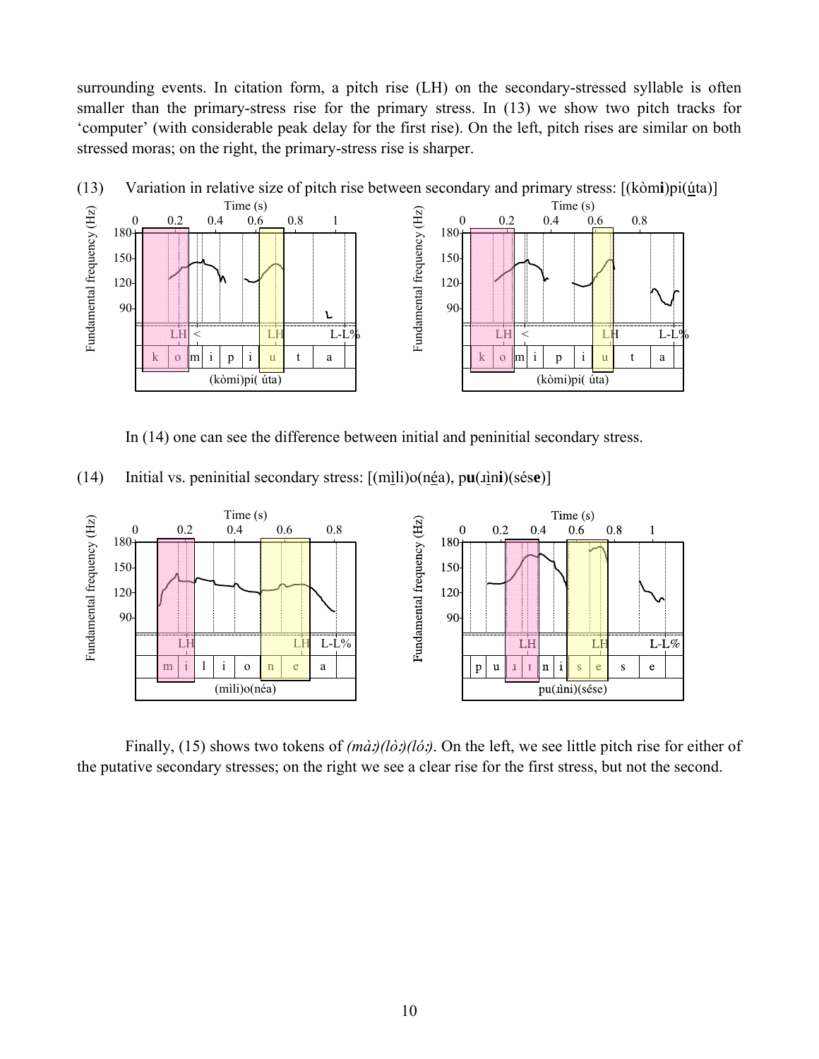surrounding events. In citation form, a pitch rise (LH) on the secondary-stressed syllable is often smaller than the primary-stress rise for the primary stress. In (13) we show two pitch tracks for 'computer' (with considerable peak delay for the first rise). On the left, pitch rises are similar on both stressed moras; on the right, the primary-stress rise is sharper.

(13) Variation in relative size of pitch rise between secondary and primary stress: [(kòm**i**)pi(ú̲ta)]

In (14) one can see the difference between initial and peninitial secondary stress.

(14) Initial vs. peninitial secondary stress: [(mì̲li)o(né̲a), p**u**(ɹì̲n**i**)(sés**e**)]

Finally, (15) shows two tokens of *(mà:)(lò:)(ló:)*. On the left, we see little pitch rise for either of the putative secondary stresses; on the right we see a clear rise for the first stress, but not the second.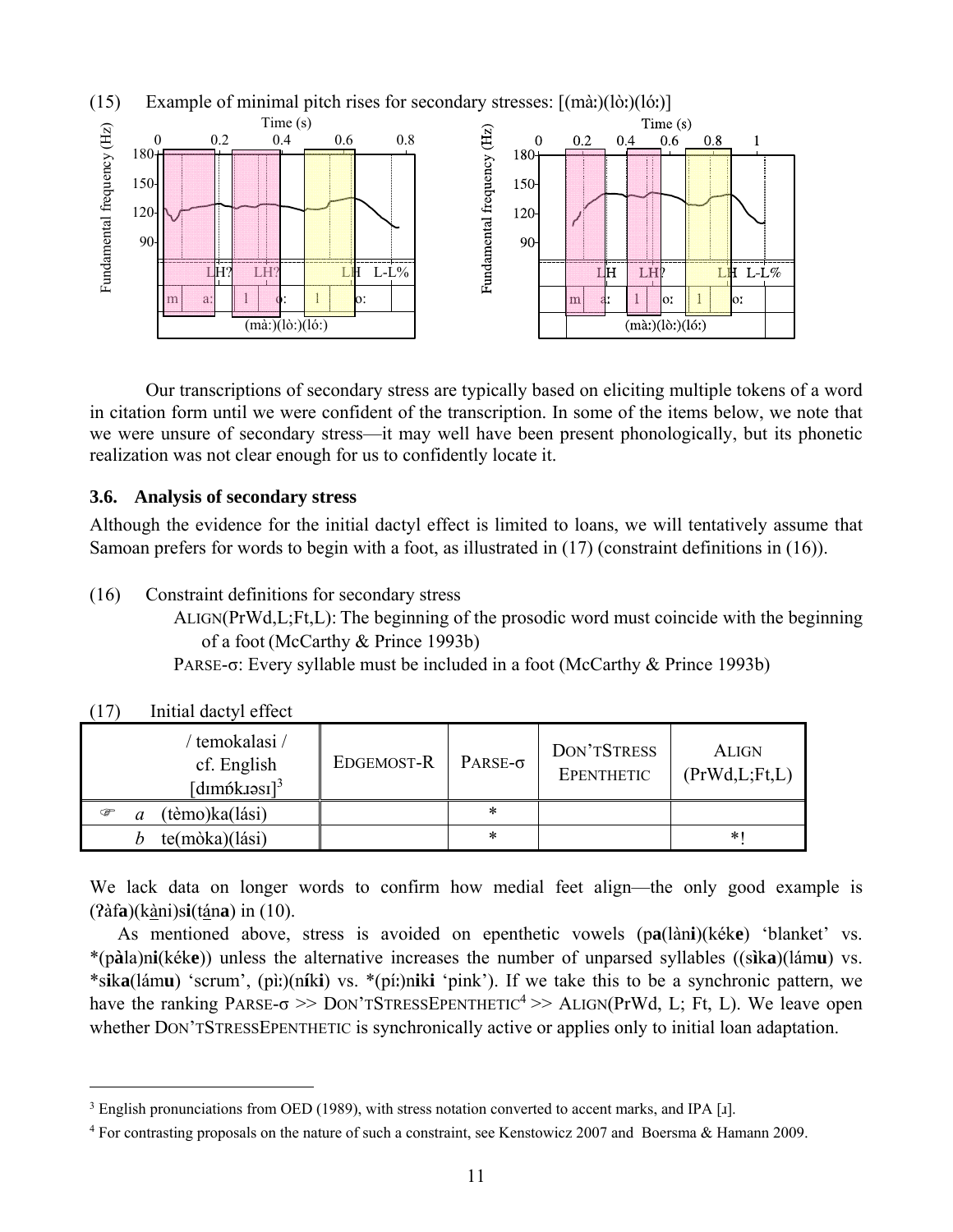(15) Example of minimal pitch rises for secondary stresses: [(mà:)(lò:)(ló:)]

Our transcriptions of secondary stress are typically based on eliciting multiple tokens of a word in citation form until we were confident of the transcription. In some of the items below, we note that we were unsure of secondary stress—it may well have been present phonologically, but its phonetic realization was not clear enough for us to confidently locate it.

### 3.6. Analysis of secondary stress

Although the evidence for the initial dactyl effect is limited to loans, we will tentatively assume that Samoan prefers for words to begin with a foot, as illustrated in (17) (constraint definitions in (16)).

(16) Constraint definitions for secondary stress

ALIGN(PrWd,L;Ft,L): The beginning of the prosodic word must coincide with the beginning of a foot (McCarthy & Prince 1993b)

PARSE-σ: Every syllable must be included in a foot (McCarthy & Prince 1993b)

(17) Initial dactyl effect

| / temokalasi / cf. English [dɪmɒ́kɹəsɪ][3] | EDGEMOST-R | PARSE-σ | DON'TSTRESS EPENTHETIC | ALIGN (PrWd,L;Ft,L) |
|---|---|---|---|---|
| ☞ *a* (tèmo)ka(lási) | | * | | |
| *b* te(mòka)(lási) | | * | | *! |

We lack data on longer words to confirm how medial feet align—the only good example is (ʔàf**a**)(k**a̱**ni)s**i**(t**á̱**n**a**) in (10).

As mentioned above, stress is avoided on epenthetic vowels (p**a**(làn**i**)(kék**e**) 'blanket' vs. *(p**à**la)n**i**(kék**e**)) unless the alternative increases the number of unparsed syllables ((s**ì**k**a**)(lám**u**) vs. *s**i**k**a**(lám**u**) 'scrum', (pì:)(n**í**k**i**) vs. *(pí:)n**i**k**i** 'pink'). If we take this to be a synchronic pattern, we have the ranking PARSE-σ >> DON'TSTRESSEPENTHETIC[4] >> ALIGN(PrWd, L; Ft, L). We leave open whether DON'TSTRESSEPENTHETIC is synchronically active or applies only to initial loan adaptation.

---

[3] English pronunciations from OED (1989), with stress notation converted to accent marks, and IPA [ɹ].

[4] For contrasting proposals on the nature of such a constraint, see Kenstowicz 2007 and Boersma & Hamann 2009.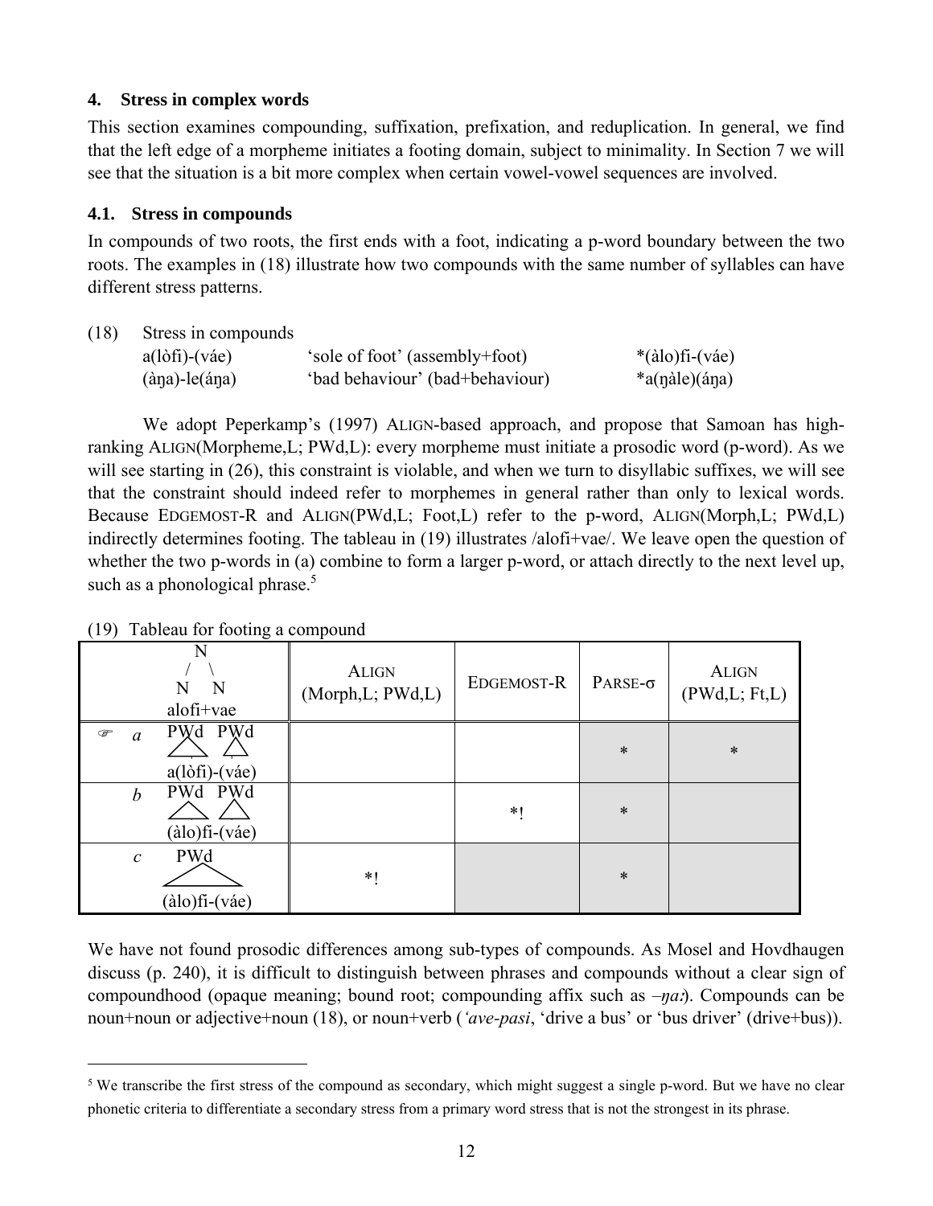### 4. Stress in complex words

This section examines compounding, suffixation, prefixation, and reduplication. In general, we find that the left edge of a morpheme initiates a footing domain, subject to minimality. In Section 7 we will see that the situation is a bit more complex when certain vowel-vowel sequences are involved.

#### 4.1. Stress in compounds

In compounds of two roots, the first ends with a foot, indicating a p-word boundary between the two roots. The examples in (18) illustrate how two compounds with the same number of syllables can have different stress patterns.

(18) Stress in compounds

| | | |
|---|---|---|
| a(lòfi)-(váe) | 'sole of foot' (assembly+foot) | *(àlo)fi-(váe) |
| (àŋa)-le(áŋa) | 'bad behaviour' (bad+behaviour) | *a(ŋàle)(áŋa) |

We adopt Peperkamp's (1997) ALIGN-based approach, and propose that Samoan has high-ranking ALIGN(Morpheme,L; PWd,L): every morpheme must initiate a prosodic word (p-word). As we will see starting in (26), this constraint is violable, and when we turn to disyllabic suffixes, we will see that the constraint should indeed refer to morphemes in general rather than only to lexical words. Because EDGEMOST-R and ALIGN(PWd,L; Foot,L) refer to the p-word, ALIGN(Morph,L; PWd,L) indirectly determines footing. The tableau in (19) illustrates /alofi+vae/. We leave open the question of whether the two p-words in (a) combine to form a larger p-word, or attach directly to the next level up, such as a phonological phrase.[5]

(19) Tableau for footing a compound

| N → N N, alofi+vae | ALIGN (Morph,L; PWd,L) | EDGEMOST-R | PARSE-σ | ALIGN (PWd,L; Ft,L) |
|---|---|---|---|---|
| ☞ *a* [PWd PWd] a(lòfi)-(váe) | | | * | * |
| *b* [PWd PWd] (àlo)fi-(váe) | | *! | * | |
| *c* [PWd] (àlo)fi-(váe) | *! | | * | |

We have not found prosodic differences among sub-types of compounds. As Mosel and Hovdhaugen discuss (p. 240), it is difficult to distinguish between phrases and compounds without a clear sign of compoundhood (opaque meaning; bound root; compounding affix such as *–ŋaː*). Compounds can be noun+noun or adjective+noun (18), or noun+verb (*'ave-pasi*, 'drive a bus' or 'bus driver' (drive+bus)).

[5] We transcribe the first stress of the compound as secondary, which might suggest a single p-word. But we have no clear phonetic criteria to differentiate a secondary stress from a primary word stress that is not the strongest in its phrase.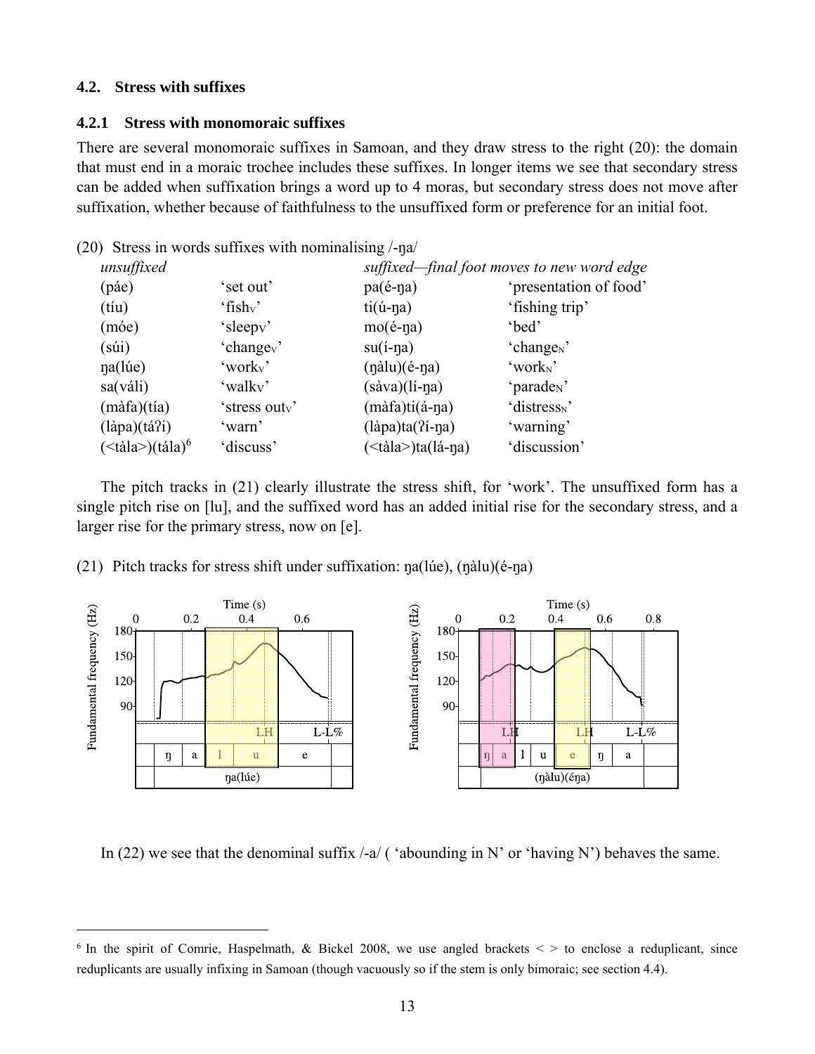### 4.2. Stress with suffixes

#### 4.2.1 Stress with monomoraic suffixes

There are several monomoraic suffixes in Samoan, and they draw stress to the right (20): the domain that must end in a moraic trochee includes these suffixes. In longer items we see that secondary stress can be added when suffixation brings a word up to 4 moras, but secondary stress does not move after suffixation, whether because of faithfulness to the unsuffixed form or preference for an initial foot.

(20) Stress in words suffixes with nominalising /-ŋa/

| *unsuffixed* | | *suffixed—final foot moves to new word edge* | |
|---|---|---|---|
| (páe) | 'set out' | pa(é-ŋa) | 'presentation of food' |
| (tíu) | 'fish$_V$' | ti(ú-ŋa) | 'fishing trip' |
| (móe) | 'sleep$_V$' | mo(é-ŋa) | 'bed' |
| (súi) | 'change$_V$' | su(í-ŋa) | 'change$_N$' |
| ŋa(lúe) | 'work$_V$' | (ŋàlu)(é-ŋa) | 'work$_N$' |
| sa(váli) | 'walk$_V$' | (sàva)(lí-ŋa) | 'parade$_N$' |
| (màfa)(tía) | 'stress out$_V$' | (màfa)ti(á-ŋa) | 'distress$_N$' |
| (làpa)(táʔi) | 'warn' | (làpa)ta(ʔí-ŋa) | 'warning' |
| (<tàla>)(tála)[6] | 'discuss' | (<tàla>)ta(lá-ŋa) | 'discussion' |

The pitch tracks in (21) clearly illustrate the stress shift, for 'work'. The unsuffixed form has a single pitch rise on [lu], and the suffixed word has an added initial rise for the secondary stress, and a larger rise for the primary stress, now on [e].

(21) Pitch tracks for stress shift under suffixation: ŋa(lúe), (ŋàlu)(é-ŋa)

In (22) we see that the denominal suffix /-a/ ( 'abounding in N' or 'having N') behaves the same.

---

[6] In the spirit of Comrie, Haspelmath, & Bickel 2008, we use angled brackets < > to enclose a reduplicant, since reduplicants are usually infixing in Samoan (though vacuously so if the stem is only bimoraic; see section 4.4).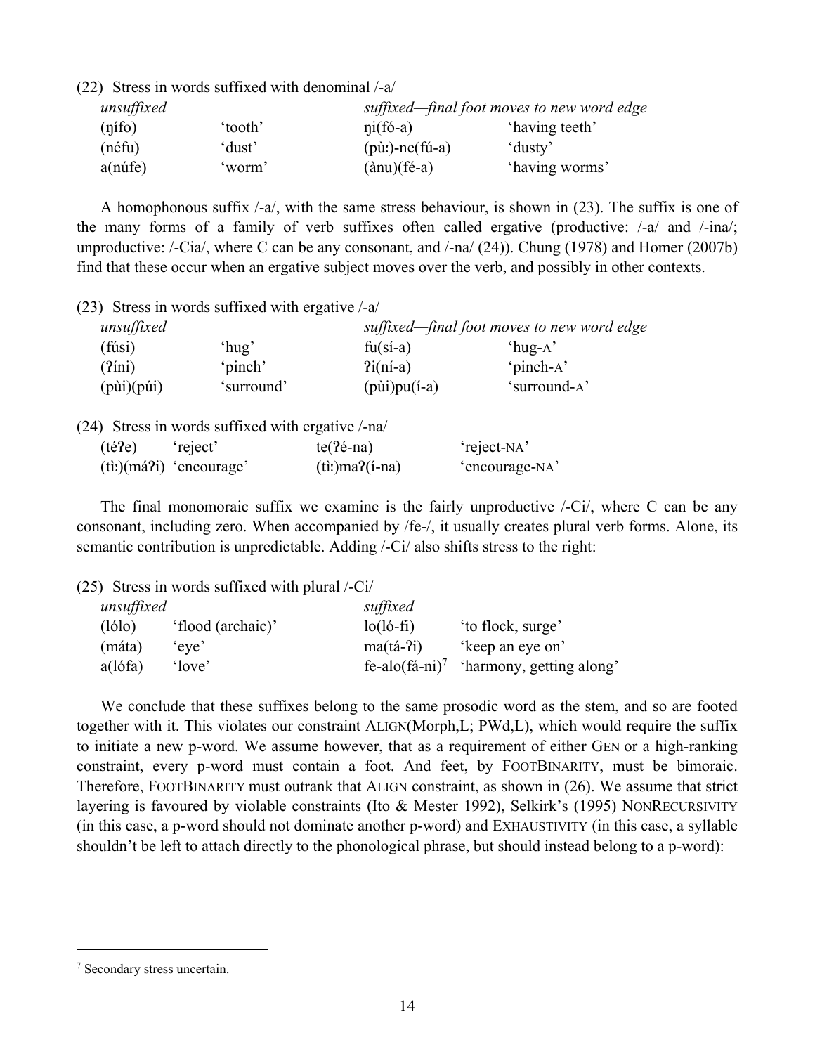(22) Stress in words suffixed with denominal /-a/

| *unsuffixed* | | *suffixed—final foot moves to new word edge* | |
|---|---|---|---|
| (ŋífo) | 'tooth' | ŋi(fó-a) | 'having teeth' |
| (néfu) | 'dust' | (pùː)-ne(fú-a) | 'dusty' |
| a(núfe) | 'worm' | (ànu)(fé-a) | 'having worms' |

A homophonous suffix /-a/, with the same stress behaviour, is shown in (23). The suffix is one of the many forms of a family of verb suffixes often called ergative (productive: /-a/ and /-ina/; unproductive: /-Cia/, where C can be any consonant, and /-na/ (24)). Chung (1978) and Homer (2007b) find that these occur when an ergative subject moves over the verb, and possibly in other contexts.

(23) Stress in words suffixed with ergative /-a/

| *unsuffixed* | | *suffixed—final foot moves to new word edge* | |
|---|---|---|---|
| (fúsi) | 'hug' | fu(sí-a) | 'hug-A' |
| (ʔíni) | 'pinch' | ʔi(ní-a) | 'pinch-A' |
| (pùi)(púi) | 'surround' | (pùi)pu(í-a) | 'surround-A' |

(24) Stress in words suffixed with ergative /-na/

| | | | |
|---|---|---|---|
| (téʔe) | 'reject' | te(ʔé-na) | 'reject-NA' |
| (tìː)(máʔi) | 'encourage' | (tìː)maʔ(í-na) | 'encourage-NA' |

The final monomoraic suffix we examine is the fairly unproductive /-Ci/, where C can be any consonant, including zero. When accompanied by /fe-/, it usually creates plural verb forms. Alone, its semantic contribution is unpredictable. Adding /-Ci/ also shifts stress to the right:

(25) Stress in words suffixed with plural /-Ci/

| *unsuffixed* | | *suffixed* | |
|---|---|---|---|
| (lólo) | 'flood (archaic)' | lo(ló-fi) | 'to flock, surge' |
| (máta) | 'eye' | ma(tá-ʔi) | 'keep an eye on' |
| a(lófa) | 'love' | fe-alo(fá-ni)[7] | 'harmony, getting along' |

We conclude that these suffixes belong to the same prosodic word as the stem, and so are footed together with it. This violates our constraint ALIGN(Morph,L; PWd,L), which would require the suffix to initiate a new p-word. We assume however, that as a requirement of either GEN or a high-ranking constraint, every p-word must contain a foot. And feet, by FOOTBINARITY, must be bimoraic. Therefore, FOOTBINARITY must outrank that ALIGN constraint, as shown in (26). We assume that strict layering is favoured by violable constraints (Ito & Mester 1992), Selkirk's (1995) NONRECURSIVITY (in this case, a p-word should not dominate another p-word) and EXHAUSTIVITY (in this case, a syllable shouldn't be left to attach directly to the phonological phrase, but should instead belong to a p-word):

[7] Secondary stress uncertain.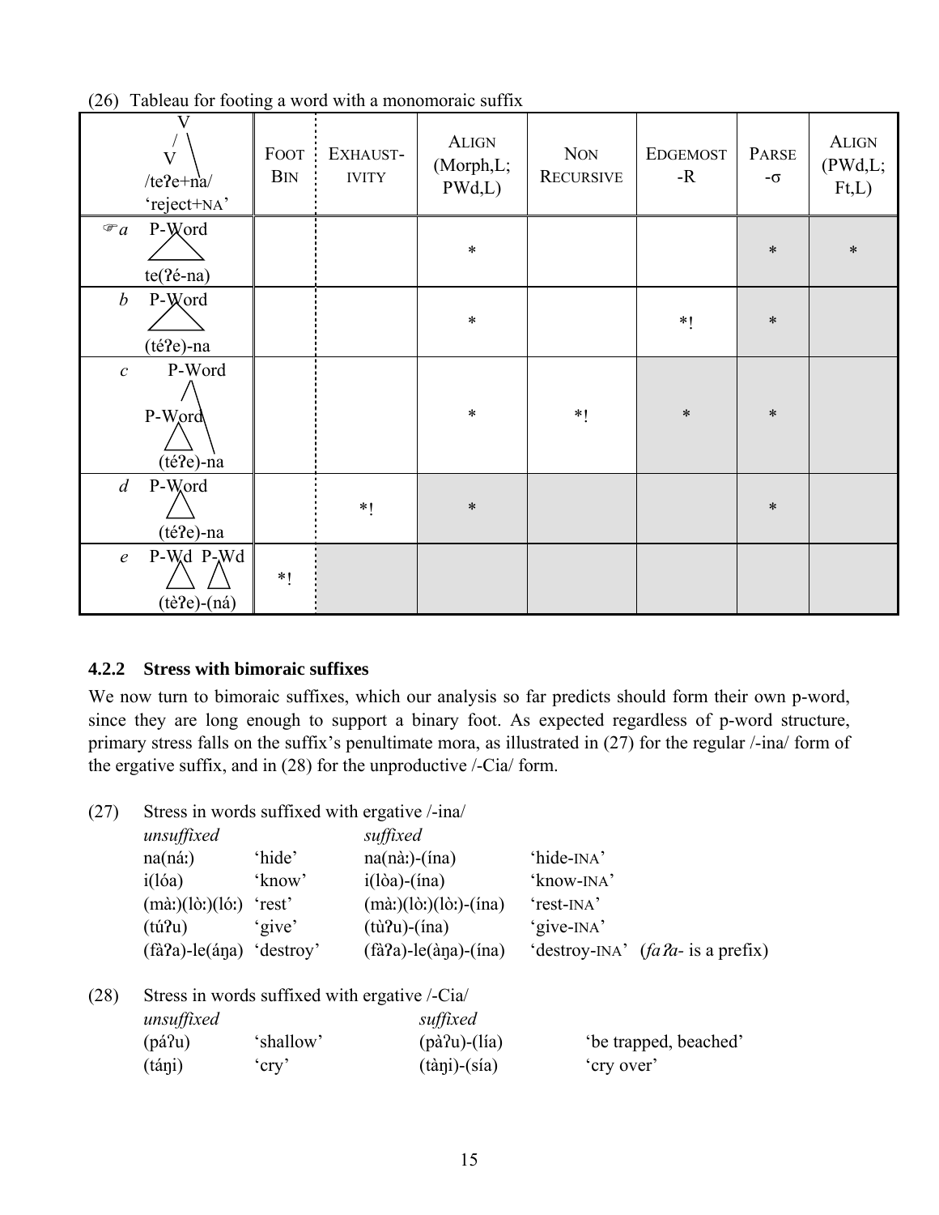(26) Tableau for footing a word with a monomoraic suffix

| V / V /teʔe+na/ 'reject+NA' | FOOT BIN | EXHAUST-IVITY | ALIGN (Morph,L; PWd,L) | NON RECURSIVE | EDGEMOST -R | PARSE -σ | ALIGN (PWd,L; Ft,L) |
|---|---|---|---|---|---|---|---|
| ☞ *a* P-Word te(ʔé-na) | | | * | | | * | * |
| *b* P-Word (téʔe)-na | | | * | | *! | * | |
| *c* P-Word [P-Word (téʔe)]-na | | | * | *! | * | * | |
| *d* P-Word (téʔe)-na | | *! | * | | | * | |
| *e* P-Wd P-Wd (tèʔe)-(ná) | *! | | | | | | |

### 4.2.2 Stress with bimoraic suffixes

We now turn to bimoraic suffixes, which our analysis so far predicts should form their own p-word, since they are long enough to support a binary foot. As expected regardless of p-word structure, primary stress falls on the suffix's penultimate mora, as illustrated in (27) for the regular /-ina/ form of the ergative suffix, and in (28) for the unproductive /-Cia/ form.

(27) Stress in words suffixed with ergative /-ina/

| *unsuffixed* | | *suffixed* | |
|---|---|---|---|
| na(náː) | 'hide' | na(nàː)-(ína) | 'hide-INA' |
| i(lóa) | 'know' | i(lòa)-(ína) | 'know-INA' |
| (màː)(lòː)(lóː) | 'rest' | (màː)(lòː)(lòː)-(ína) | 'rest-INA' |
| (túʔu) | 'give' | (tùʔu)-(ína) | 'give-INA' |
| (fàʔa)-le(áŋa) | 'destroy' | (fàʔa)-le(àŋa)-(ína) | 'destroy-INA' (*faʔa-* is a prefix) |

(28) Stress in words suffixed with ergative /-Cia/

| *unsuffixed* | | *suffixed* | |
|---|---|---|---|
| (páʔu) | 'shallow' | (pàʔu)-(lía) | 'be trapped, beached' |
| (táŋi) | 'cry' | (tàŋi)-(sía) | 'cry over' |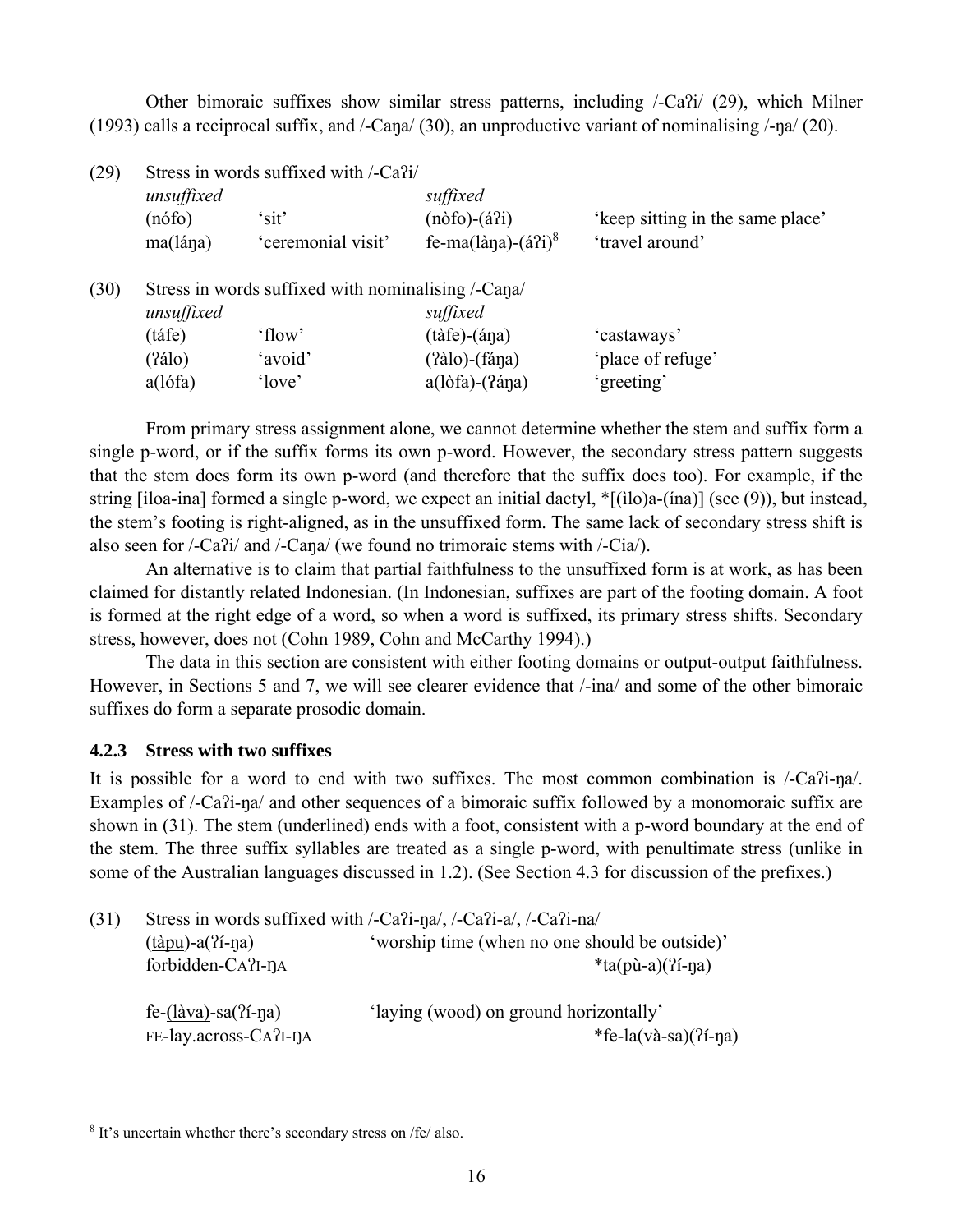Other bimoraic suffixes show similar stress patterns, including /-Caʔi/ (29), which Milner (1993) calls a reciprocal suffix, and /-Caŋa/ (30), an unproductive variant of nominalising /-ŋa/ (20).

(29) Stress in words suffixed with /-Caʔi/

| *unsuffixed* | | *suffixed* | |
|---|---|---|---|
| (nófo) | 'sit' | (nòfo)-(áʔi) | 'keep sitting in the same place' |
| ma(láŋa) | 'ceremonial visit' | fe-ma(làŋa)-(áʔi)[8] | 'travel around' |

(30) Stress in words suffixed with nominalising /-Caŋa/

| *unsuffixed* | | *suffixed* | |
|---|---|---|---|
| (táfe) | 'flow' | (tàfe)-(áŋa) | 'castaways' |
| (ʔálo) | 'avoid' | (ʔàlo)-(fáŋa) | 'place of refuge' |
| a(lófa) | 'love' | a(lòfa)-(ʔáŋa) | 'greeting' |

From primary stress assignment alone, we cannot determine whether the stem and suffix form a single p-word, or if the suffix forms its own p-word. However, the secondary stress pattern suggests that the stem does form its own p-word (and therefore that the suffix does too). For example, if the string [iloa-ina] formed a single p-word, we expect an initial dactyl, *[(ìlo)a-(ína)] (see (9)), but instead, the stem's footing is right-aligned, as in the unsuffixed form. The same lack of secondary stress shift is also seen for /-Caʔi/ and /-Caŋa/ (we found no trimoraic stems with /-Cia/).

An alternative is to claim that partial faithfulness to the unsuffixed form is at work, as has been claimed for distantly related Indonesian. (In Indonesian, suffixes are part of the footing domain. A foot is formed at the right edge of a word, so when a word is suffixed, its primary stress shifts. Secondary stress, however, does not (Cohn 1989, Cohn and McCarthy 1994).)

The data in this section are consistent with either footing domains or output-output faithfulness. However, in Sections 5 and 7, we will see clearer evidence that /-ina/ and some of the other bimoraic suffixes do form a separate prosodic domain.

### 4.2.3 Stress with two suffixes

It is possible for a word to end with two suffixes. The most common combination is /-Caʔi-ŋa/. Examples of /-Caʔi-ŋa/ and other sequences of a bimoraic suffix followed by a monomoraic suffix are shown in (31). The stem (underlined) ends with a foot, consistent with a p-word boundary at the end of the stem. The three suffix syllables are treated as a single p-word, with penultimate stress (unlike in some of the Australian languages discussed in 1.2). (See Section 4.3 for discussion of the prefixes.)

(31) Stress in words suffixed with /-Caʔi-ŋa/, /-Caʔi-a/, /-Caʔi-na/

| | |
|---|---|
| (<u>tàpu</u>)-a(ʔí-ŋa) | 'worship time (when no one should be outside)' |
| forbidden-CAʔI-ŊA | *ta(pù-a)(ʔí-ŋa) |
| fe-(<u>làva</u>)-sa(ʔí-ŋa) | 'laying (wood) on ground horizontally' |
| FE-lay.across-CAʔI-ŊA | *fe-la(và-sa)(ʔí-ŋa) |

[8] It's uncertain whether there's secondary stress on /fe/ also.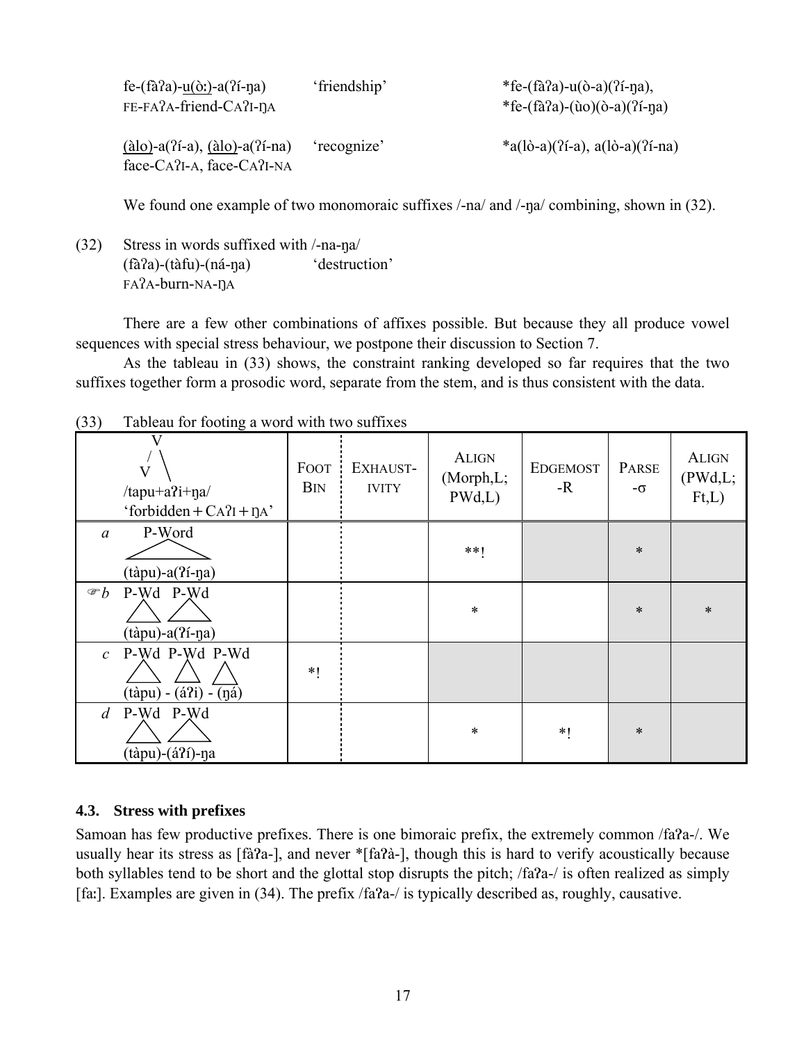fe-(fàʔa)-u(ò:)-a(ʔí-ŋa) 'friendship' *fe-(fàʔa)-u(ò-a)(ʔí-ŋa),
FE-FAʔA-friend-CAʔI-ŊA *fe-(fàʔa)-(ùo)(ò-a)(ʔí-ŋa)

(àlo)-a(ʔí-a), (àlo)-a(ʔí-na) 'recognize' *a(lò-a)(ʔí-a), a(lò-a)(ʔí-na)
face-CAʔI-A, face-CAʔI-NA

We found one example of two monomoraic suffixes /-na/ and /-ŋa/ combining, shown in (32).

(32) Stress in words suffixed with /-na-ŋa/
(fàʔa)-(tàfu)-(ná-ŋa) 'destruction'
FAʔA-burn-NA-ŊA

There are a few other combinations of affixes possible. But because they all produce vowel sequences with special stress behaviour, we postpone their discussion to Section 7.

As the tableau in (33) shows, the constraint ranking developed so far requires that the two suffixes together form a prosodic word, separate from the stem, and is thus consistent with the data.

(33) Tableau for footing a word with two suffixes

| V / V \ /tapu+aʔi+ŋa/ 'forbidden + CAʔI + ŊA' | FOOT BIN | EXHAUSTIVITY | ALIGN (Morph,L; PWd,L) | EDGEMOST -R | PARSE -σ | ALIGN (PWd,L; Ft,L) |
|---|---|---|---|---|---|---|
| *a* [P-Word (tàpu)-a(ʔí-ŋa)] | | | **! | | * | |
| ☞*b* [P-Wd (tàpu)]-[P-Wd a(ʔí-ŋa)] | | | * | | * | * |
| *c* [P-Wd (tàpu)] - [P-Wd (áʔi)] - [P-Wd (ŋá)] | *! | | | | | |
| *d* [P-Wd (tàpu)]-[P-Wd (áʔí)-ŋa] | | | * | *! | * | |

### 4.3. Stress with prefixes

Samoan has few productive prefixes. There is one bimoraic prefix, the extremely common /faʔa-/. We usually hear its stress as [fàʔa-], and never *[faʔà-], though this is hard to verify acoustically because both syllables tend to be short and the glottal stop disrupts the pitch; /faʔa-/ is often realized as simply [fa:]. Examples are given in (34). The prefix /faʔa-/ is typically described as, roughly, causative.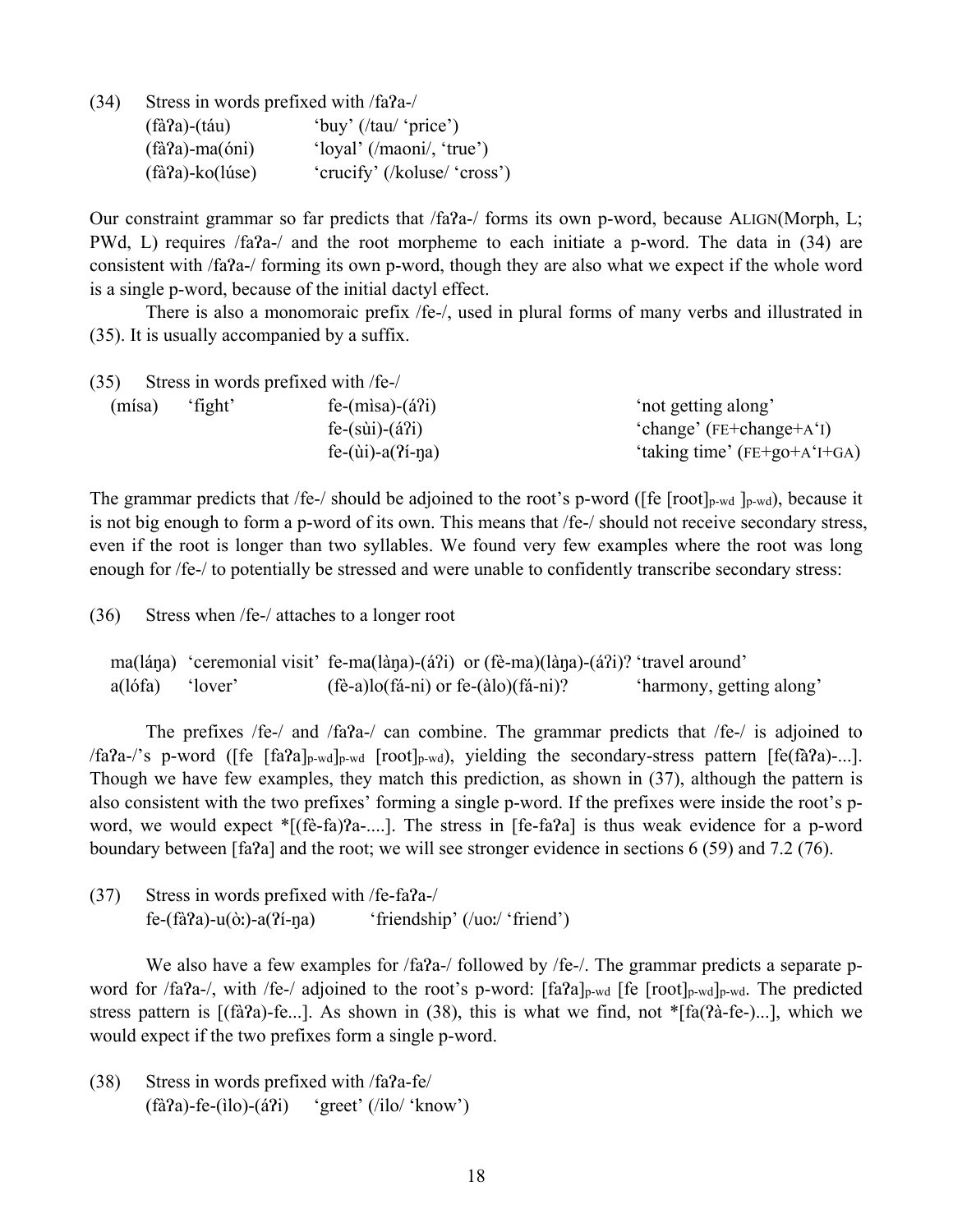(34) Stress in words prefixed with /faʔa-/

| | |
|---|---|
| (fàʔa)-(táu) | 'buy' (/tau/ 'price') |
| (fàʔa)-ma(óni) | 'loyal' (/maoni/, 'true') |
| (fàʔa)-ko(lúse) | 'crucify' (/koluse/ 'cross') |

Our constraint grammar so far predicts that /faʔa-/ forms its own p-word, because ALIGN(Morph, L; PWd, L) requires /faʔa-/ and the root morpheme to each initiate a p-word. The data in (34) are consistent with /faʔa-/ forming its own p-word, though they are also what we expect if the whole word is a single p-word, because of the initial dactyl effect.

There is also a monomoraic prefix /fe-/, used in plural forms of many verbs and illustrated in (35). It is usually accompanied by a suffix.

(35) Stress in words prefixed with /fe-/

| | | | |
|---|---|---|---|
| (mísa) | 'fight' | fe-(mìsa)-(áʔi) | 'not getting along' |
| | | fe-(sùi)-(áʔi) | 'change' (FE+change+A'I) |
| | | fe-(ùi)-a(ʔí-ŋa) | 'taking time' (FE+go+A'I+GA) |

The grammar predicts that /fe-/ should be adjoined to the root's p-word ([fe [root]$_{p\text{-}wd}$ ]$_{p\text{-}wd}$), because it is not big enough to form a p-word of its own. This means that /fe-/ should not receive secondary stress, even if the root is longer than two syllables. We found very few examples where the root was long enough for /fe-/ to potentially be stressed and were unable to confidently transcribe secondary stress:

(36) Stress when /fe-/ attaches to a longer root

| | | | |
|---|---|---|---|
| ma(láŋa) | 'ceremonial visit' | fe-ma(làŋa)-(áʔi) or (fè-ma)(làŋa)-(áʔi)? | 'travel around' |
| a(lófa) | 'lover' | (fè-a)lo(fá-ni) or fe-(àlo)(fá-ni)? | 'harmony, getting along' |

The prefixes /fe-/ and /faʔa-/ can combine. The grammar predicts that /fe-/ is adjoined to /faʔa-/'s p-word ([fe [faʔa]$_{p\text{-}wd}$]$_{p\text{-}wd}$ [root]$_{p\text{-}wd}$), yielding the secondary-stress pattern [fe(fàʔa)-...]. Though we have few examples, they match this prediction, as shown in (37), although the pattern is also consistent with the two prefixes' forming a single p-word. If the prefixes were inside the root's p-word, we would expect *[(fè-fa)ʔa-....]. The stress in [fe-faʔa] is thus weak evidence for a p-word boundary between [faʔa] and the root; we will see stronger evidence in sections 6 (59) and 7.2 (76).

(37) Stress in words prefixed with /fe-faʔa-/

fe-(fàʔa)-u(ò:)-a(ʔí-ŋa) 'friendship' (/uo:/ 'friend')

We also have a few examples for /faʔa-/ followed by /fe-/. The grammar predicts a separate p-word for /faʔa-/, with /fe-/ adjoined to the root's p-word: [faʔa]$_{p\text{-}wd}$ [fe [root]$_{p\text{-}wd}$]$_{p\text{-}wd}$. The predicted stress pattern is [(fàʔa)-fe...]. As shown in (38), this is what we find, not *[fa(ʔà-fe-)...], which we would expect if the two prefixes form a single p-word.

(38) Stress in words prefixed with /faʔa-fe/

(fàʔa)-fe-(ìlo)-(áʔi) 'greet' (/ilo/ 'know')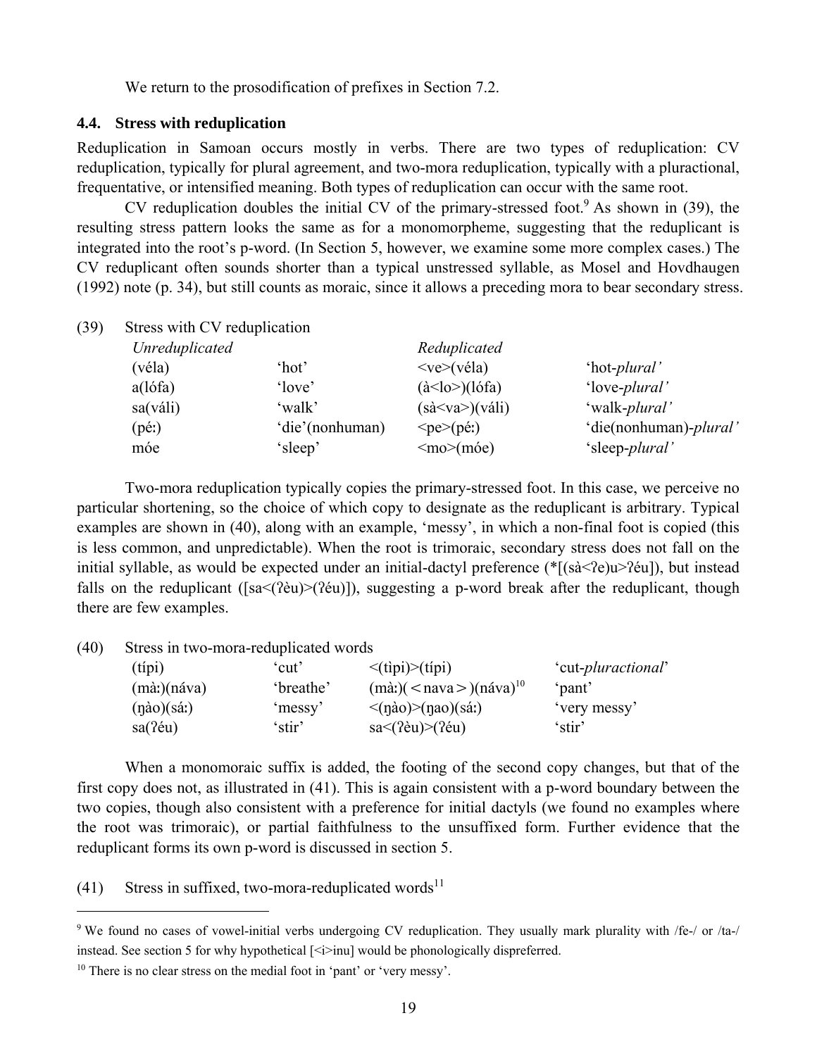We return to the prosodification of prefixes in Section 7.2.

### 4.4. Stress with reduplication

Reduplication in Samoan occurs mostly in verbs. There are two types of reduplication: CV reduplication, typically for plural agreement, and two-mora reduplication, typically with a pluractional, frequentative, or intensified meaning. Both types of reduplication can occur with the same root.

CV reduplication doubles the initial CV of the primary-stressed foot.[9] As shown in (39), the resulting stress pattern looks the same as for a monomorpheme, suggesting that the reduplicant is integrated into the root's p-word. (In Section 5, however, we examine some more complex cases.) The CV reduplicant often sounds shorter than a typical unstressed syllable, as Mosel and Hovdhaugen (1992) note (p. 34), but still counts as moraic, since it allows a preceding mora to bear secondary stress.

(39) Stress with CV reduplication

| *Unreduplicated* | | *Reduplicated* | |
|---|---|---|---|
| (véla) | 'hot' | <ve>(véla) | 'hot-*plural'* |
| a(lófa) | 'love' | (à<lo>)(lófa) | 'love-*plural'* |
| sa(váli) | 'walk' | (sà<va>)(váli) | 'walk-*plural'* |
| (péː) | 'die'(nonhuman) | <pe>(péː) | 'die(nonhuman)-*plural'* |
| móe | 'sleep' | <mo>(móe) | 'sleep-*plural'* |

Two-mora reduplication typically copies the primary-stressed foot. In this case, we perceive no particular shortening, so the choice of which copy to designate as the reduplicant is arbitrary. Typical examples are shown in (40), along with an example, 'messy', in which a non-final foot is copied (this is less common, and unpredictable). When the root is trimoraic, secondary stress does not fall on the initial syllable, as would be expected under an initial-dactyl preference (*[(sà<ʔe)u>ʔéu]), but instead falls on the reduplicant ([sa<(ʔèu)>(ʔéu)]), suggesting a p-word break after the reduplicant, though there are few examples.

(40) Stress in two-mora-reduplicated words

| | | | |
|---|---|---|---|
| (típi) | 'cut' | <(tìpi)>(típi) | 'cut-*pluractional*' |
| (màː)(náva) | 'breathe' | (màː)(<nava>)(náva)[10] | 'pant' |
| (ŋào)(sáː) | 'messy' | <(ŋào)>(ŋao)(sáː) | 'very messy' |
| sa(ʔéu) | 'stir' | sa<(ʔèu)>(ʔéu) | 'stir' |

When a monomoraic suffix is added, the footing of the second copy changes, but that of the first copy does not, as illustrated in (41). This is again consistent with a p-word boundary between the two copies, though also consistent with a preference for initial dactyls (we found no examples where the root was trimoraic), or partial faithfulness to the unsuffixed form. Further evidence that the reduplicant forms its own p-word is discussed in section 5.

(41) Stress in suffixed, two-mora-reduplicated words[11]

---

[9] We found no cases of vowel-initial verbs undergoing CV reduplication. They usually mark plurality with /fe-/ or /ta-/ instead. See section 5 for why hypothetical [<i>inu] would be phonologically dispreferred.

[10] There is no clear stress on the medial foot in 'pant' or 'very messy'.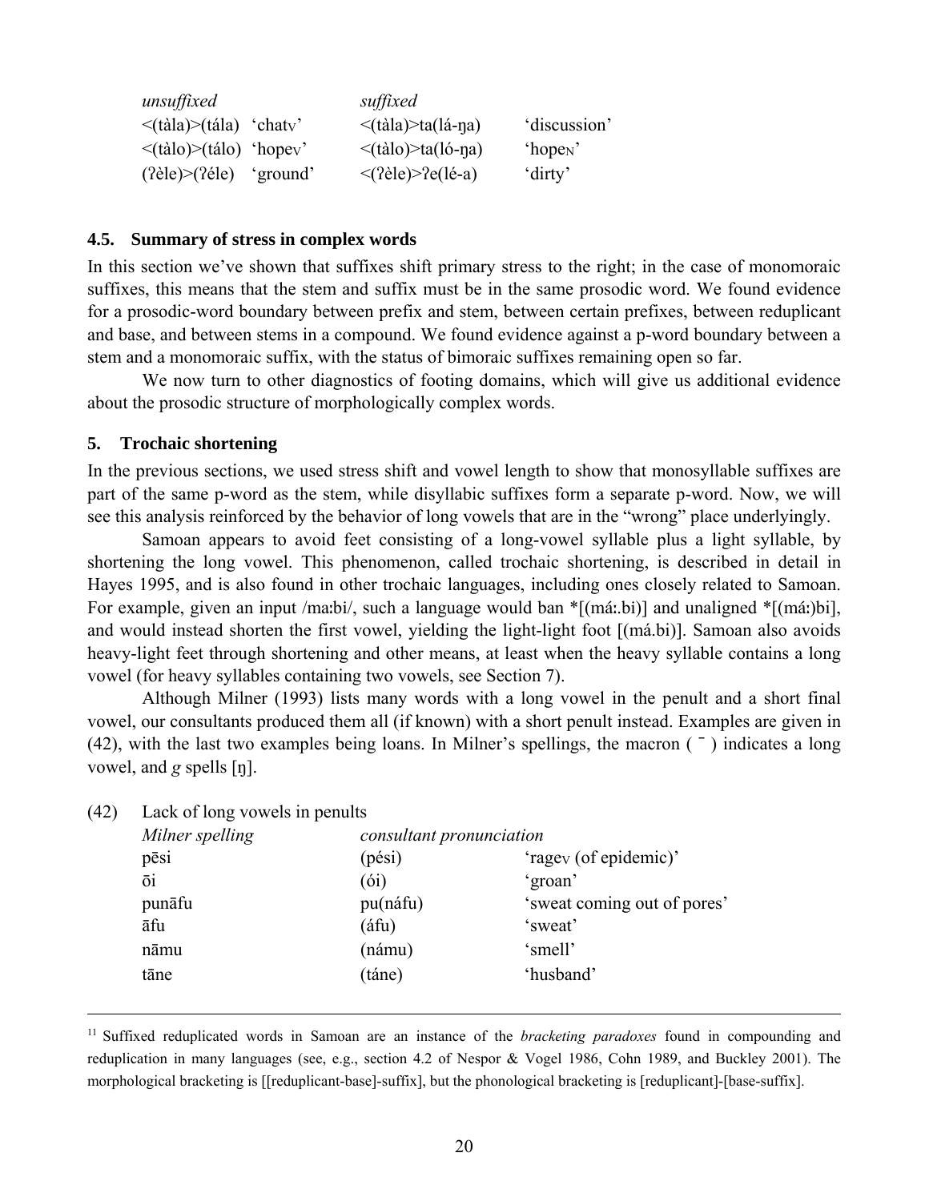| *unsuffixed* | | *suffixed* | |
|---|---|---|---|
| <(tàla)>(tála) | 'chat$_V$' | <(tàla)>ta(lá-ŋa) | 'discussion' |
| <(tàlo)>(tálo) | 'hope$_V$' | <(tàlo)>ta(ló-ŋa) | 'hope$_N$' |
| (ʔèle)>(ʔéle) | 'ground' | <(ʔèle)>ʔe(lé-a) | 'dirty' |

### 4.5. Summary of stress in complex words

In this section we've shown that suffixes shift primary stress to the right; in the case of monomoraic suffixes, this means that the stem and suffix must be in the same prosodic word. We found evidence for a prosodic-word boundary between prefix and stem, between certain prefixes, between reduplicant and base, and between stems in a compound. We found evidence against a p-word boundary between a stem and a monomoraic suffix, with the status of bimoraic suffixes remaining open so far.

We now turn to other diagnostics of footing domains, which will give us additional evidence about the prosodic structure of morphologically complex words.

## 5. Trochaic shortening

In the previous sections, we used stress shift and vowel length to show that monosyllable suffixes are part of the same p-word as the stem, while disyllabic suffixes form a separate p-word. Now, we will see this analysis reinforced by the behavior of long vowels that are in the "wrong" place underlyingly.

Samoan appears to avoid feet consisting of a long-vowel syllable plus a light syllable, by shortening the long vowel. This phenomenon, called trochaic shortening, is described in detail in Hayes 1995, and is also found in other trochaic languages, including ones closely related to Samoan. For example, given an input /maːbi/, such a language would ban *[(máː.bi)] and unaligned *[(máː)bi], and would instead shorten the first vowel, yielding the light-light foot [(má.bi)]. Samoan also avoids heavy-light feet through shortening and other means, at least when the heavy syllable contains a long vowel (for heavy syllables containing two vowels, see Section 7).

Although Milner (1993) lists many words with a long vowel in the penult and a short final vowel, our consultants produced them all (if known) with a short penult instead. Examples are given in (42), with the last two examples being loans. In Milner's spellings, the macron ( ¯ ) indicates a long vowel, and *g* spells [ŋ].

(42) Lack of long vowels in penults

| *Milner spelling* | *consultant pronunciation* | |
|---|---|---|
| pēsi | (pési) | 'rage$_V$ (of epidemic)' |
| ōi | (ói) | 'groan' |
| punāfu | pu(náfu) | 'sweat coming out of pores' |
| āfu | (áfu) | 'sweat' |
| nāmu | (námu) | 'smell' |
| tāne | (táne) | 'husband' |

[11] Suffixed reduplicated words in Samoan are an instance of the *bracketing paradoxes* found in compounding and reduplication in many languages (see, e.g., section 4.2 of Nespor & Vogel 1986, Cohn 1989, and Buckley 2001). The morphological bracketing is [[reduplicant-base]-suffix], but the phonological bracketing is [reduplicant]-[base-suffix].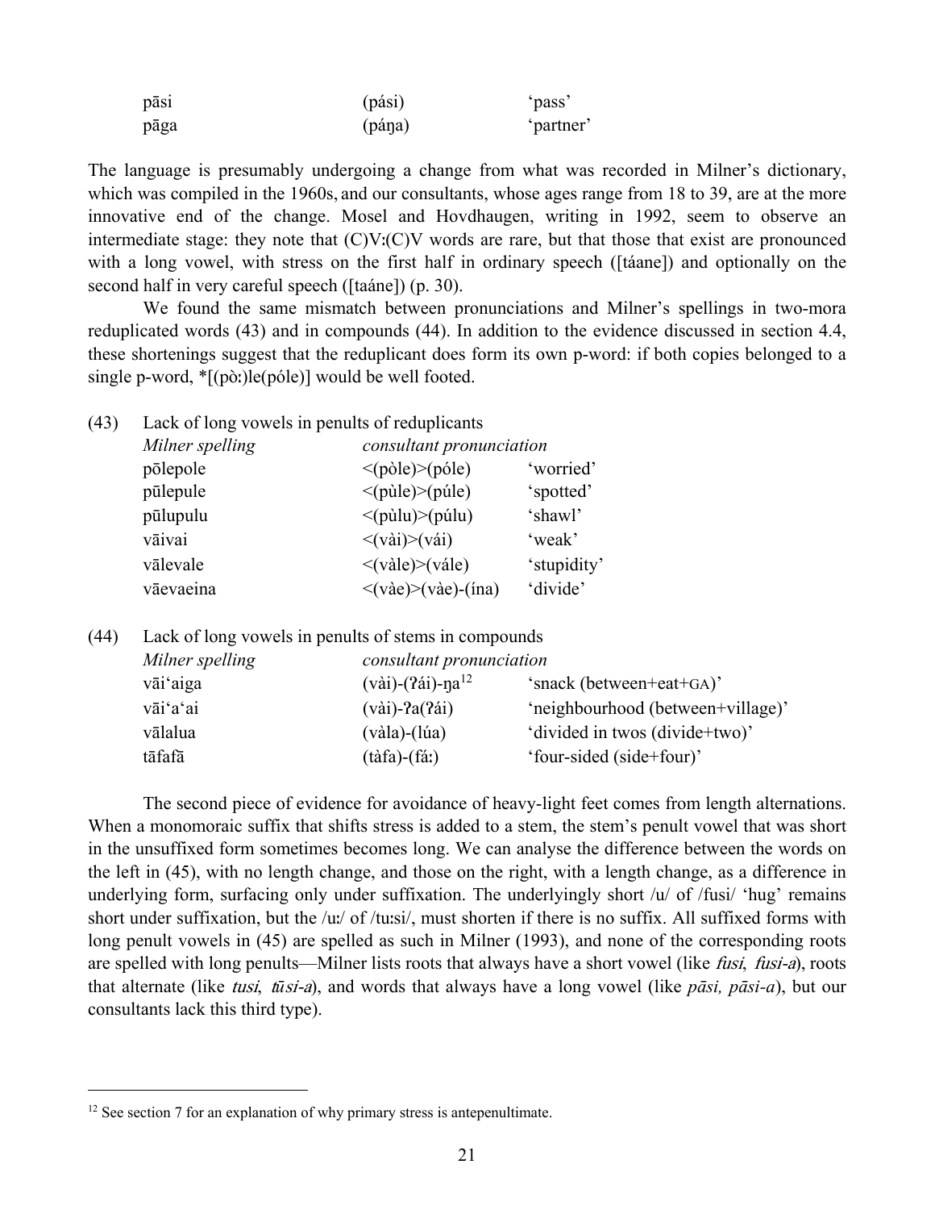| | | |
|---|---|---|
| pāsi | (pási) | 'pass' |
| pāga | (páŋa) | 'partner' |

The language is presumably undergoing a change from what was recorded in Milner's dictionary, which was compiled in the 1960s, and our consultants, whose ages range from 18 to 39, are at the more innovative end of the change. Mosel and Hovdhaugen, writing in 1992, seem to observe an intermediate stage: they note that (C)Vː(C)V words are rare, but that those that exist are pronounced with a long vowel, with stress on the first half in ordinary speech ([táane]) and optionally on the second half in very careful speech ([taáne]) (p. 30).

We found the same mismatch between pronunciations and Milner's spellings in two-mora reduplicated words (43) and in compounds (44). In addition to the evidence discussed in section 4.4, these shortenings suggest that the reduplicant does form its own p-word: if both copies belonged to a single p-word, *[(pòː)le(póle)] would be well footed.

(43) Lack of long vowels in penults of reduplicants

| *Milner spelling* | *consultant pronunciation* | |
|---|---|---|
| pōlepole | <(pòle)>(póle) | 'worried' |
| pūlepule | <(pùle)>(púle) | 'spotted' |
| pūlupulu | <(pùlu)>(púlu) | 'shawl' |
| vāivai | <(vài)>(vái) | 'weak' |
| vālevale | <(vàle)>(vále) | 'stupidity' |
| vāevaeina | <(vàe)>(vàe)-(ína) | 'divide' |

(44) Lack of long vowels in penults of stems in compounds

| *Milner spelling* | *consultant pronunciation* | |
|---|---|---|
| vāi'aiga | (vài)-(ʔái)-ŋa[12] | 'snack (between+eat+GA)' |
| vāi'a'ai | (vài)-ʔa(ʔái) | 'neighbourhood (between+village)' |
| vālalua | (vàla)-(lúa) | 'divided in twos (divide+two)' |
| tāfafā | (tàfa)-(fáː) | 'four-sided (side+four)' |

The second piece of evidence for avoidance of heavy-light feet comes from length alternations. When a monomoraic suffix that shifts stress is added to a stem, the stem's penult vowel that was short in the unsuffixed form sometimes becomes long. We can analyse the difference between the words on the left in (45), with no length change, and those on the right, with a length change, as a difference in underlying form, surfacing only under suffixation. The underlyingly short /u/ of /fusi/ 'hug' remains short under suffixation, but the /uː/ of /tuːsi/, must shorten if there is no suffix. All suffixed forms with long penult vowels in (45) are spelled as such in Milner (1993), and none of the corresponding roots are spelled with long penults—Milner lists roots that always have a short vowel (like *fusi*, *fusi-a*), roots that alternate (like *tusi*, *tūsi-a*), and words that always have a long vowel (like *pāsi, pāsi-a*), but our consultants lack this third type).

---

[12] See section 7 for an explanation of why primary stress is antepenultimate.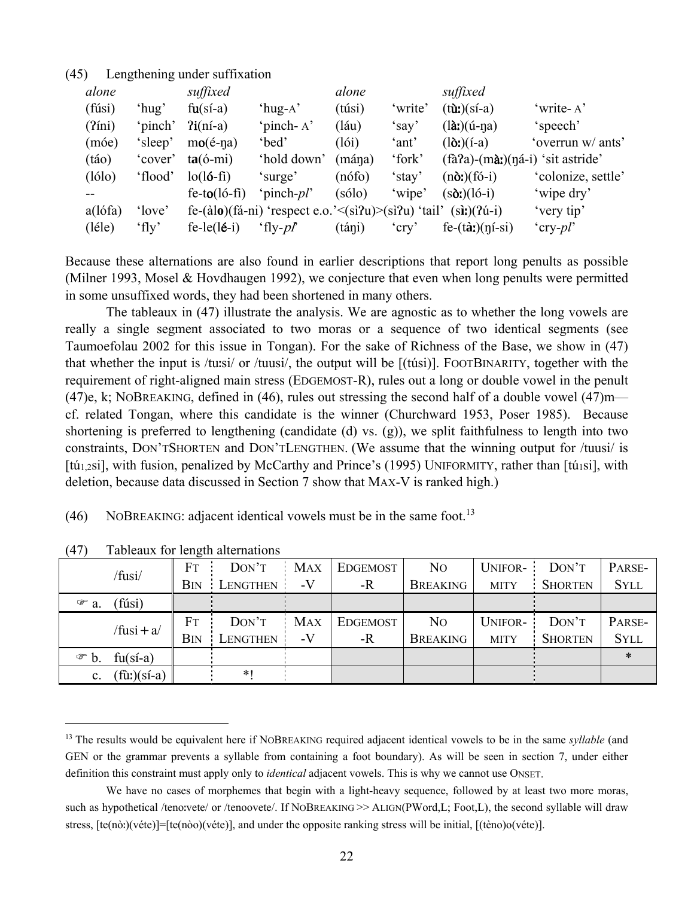(45) Lengthening under suffixation

| *alone* | | *suffixed* | | *alone* | | *suffixed* | |
|---|---|---|---|---|---|---|---|
| (fúsi) | 'hug' | f**u**(sí-a) | 'hug-A' | (túsi) | 'write' | (t**ù:**)(sí-a) | 'write- A' |
| (ʔíni) | 'pinch' | ʔ**i**(ní-a) | 'pinch- A' | (láu) | 'say' | (l**à:**)(ú-ŋa) | 'speech' |
| (móe) | 'sleep' | m**o**(é-ŋa) | 'bed' | (lói) | 'ant' | (l**ò:**)(í-a) | 'overrun w/ ants' |
| (táo) | 'cover' | t**a**(ó-mi) | 'hold down' | (máŋa) | 'fork' | (fàʔa)-(m**à:**)(ŋá-i) | 'sit astride' |
| (lólo) | 'flood' | lo(l**ó**-fi) | 'surge' | (nófo) | 'stay' | (n**ò:**)(fó-i) | 'colonize, settle' |
| -- | | fe-t**o**(ló-fi) | 'pinch-*pl*' | (sólo) | 'wipe' | (s**ò:**)(ló-i) | 'wipe dry' |
| a(lófa) | 'love' | fe-(àl**o**)(fá-ni) 'respect e.o.' | | <(sìʔu)>(sìʔu) 'tail' | | (s**ì:**)(ʔú-i) | 'very tip' |
| (léle) | 'fly' | fe-le(l**é**-i) | 'fly-*pl*' | (táŋi) | 'cry' | fe-(t**à:**)(ŋí-si) | 'cry-*pl*' |

Because these alternations are also found in earlier descriptions that report long penults as possible (Milner 1993, Mosel & Hovdhaugen 1992), we conjecture that even when long penults were permitted in some unsuffixed words, they had been shortened in many others.

The tableaux in (47) illustrate the analysis. We are agnostic as to whether the long vowels are really a single segment associated to two moras or a sequence of two identical segments (see Taumoefolau 2002 for this issue in Tongan). For the sake of Richness of the Base, we show in (47) that whether the input is /tu:si/ or /tuusi/, the output will be [(túsi)]. FOOTBINARITY, together with the requirement of right-aligned main stress (EDGEMOST-R), rules out a long or double vowel in the penult (47)e, k; NOBREAKING, defined in (46), rules out stressing the second half of a double vowel (47)m—cf. related Tongan, where this candidate is the winner (Churchward 1953, Poser 1985). Because shortening is preferred to lengthening (candidate (d) vs. (g)), we split faithfulness to length into two constraints, DON'TSHORTEN and DON'TLENGTHEN. (We assume that the winning output for /tuusi/ is [tú$_{1,2}$si], with fusion, penalized by McCarthy and Prince's (1995) UNIFORMITY, rather than [tú$_1$si], with deletion, because data discussed in Section 7 show that MAX-V is ranked high.)

(46) NOBREAKING: adjacent identical vowels must be in the same foot.[13]

(47) Tableaux for length alternations

| /fusi/ | FT BIN | DON'T LENGTHEN | MAX -V | EDGEMOST -R | NO BREAKING | UNIFOR-MITY | DON'T SHORTEN | PARSE-SYLL |
|---|---|---|---|---|---|---|---|---|
| ☞ a. (fúsi) | | | | | | | | |
| **/fusi + a/** | **FT BIN** | **DON'T LENGTHEN** | **MAX -V** | **EDGEMOST -R** | **NO BREAKING** | **UNIFOR-MITY** | **DON'T SHORTEN** | **PARSE-SYLL** |
| ☞ b. fu(sí-a) | | | | | | | | * |
| c. (fù:)(sí-a) | | *! | | | | | | |

[13] The results would be equivalent here if NOBREAKING required adjacent identical vowels to be in the same *syllable* (and GEN or the grammar prevents a syllable from containing a foot boundary). As will be seen in section 7, under either definition this constraint must apply only to *identical* adjacent vowels. This is why we cannot use ONSET.

We have no cases of morphemes that begin with a light-heavy sequence, followed by at least two more moras, such as hypothetical /teno:vete/ or /tenoovete/. If NOBREAKING >> ALIGN(PWord,L; Foot,L), the second syllable will draw stress, [te(nò:)(véte)]=[te(nòo)(véte)], and under the opposite ranking stress will be initial, [(tèno)o(véte)].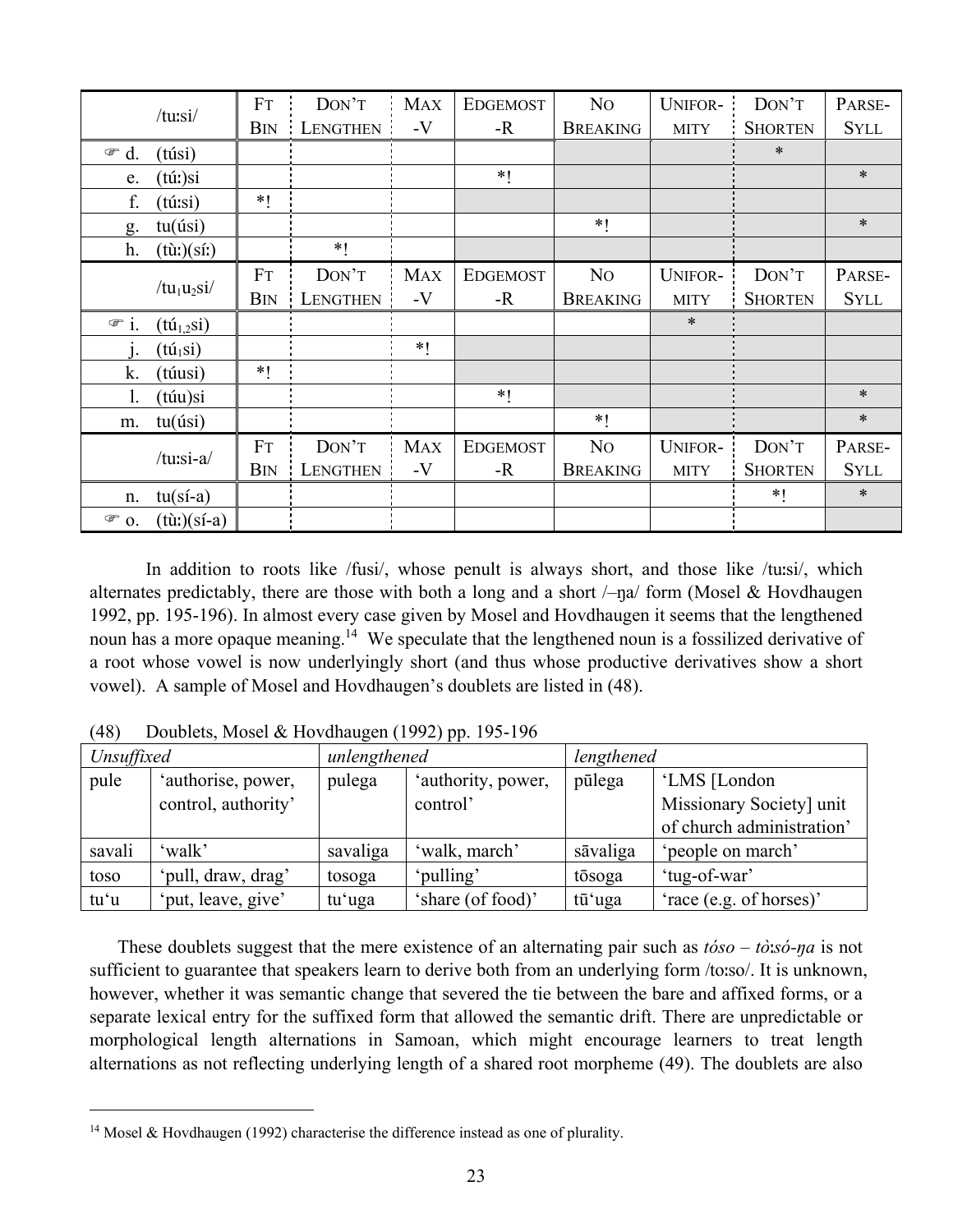| /tuːsi/ | FT BIN | DON'T LENGTHEN | MAX -V | EDGEMOST -R | NO BREAKING | UNIFOR-MITY | DON'T SHORTEN | PARSE-SYLL |
|---|---|---|---|---|---|---|---|---|
| ☞ d. (túsi) | | | | | | | * | |
| e. (túː)si | | | | *! | | | | * |
| f. (túːsi) | *! | | | | | | | |
| g. tu(úsi) | | | | | *! | | | * |
| h. (tùː)(síː) | | *! | | | | | | |
| /tu₁u₂si/ | FT BIN | DON'T LENGTHEN | MAX -V | EDGEMOST -R | NO BREAKING | UNIFOR-MITY | DON'T SHORTEN | PARSE-SYLL |
| ☞ i. (tú$_{1,2}$si) | | | | | | * | | |
| j. (tú$_1$si) | | | *! | | | | | |
| k. (túusi) | *! | | | | | | | |
| l. (túu)si | | | | *! | | | | * |
| m. tu(úsi) | | | | | *! | | | * |
| /tuːsi-a/ | FT BIN | DON'T LENGTHEN | MAX -V | EDGEMOST -R | NO BREAKING | UNIFOR-MITY | DON'T SHORTEN | PARSE-SYLL |
| n. tu(sí-a) | | | | | | | *! | * |
| ☞ o. (tùː)(sí-a) | | | | | | | | |

In addition to roots like /fusi/, whose penult is always short, and those like /tuːsi/, which alternates predictably, there are those with both a long and a short /–ŋa/ form (Mosel & Hovdhaugen 1992, pp. 195-196). In almost every case given by Mosel and Hovdhaugen it seems that the lengthened noun has a more opaque meaning.[14] We speculate that the lengthened noun is a fossilized derivative of a root whose vowel is now underlyingly short (and thus whose productive derivatives show a short vowel). A sample of Mosel and Hovdhaugen's doublets are listed in (48).

(48) Doublets, Mosel & Hovdhaugen (1992) pp. 195-196

| *Unsuffixed* | | *unlengthened* | | *lengthened* | |
|---|---|---|---|---|---|
| pule | 'authorise, power, control, authority' | pulega | 'authority, power, control' | pūlega | 'LMS [London Missionary Society] unit of church administration' |
| savali | 'walk' | savaliga | 'walk, march' | sāvaliga | 'people on march' |
| toso | 'pull, draw, drag' | tosoga | 'pulling' | tōsoga | 'tug-of-war' |
| tu'u | 'put, leave, give' | tu'uga | 'share (of food)' | tū'uga | 'race (e.g. of horses)' |

These doublets suggest that the mere existence of an alternating pair such as *tóso – tòːsó-ŋa* is not sufficient to guarantee that speakers learn to derive both from an underlying form /toːso/. It is unknown, however, whether it was semantic change that severed the tie between the bare and affixed forms, or a separate lexical entry for the suffixed form that allowed the semantic drift. There are unpredictable or morphological length alternations in Samoan, which might encourage learners to treat length alternations as not reflecting underlying length of a shared root morpheme (49). The doublets are also

[14] Mosel & Hovdhaugen (1992) characterise the difference instead as one of plurality.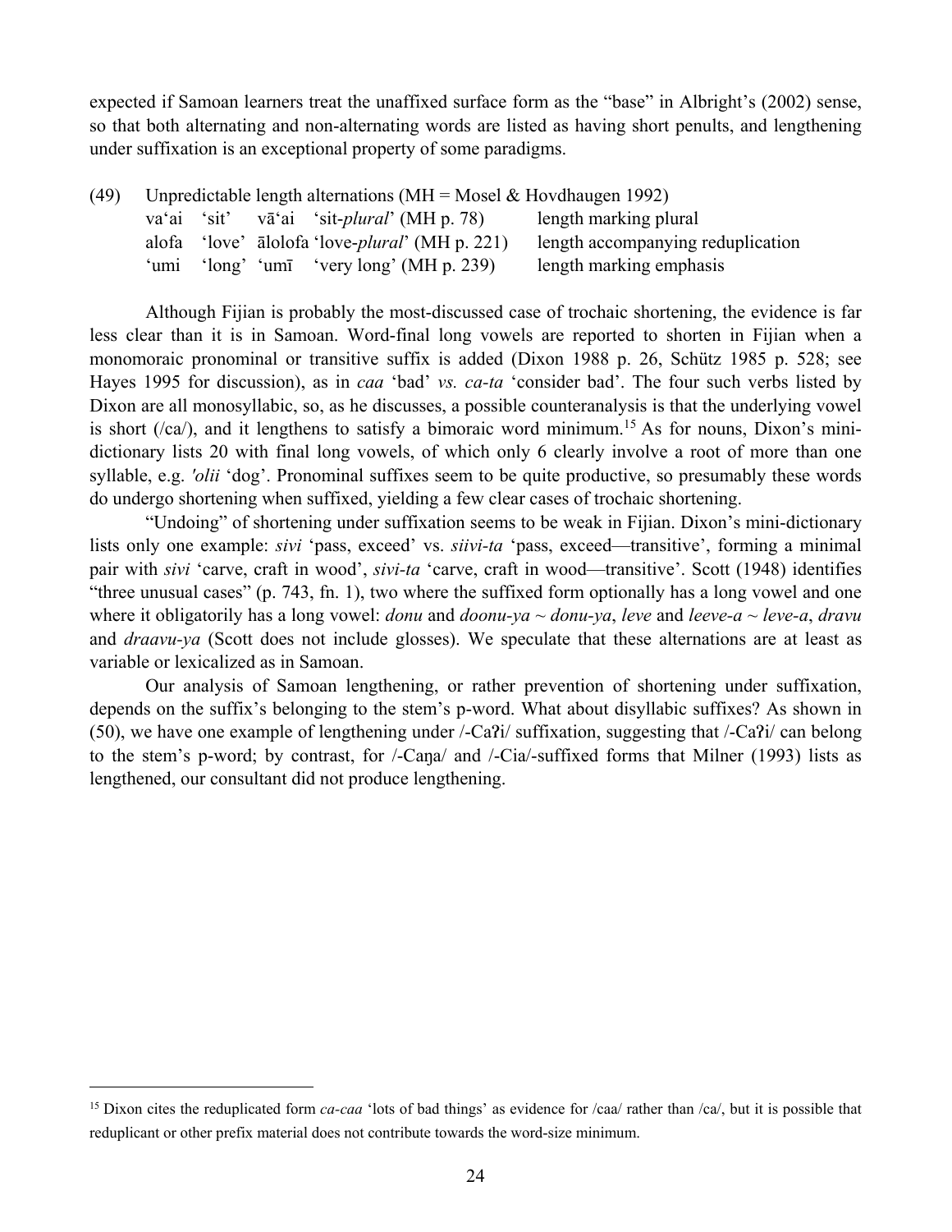expected if Samoan learners treat the unaffixed surface form as the "base" in Albright's (2002) sense, so that both alternating and non-alternating words are listed as having short penults, and lengthening under suffixation is an exceptional property of some paradigms.

(49) Unpredictable length alternations (MH = Mosel & Hovdhaugen 1992)

| | | | |
|---|---|---|---|
| va'ai 'sit' | vā'ai 'sit-*plural*' (MH p. 78) | | length marking plural |
| alofa 'love' | ālolofa 'love-*plural*' (MH p. 221) | | length accompanying reduplication |
| 'umi 'long' | 'umī 'very long' (MH p. 239) | | length marking emphasis |

Although Fijian is probably the most-discussed case of trochaic shortening, the evidence is far less clear than it is in Samoan. Word-final long vowels are reported to shorten in Fijian when a monomoraic pronominal or transitive suffix is added (Dixon 1988 p. 26, Schütz 1985 p. 528; see Hayes 1995 for discussion), as in *caa* 'bad' *vs. ca-ta* 'consider bad'. The four such verbs listed by Dixon are all monosyllabic, so, as he discusses, a possible counteranalysis is that the underlying vowel is short (/ca/), and it lengthens to satisfy a bimoraic word minimum.[15] As for nouns, Dixon's mini-dictionary lists 20 with final long vowels, of which only 6 clearly involve a root of more than one syllable, e.g. *'olii* 'dog'. Pronominal suffixes seem to be quite productive, so presumably these words do undergo shortening when suffixed, yielding a few clear cases of trochaic shortening.

"Undoing" of shortening under suffixation seems to be weak in Fijian. Dixon's mini-dictionary lists only one example: *sivi* 'pass, exceed' vs. *siivi-ta* 'pass, exceed—transitive', forming a minimal pair with *sivi* 'carve, craft in wood', *sivi-ta* 'carve, craft in wood—transitive'. Scott (1948) identifies "three unusual cases" (p. 743, fn. 1), two where the suffixed form optionally has a long vowel and one where it obligatorily has a long vowel: *donu* and *doonu-ya* ~ *donu-ya*, *leve* and *leeve-a* ~ *leve-a*, *dravu* and *draavu-ya* (Scott does not include glosses). We speculate that these alternations are at least as variable or lexicalized as in Samoan.

Our analysis of Samoan lengthening, or rather prevention of shortening under suffixation, depends on the suffix's belonging to the stem's p-word. What about disyllabic suffixes? As shown in (50), we have one example of lengthening under /-Caʔi/ suffixation, suggesting that /-Caʔi/ can belong to the stem's p-word; by contrast, for /-Caŋa/ and /-Cia/-suffixed forms that Milner (1993) lists as lengthened, our consultant did not produce lengthening.

[15] Dixon cites the reduplicated form *ca-caa* 'lots of bad things' as evidence for /caa/ rather than /ca/, but it is possible that reduplicant or other prefix material does not contribute towards the word-size minimum.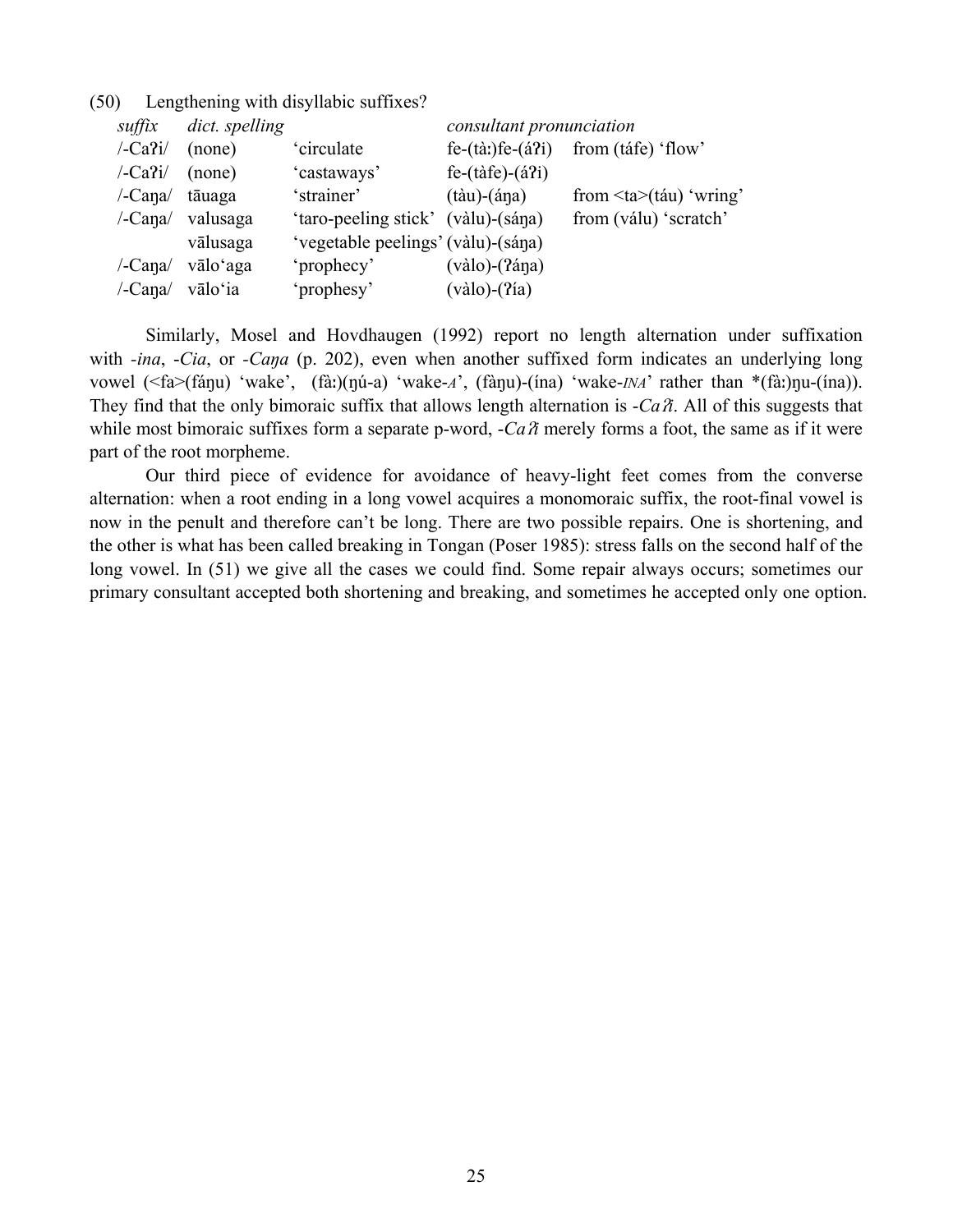(50) Lengthening with disyllabic suffixes?

| *suffix* | *dict. spelling* | | *consultant pronunciation* | |
|---|---|---|---|---|
| /-Caʔi/ | (none) | 'circulate | fe-(tàː)fe-(áʔi) | from (táfe) 'flow' |
| /-Caʔi/ | (none) | 'castaways' | fe-(tàfe)-(áʔi) | |
| /-Caŋa/ | tāuaga | 'strainer' | (tàu)-(áŋa) | from <ta>(táu) 'wring' |
| /-Caŋa/ | valusaga | 'taro-peeling stick' | (vàlu)-(sáŋa) | from (válu) 'scratch' |
| | vālusaga | 'vegetable peelings' | (vàlu)-(sáŋa) | |
| /-Caŋa/ | vālo'aga | 'prophecy' | (vàlo)-(ʔáŋa) | |
| /-Caŋa/ | vālo'ia | 'prophesy' | (vàlo)-(ʔía) | |

Similarly, Mosel and Hovdhaugen (1992) report no length alternation under suffixation with *-ina*, *-Cia*, or *-Caŋa* (p. 202), even when another suffixed form indicates an underlying long vowel (<fa>(fáŋu) 'wake', (fàː)(ŋú-a) 'wake-*A*', (fàŋu)-(ína) 'wake-*INA*' rather than \*(fàː)ŋu-(ína)). They find that the only bimoraic suffix that allows length alternation is *-Caʔi*. All of this suggests that while most bimoraic suffixes form a separate p-word, *-Caʔi* merely forms a foot, the same as if it were part of the root morpheme.

Our third piece of evidence for avoidance of heavy-light feet comes from the converse alternation: when a root ending in a long vowel acquires a monomoraic suffix, the root-final vowel is now in the penult and therefore can't be long. There are two possible repairs. One is shortening, and the other is what has been called breaking in Tongan (Poser 1985): stress falls on the second half of the long vowel. In (51) we give all the cases we could find. Some repair always occurs; sometimes our primary consultant accepted both shortening and breaking, and sometimes he accepted only one option.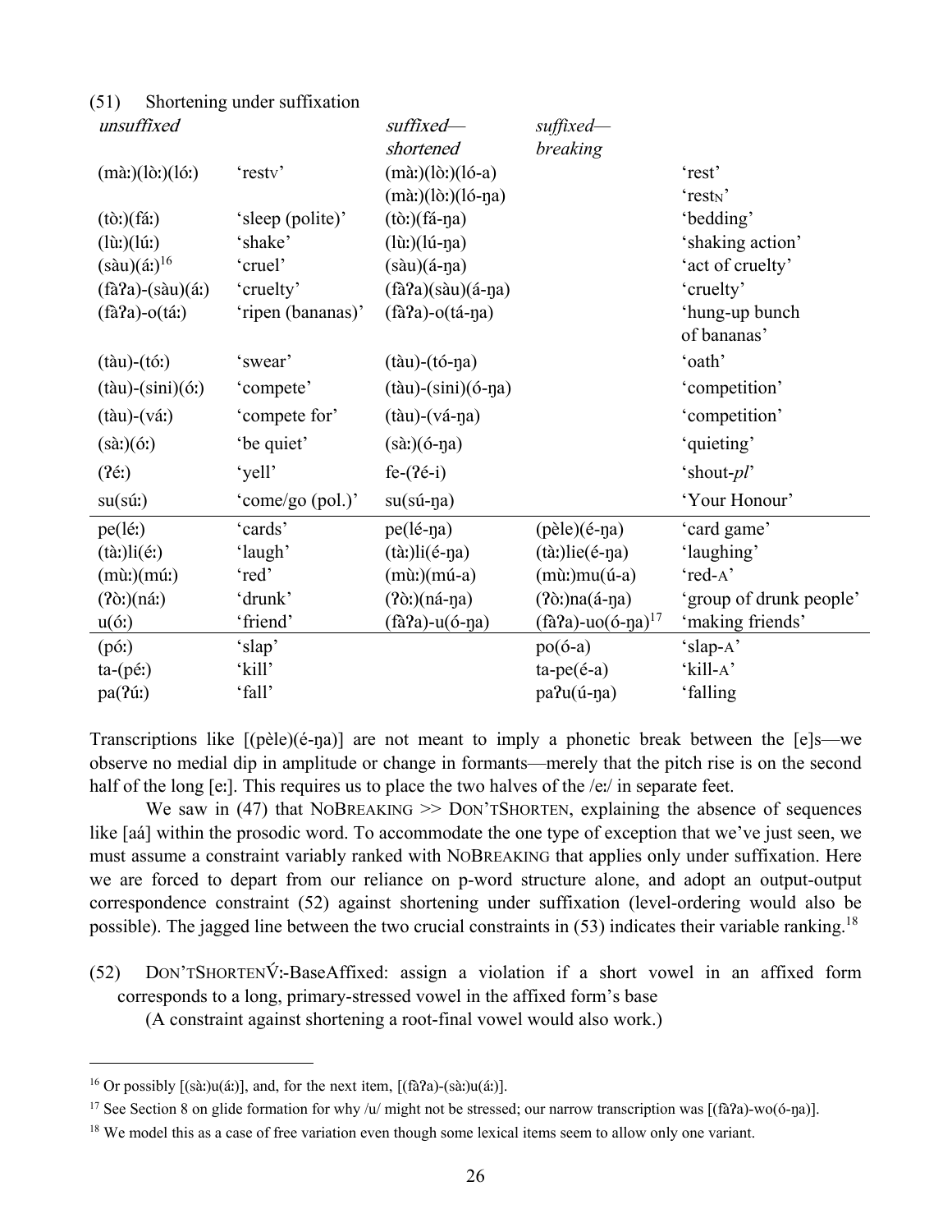(51) Shortening under suffixation

| *unsuffixed* | | *suffixed—shortened* | *suffixed—breaking* | |
|---|---|---|---|---|
| (mà:)(lò:)(ló:) | 'rest$_V$' | (mà:)(lò:)(ló-a) | | 'rest' |
| | | (mà:)(lò:)(ló-ŋa) | | 'rest$_N$' |
| (tò:)(fá:) | 'sleep (polite)' | (tò:)(fá-ŋa) | | 'bedding' |
| (lù:)(lú:) | 'shake' | (lù:)(lú-ŋa) | | 'shaking action' |
| (sàu)(á:)[16] | 'cruel' | (sàu)(á-ŋa) | | 'act of cruelty' |
| (fàʔa)-(sàu)(á:) | 'cruelty' | (fàʔa)(sàu)(á-ŋa) | | 'cruelty' |
| (fàʔa)-o(tá:) | 'ripen (bananas)' | (fàʔa)-o(tá-ŋa) | | 'hung-up bunch of bananas' |
| (tàu)-(tó:) | 'swear' | (tàu)-(tó-ŋa) | | 'oath' |
| (tàu)-(sini)(ó:) | 'compete' | (tàu)-(sini)(ó-ŋa) | | 'competition' |
| (tàu)-(vá:) | 'compete for' | (tàu)-(vá-ŋa) | | 'competition' |
| (sà:)(ó:) | 'be quiet' | (sà:)(ó-ŋa) | | 'quieting' |
| (ʔé:) | 'yell' | fe-(ʔé-i) | | 'shout-*pl*' |
| su(sú:) | 'come/go (pol.)' | su(sú-ŋa) | | 'Your Honour' |
| pe(lé:) | 'cards' | pe(lé-ŋa) | (pèle)(é-ŋa) | 'card game' |
| (tà:)li(é:) | 'laugh' | (tà:)li(é-ŋa) | (tà:)lie(é-ŋa) | 'laughing' |
| (mù:)(mú:) | 'red' | (mù:)(mú-a) | (mù:)mu(ú-a) | 'red-A' |
| (ʔò:)(ná:) | 'drunk' | (ʔò:)(ná-ŋa) | (ʔò:)na(á-ŋa) | 'group of drunk people' |
| u(ó:) | 'friend' | (fàʔa)-u(ó-ŋa) | (fàʔa)-uo(ó-ŋa)[17] | 'making friends' |
| (pó:) | 'slap' | | po(ó-a) | 'slap-A' |
| ta-(pé:) | 'kill' | | ta-pe(é-a) | 'kill-A' |
| pa(ʔú:) | 'fall' | | paʔu(ú-ŋa) | 'falling |

Transcriptions like [(pèle)(é-ŋa)] are not meant to imply a phonetic break between the [e]s—we observe no medial dip in amplitude or change in formants—merely that the pitch rise is on the second half of the long [e:]. This requires us to place the two halves of the /e:/ in separate feet.

We saw in (47) that NOBREAKING >> DON'TSHORTEN, explaining the absence of sequences like [aá] within the prosodic word. To accommodate the one type of exception that we've just seen, we must assume a constraint variably ranked with NOBREAKING that applies only under suffixation. Here we are forced to depart from our reliance on p-word structure alone, and adopt an output-output correspondence constraint (52) against shortening under suffixation (level-ordering would also be possible). The jagged line between the two crucial constraints in (53) indicates their variable ranking.[18]

(52) DON'TSHORTENV́:-BaseAffixed: assign a violation if a short vowel in an affixed form corresponds to a long, primary-stressed vowel in the affixed form's base
(A constraint against shortening a root-final vowel would also work.)

---

[16] Or possibly [(sà:)u(á:)], and, for the next item, [(fàʔa)-(sà:)u(á:)].

[17] See Section 8 on glide formation for why /u/ might not be stressed; our narrow transcription was [(fàʔa)-wo(ó-ŋa)].

[18] We model this as a case of free variation even though some lexical items seem to allow only one variant.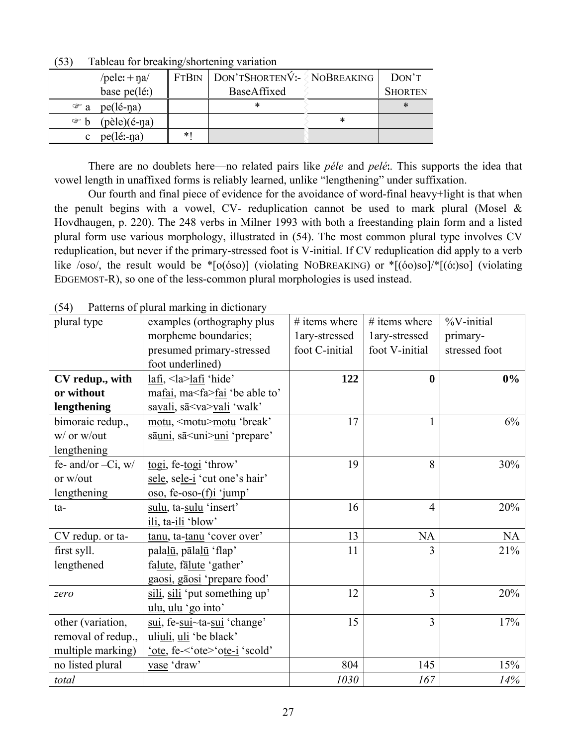(53) Tableau for breaking/shortening variation

| /peleː + ŋa/ base pe(léː) | FTBIN | DON'TSHORTENV́ː-BaseAffixed | NOBREAKING | DON'T SHORTEN |
|---|---|---|---|---|
| ☞ a pe(lé-ŋa) | | * | | * |
| ☞ b (pèle)(é-ŋa) | | | * | |
| c pe(léː-ŋa) | *! | | | |

There are no doublets here—no related pairs like *péle* and *peléː*. This supports the idea that vowel length in unaffixed forms is reliably learned, unlike "lengthening" under suffixation.

Our fourth and final piece of evidence for the avoidance of word-final heavy+light is that when the penult begins with a vowel, CV- reduplication cannot be used to mark plural (Mosel & Hovdhaugen, p. 220). The 248 verbs in Milner 1993 with both a freestanding plain form and a listed plural form use various morphology, illustrated in (54). The most common plural type involves CV reduplication, but never if the primary-stressed foot is V-initial. If CV reduplication did apply to a verb like /oso/, the result would be *[o(óso)] (violating NOBREAKING) or *[(óo)so]/*[(óː)so] (violating EDGEMOST-R), so one of the less-common plural morphologies is used instead.

(54) Patterns of plural marking in dictionary

| plural type | examples (orthography plus morpheme boundaries; presumed primary-stressed foot underlined) | # items where 1ary-stressed foot C-initial | # items where 1ary-stressed foot V-initial | %V-initial primary-stressed foot |
|---|---|---|---|---|
| **CV redup., with or without lengthening** | <u>lafi</u>, <la><u>lafi</u> 'hide'<br>ma<u>fai</u>, ma<fa><u>fai</u> 'be able to'<br>sa<u>vali</u>, sā<va><u>vali</u> 'walk' | **122** | **0** | **0%** |
| bimoraic redup., w/ or w/out lengthening | <u>motu</u>, <motu><u>motu</u> 'break'<br>sā<u>uni</u>, sā<uni><u>uni</u> 'prepare' | 17 | 1 | 6% |
| fe- and/or –Ci, w/ or w/out lengthening | <u>togi</u>, fe-<u>togi</u> 'throw'<br><u>sele</u>, se<u>le-i</u> 'cut one's hair'<br><u>oso</u>, fe-o<u>so-(f)i</u> 'jump' | 19 | 8 | 30% |
| ta- | <u>sulu</u>, ta-<u>sulu</u> 'insert'<br><u>ili</u>, ta-<u>ili</u> 'blow' | 16 | 4 | 20% |
| CV redup. or ta- | <u>tanu</u>, ta-<u>tanu</u> 'cover over' | 13 | NA | NA |
| first syll. lengthened | pala<u>lū</u>, pāla<u>lū</u> 'flap'<br>fa<u>lute</u>, fā<u>lute</u> 'gather'<br>ga<u>osi</u>, gā<u>osi</u> 'prepare food' | 11 | 3 | 21% |
| *zero* | <u>sili</u>, <u>sili</u> 'put something up'<br><u>ulu</u>, <u>ulu</u> 'go into' | 12 | 3 | 20% |
| other (variation, removal of redup., multiple marking) | <u>sui</u>, fe-<u>sui</u>~ta-<u>sui</u> 'change'<br>uli<u>uli</u>, <u>uli</u> 'be black'<br><u>'ote</u>, fe-<'ote>'o<u>te-i</u> 'scold' | 15 | 3 | 17% |
| no listed plural | <u>vase</u> 'draw' | 804 | 145 | 15% |
| *total* | | *1030* | *167* | *14%* |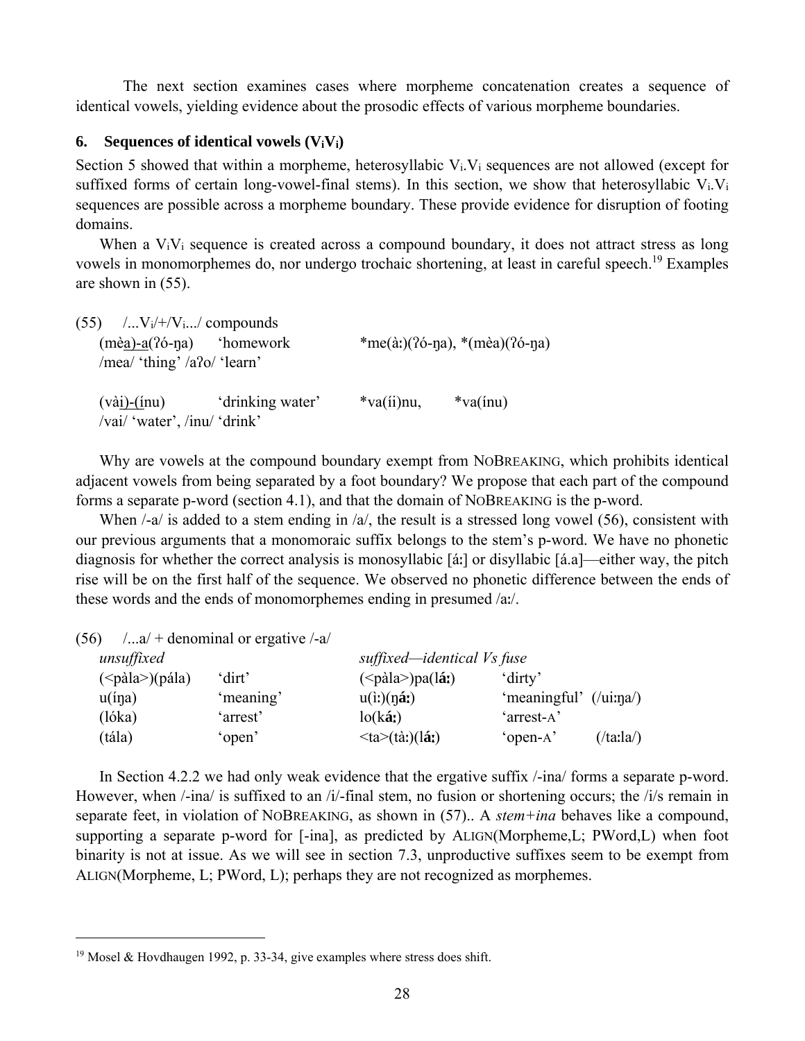The next section examines cases where morpheme concatenation creates a sequence of identical vowels, yielding evidence about the prosodic effects of various morpheme boundaries.

## 6. Sequences of identical vowels ($V_iV_i$)

Section 5 showed that within a morpheme, heterosyllabic $V_i.V_i$ sequences are not allowed (except for suffixed forms of certain long-vowel-final stems). In this section, we show that heterosyllabic $V_i.V_i$ sequences are possible across a morpheme boundary. These provide evidence for disruption of footing domains.

When a $V_iV_i$ sequence is created across a compound boundary, it does not attract stress as long vowels in monomorphemes do, nor undergo trochaic shortening, at least in careful speech.[19] Examples are shown in (55).

(55) /...$V_i$/+/$V_i$.../ compounds

| | | |
|---|---|---|
| (mèa)-a(ʔó-ŋa) | 'homework | *me(àː)(ʔó-ŋa), *(mèa)(ʔó-ŋa) |
| /mea/ 'thing' /aʔo/ 'learn' | | |
| (vài)-(ínu) | 'drinking water' | *va(íi)nu, *va(ínu) |
| /vai/ 'water', /inu/ 'drink' | | |

Why are vowels at the compound boundary exempt from NoBreaking, which prohibits identical adjacent vowels from being separated by a foot boundary? We propose that each part of the compound forms a separate p-word (section 4.1), and that the domain of NoBreaking is the p-word.

When /-a/ is added to a stem ending in /a/, the result is a stressed long vowel (56), consistent with our previous arguments that a monomoraic suffix belongs to the stem's p-word. We have no phonetic diagnosis for whether the correct analysis is monosyllabic [áː] or disyllabic [á.a]—either way, the pitch rise will be on the first half of the sequence. We observed no phonetic difference between the ends of these words and the ends of monomorphemes ending in presumed /aː/.

(56) /...a/ + denominal or ergative /-a/

| *unsuffixed* | | *suffixed—identical Vs fuse* | |
|---|---|---|---|
| (<pàla>)(pála) | 'dirt' | (<pàla>)pa(**láː**) | 'dirty' |
| u(íŋa) | 'meaning' | u(ìː)(**ŋáː**) | 'meaningful' (/uiːŋa/) |
| (lóka) | 'arrest' | lo(**káː**) | 'arrest-A' |
| (tála) | 'open' | <ta>(tàː)(**láː**) | 'open-A' (/taːla/) |

In Section 4.2.2 we had only weak evidence that the ergative suffix /-ina/ forms a separate p-word. However, when /-ina/ is suffixed to an /i/-final stem, no fusion or shortening occurs; the /i/s remain in separate feet, in violation of NoBreaking, as shown in (57).. A *stem+ina* behaves like a compound, supporting a separate p-word for [-ina], as predicted by Align(Morpheme,L; PWord,L) when foot binarity is not at issue. As we will see in section 7.3, unproductive suffixes seem to be exempt from Align(Morpheme, L; PWord, L); perhaps they are not recognized as morphemes.

[19] Mosel & Hovdhaugen 1992, p. 33-34, give examples where stress does shift.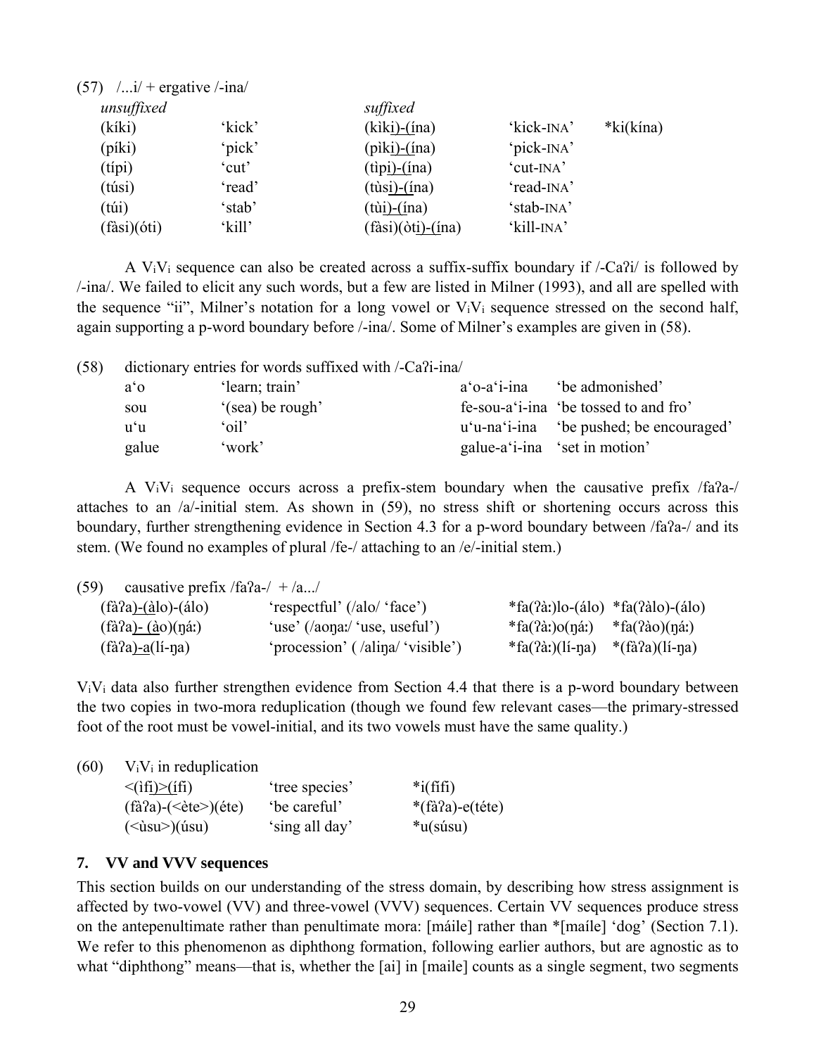(57) /...i/ + ergative /-ina/

| *unsuffixed* | | *suffixed* | | |
|---|---|---|---|---|
| (kíki) | 'kick' | (kìki)-(ína) | 'kick-INA' | *ki(kína) |
| (píki) | 'pick' | (pìki)-(ína) | 'pick-INA' | |
| (típi) | 'cut' | (tìpi)-(ína) | 'cut-INA' | |
| (túsi) | 'read' | (tùsi)-(ína) | 'read-INA' | |
| (túi) | 'stab' | (tùi)-(ína) | 'stab-INA' | |
| (fàsi)(óti) | 'kill' | (fàsi)(òti)-(ína) | 'kill-INA' | |

A $V_iV_i$ sequence can also be created across a suffix-suffix boundary if /-Caʔi/ is followed by /-ina/. We failed to elicit any such words, but a few are listed in Milner (1993), and all are spelled with the sequence "ii", Milner's notation for a long vowel or $V_iV_i$ sequence stressed on the second half, again supporting a p-word boundary before /-ina/. Some of Milner's examples are given in (58).

(58) dictionary entries for words suffixed with /-Caʔi-ina/

| | | | |
|---|---|---|---|
| a'o | 'learn; train' | a'o-a'i-ina | 'be admonished' |
| sou | '(sea) be rough' | fe-sou-a'i-ina | 'be tossed to and fro' |
| u'u | 'oil' | u'u-na'i-ina | 'be pushed; be encouraged' |
| galue | 'work' | galue-a'i-ina | 'set in motion' |

A $V_iV_i$ sequence occurs across a prefix-stem boundary when the causative prefix /faʔa-/ attaches to an /a/-initial stem. As shown in (59), no stress shift or shortening occurs across this boundary, further strengthening evidence in Section 4.3 for a p-word boundary between /faʔa-/ and its stem. (We found no examples of plural /fe-/ attaching to an /e/-initial stem.)

(59) causative prefix /faʔa-/ + /a.../

| | | | |
|---|---|---|---|
| (fàʔa)-(àlo)-(álo) | 'respectful' (/alo/ 'face') | *fa(ʔàː)lo-(álo) | *fa(ʔàlo)-(álo) |
| (fàʔa)- (ào)(ŋáː) | 'use' (/aoŋaː/ 'use, useful') | *fa(ʔàː)o(ŋáː) | *fa(ʔào)(ŋáː) |
| (fàʔa)-a(lí-ŋa) | 'procession' ( /aliŋa/ 'visible') | *fa(ʔàː)(lí-ŋa) | *(fàʔa)(lí-ŋa) |

$V_iV_i$ data also further strengthen evidence from Section 4.4 that there is a p-word boundary between the two copies in two-mora reduplication (though we found few relevant cases—the primary-stressed foot of the root must be vowel-initial, and its two vowels must have the same quality.)

(60) $V_iV_i$ in reduplication

| | | |
|---|---|---|
| <(ìfi)>(ífi) | 'tree species' | *i(fífi) |
| (fàʔa)-(<ète>)(éte) | 'be careful' | *(fàʔa)-e(téte) |
| (<ùsu>)(úsu) | 'sing all day' | *u(súsu) |

## 7. VV and VVV sequences

This section builds on our understanding of the stress domain, by describing how stress assignment is affected by two-vowel (VV) and three-vowel (VVV) sequences. Certain VV sequences produce stress on the antepenultimate rather than penultimate mora: [máile] rather than *[maíle] 'dog' (Section 7.1). We refer to this phenomenon as diphthong formation, following earlier authors, but are agnostic as to what "diphthong" means—that is, whether the [ai] in [maile] counts as a single segment, two segments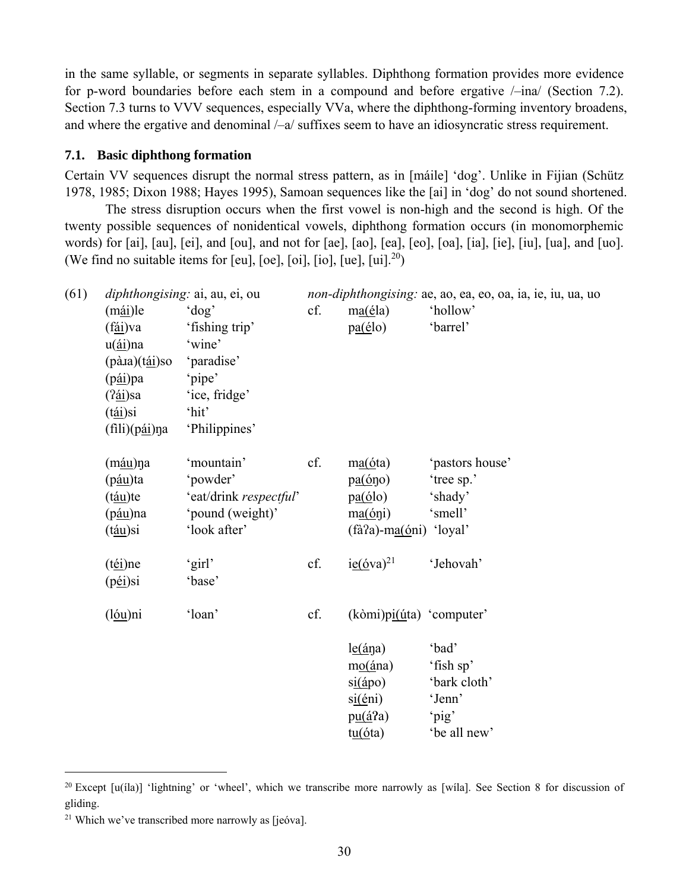in the same syllable, or segments in separate syllables. Diphthong formation provides more evidence for p-word boundaries before each stem in a compound and before ergative /–ina/ (Section 7.2). Section 7.3 turns to VVV sequences, especially VVa, where the diphthong-forming inventory broadens, and where the ergative and denominal /–a/ suffixes seem to have an idiosyncratic stress requirement.

### 7.1. Basic diphthong formation

Certain VV sequences disrupt the normal stress pattern, as in [máile] 'dog'. Unlike in Fijian (Schütz 1978, 1985; Dixon 1988; Hayes 1995), Samoan sequences like the [ai] in 'dog' do not sound shortened.

The stress disruption occurs when the first vowel is non-high and the second is high. Of the twenty possible sequences of nonidentical vowels, diphthong formation occurs (in monomorphemic words) for [ai], [au], [ei], and [ou], and not for [ae], [ao], [ea], [eo], [oa], [ia], [ie], [iu], [ua], and [uo]. (We find no suitable items for [eu], [oe], [oi], [io], [ue], [ui].[20])

(61)

| | *diphthongising:* ai, au, ei, ou | | | *non-diphthongising:* ae, ao, ea, eo, oa, ia, ie, iu, ua, uo | |
|---|---|---|---|---|---|
| | (máiले)le | | | | |

in the same syllable, or segments in separate syllables. Diphthong formation provides more evidence for p-word boundaries before each stem in a compound and before ergative /–ina/ (Section 7.2). Section 7.3 turns to VVV sequences, especially VVa, where the diphthong-forming inventory broadens, and where the ergative and denominal /–a/ suffixes seem to have an idiosyncratic stress requirement.

### 7.1. Basic diphthong formation

Certain VV sequences disrupt the normal stress pattern, as in [máile] 'dog'. Unlike in Fijian (Schütz 1978, 1985; Dixon 1988; Hayes 1995), Samoan sequences like the [ai] in 'dog' do not sound shortened.

The stress disruption occurs when the first vowel is non-high and the second is high. Of the twenty possible sequences of nonidentical vowels, diphthong formation occurs (in monomorphemic words) for [ai], [au], [ei], and [ou], and not for [ae], [ao], [ea], [eo], [oa], [ia], [ie], [iu], [ua], and [uo]. (We find no suitable items for [eu], [oe], [oi], [io], [ue], [ui].[20])

(61)

| *diphthongising:* ai, au, ei, ou | | | *non-diphthongising:* ae, ao, ea, eo, oa, ia, ie, iu, ua, uo | |
|---|---|---|---|---|
| (m<u>ái</u>)le | 'dog' | cf. | ma<u>(é</u>la) | 'hollow' |
| (f<u>ái</u>)va | 'fishing trip' | | pa<u>(é</u>lo) | 'barrel' |
| u(<u>ái</u>)na | 'wine' | | | |
| (pàɹa)(t<u>ái</u>)so | 'paradise' | | | |
| (p<u>ái</u>)pa | 'pipe' | | | |
| (ʔ<u>ái</u>)sa | 'ice, fridge' | | | |
| (t<u>ái</u>)si | 'hit' | | | |
| (fili)(p<u>ái</u>)ŋa | 'Philippines' | | | |
| (m<u>áu</u>)ŋa | 'mountain' | cf. | ma<u>(ó</u>ta) | 'pastors house' |
| (p<u>áu</u>)ta | 'powder' | | pa<u>(ó</u>ŋo) | 'tree sp.' |
| (t<u>áu</u>)te | 'eat/drink *respectful*' | | pa<u>(ó</u>lo) | 'shady' |
| (p<u>áu</u>)na | 'pound (weight)' | | ma<u>(ó</u>ŋi) | 'smell' |
| (t<u>áu</u>)si | 'look after' | | (fàʔa)-ma<u>(ó</u>ni) | 'loyal' |
| (t<u>éi</u>)ne | 'girl' | cf. | ie<u>(ó</u>va)[21] | 'Jehovah' |
| (p<u>éi</u>)si | 'base' | | | |
| (l<u>óu</u>)ni | 'loan' | cf. | (kòmi)pi<u>(ú</u>ta) | 'computer' |
| | | | le<u>(á</u>ŋa) | 'bad' |
| | | | mo<u>(á</u>na) | 'fish sp' |
| | | | si<u>(á</u>po) | 'bark cloth' |
| | | | si<u>(é</u>ni) | 'Jenn' |
| | | | pu<u>(á</u>ʔa) | 'pig' |
| | | | tu<u>(ó</u>ta) | 'be all new' |

[20] Except [u(íla)] 'lightning' or 'wheel', which we transcribe more narrowly as [wíla]. See Section 8 for discussion of gliding.

[21] Which we've transcribed more narrowly as [jeóva].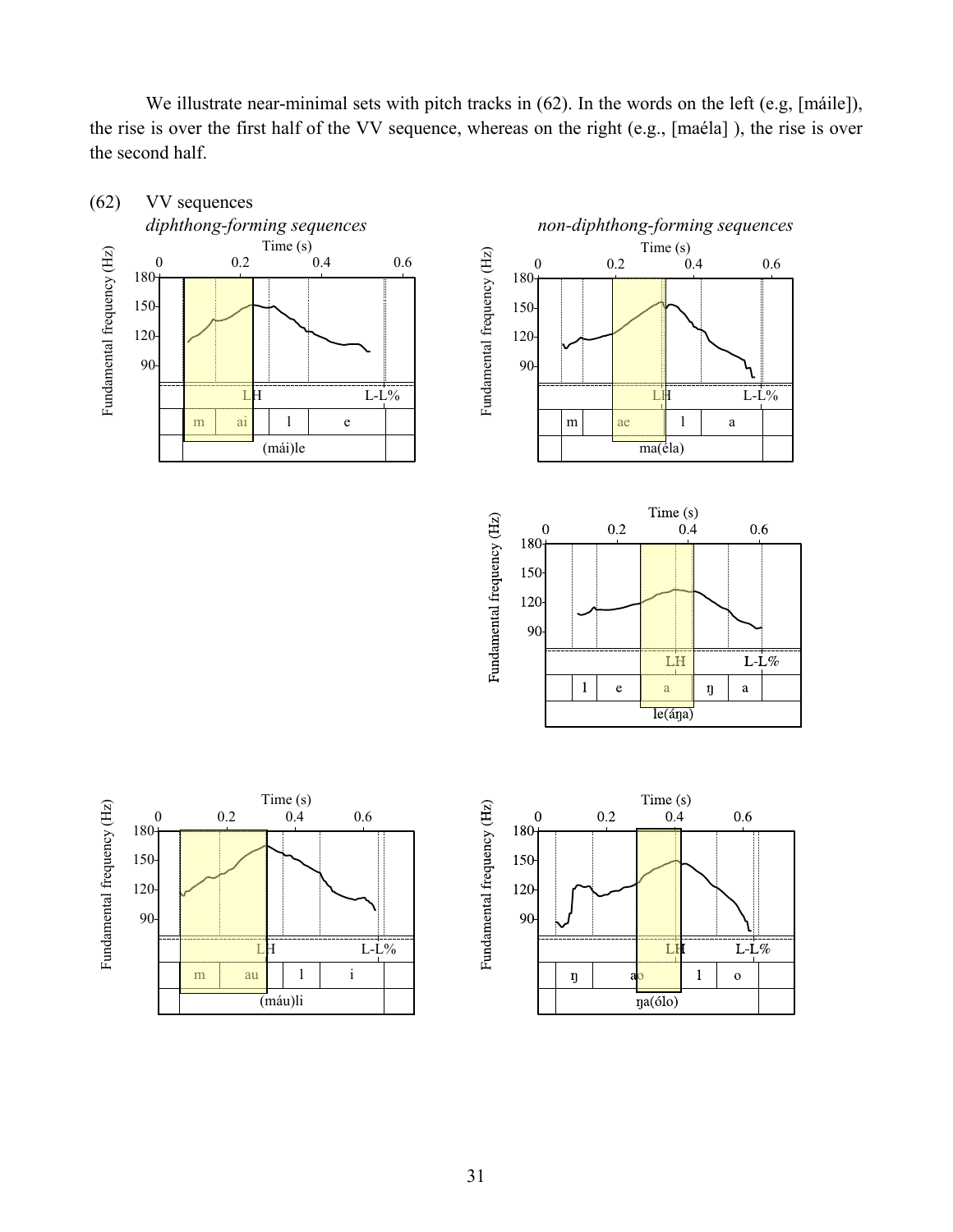We illustrate near-minimal sets with pitch tracks in (62). In the words on the left (e.g, [máile]), the rise is over the first half of the VV sequence, whereas on the right (e.g., [maéla] ), the rise is over the second half.

(62) VV sequences

*diphthong-forming sequences* — *non-diphthong-forming sequences*

| diphthong-forming sequences | non-diphthong-forming sequences |
| --- | --- |
| (mái)le: m ai l e — LH L-L% | ma(éla): m ae l a — LH L-L% |
| | le(áŋa): l e a ŋ a — LH L-L% |
| (máu)li: m au l i — LH L-L% | ŋa(ólo): ŋ ao l o — LH L-L% |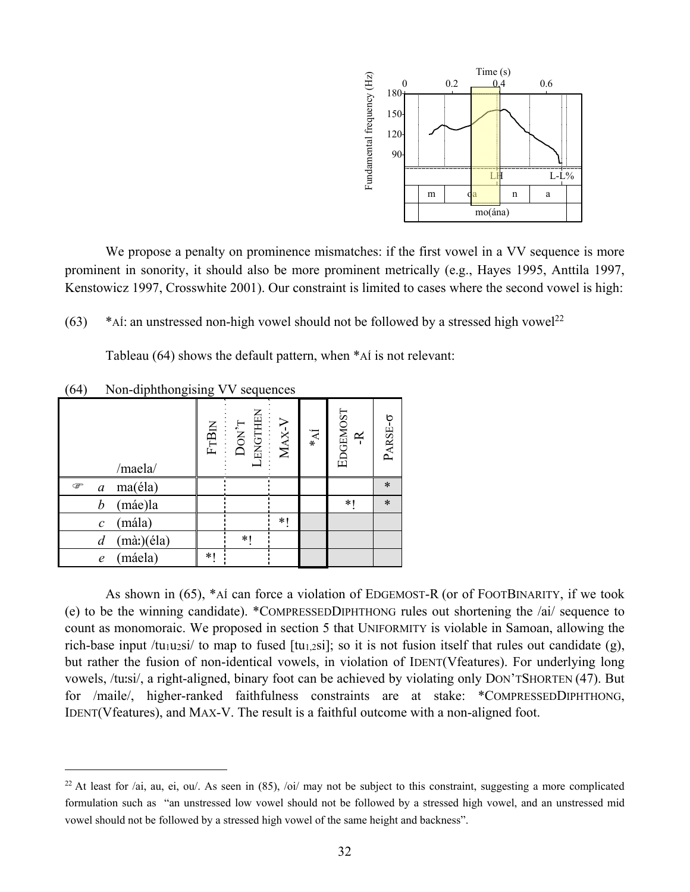We propose a penalty on prominence mismatches: if the first vowel in a VV sequence is more prominent in sonority, it should also be more prominent metrically (e.g., Hayes 1995, Anttila 1997, Kenstowicz 1997, Crosswhite 2001). Our constraint is limited to cases where the second vowel is high:

(63) *Aí: an unstressed non-high vowel should not be followed by a stressed high vowel[22]

Tableau (64) shows the default pattern, when *Aí is not relevant:

(64) Non-diphthongising VV sequences

| /maela/ | | FtBin | Don't Lengthen | Max-V | *Aí | Edgemost-R | Parse-σ |
|---|---|---|---|---|---|---|---|
| ☞ *a* | ma(éla) | | | | | | * |
| *b* | (máe)la | | | | | *! | * |
| *c* | (mála) | | | *! | | | |
| *d* | (màː)(éla) | | *! | | | | |
| *e* | (máela) | *! | | | | | |

As shown in (65), *Aí can force a violation of Edgemost-R (or of FootBinarity, if we took (e) to be the winning candidate). *CompressedDiphthong rules out shortening the /ai/ sequence to count as monomoraic. We proposed in section 5 that Uniformity is violable in Samoan, allowing the rich-base input /tu$_1$u$_2$si/ to map to fused [tu$_{1,2}$si]; so it is not fusion itself that rules out candidate (g), but rather the fusion of non-identical vowels, in violation of Ident(Vfeatures). For underlying long vowels, /tuːsi/, a right-aligned, binary foot can be achieved by violating only Don'tShorten (47). But for /maile/, higher-ranked faithfulness constraints are at stake: *CompressedDiphthong, Ident(Vfeatures), and Max-V. The result is a faithful outcome with a non-aligned foot.

[22] At least for /ai, au, ei, ou/. As seen in (85), /oi/ may not be subject to this constraint, suggesting a more complicated formulation such as "an unstressed low vowel should not be followed by a stressed high vowel, and an unstressed mid vowel should not be followed by a stressed high vowel of the same height and backness".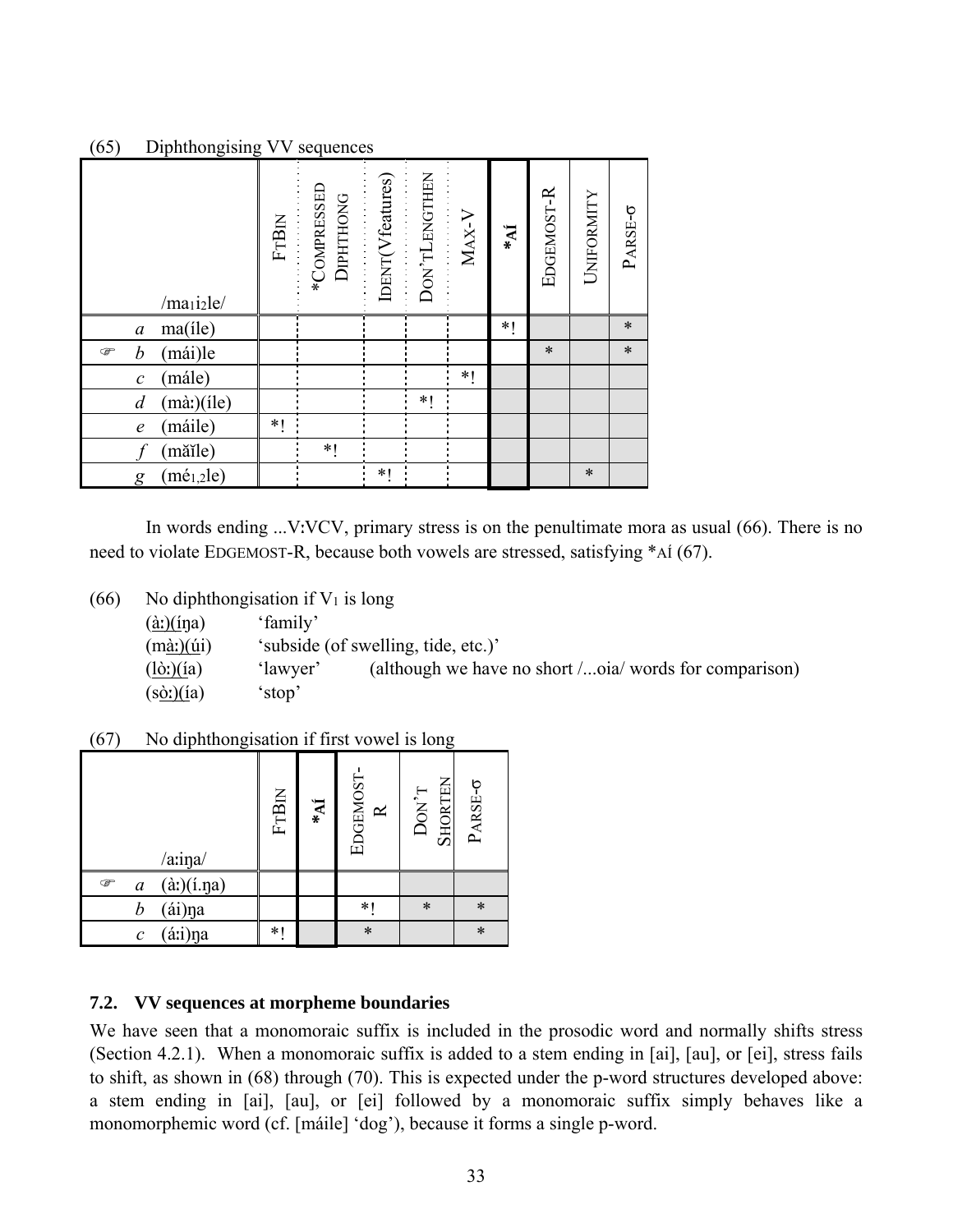(65) Diphthongising VV sequences

| | | /ma₁i₂le/ | FtBin | *Compressed Diphthong | Ident(Vfeatures) | Don'tLengthen | Max-V | *Aí | Edgemost-R | Uniformity | Parse-σ |
|---|---|---|---|---|---|---|---|---|---|---|---|
| | *a* | ma(íle) | | | | | | *! | | | * |
| ☞ | *b* | (mái)le | | | | | | | * | | * |
| | *c* | (mále) | | | | | *! | | | | |
| | *d* | (mà:)(íle) | | | | *! | | | | | |
| | *e* | (máile) | *! | | | | | | | | |
| | *f* | (mǎǐle) | | *! | | | | | | | |
| | *g* | (mé₁,₂le) | | | *! | | | | | * | |

In words ending ...V:VCV, primary stress is on the penultimate mora as usual (66). There is no need to violate Edgemost-R, because both vowels are stressed, satisfying *Aí (67).

(66) No diphthongisation if $V_1$ is long

| | | |
|---|---|---|
| (à:)(íŋa) | 'family' | |
| (mà:)(úi) | 'subside (of swelling, tide, etc.)' | |
| (lò:)(ía) | 'lawyer' | (although we have no short /...oia/ words for comparison) |
| (sò:)(ía) | 'stop' | |

(67) No diphthongisation if first vowel is long

| | | /a:iŋa/ | FtBin | *Aí | Edgemost-R | Don't Shorten | Parse-σ |
|---|---|---|---|---|---|---|---|
| ☞ | *a* | (à:)(í.ŋa) | | | | | |
| | *b* | (ái)ŋa | | | *! | * | * |
| | *c* | (á:i)ŋa | *! | | * | | * |

### 7.2. VV sequences at morpheme boundaries

We have seen that a monomoraic suffix is included in the prosodic word and normally shifts stress (Section 4.2.1). When a monomoraic suffix is added to a stem ending in [ai], [au], or [ei], stress fails to shift, as shown in (68) through (70). This is expected under the p-word structures developed above: a stem ending in [ai], [au], or [ei] followed by a monomoraic suffix simply behaves like a monomorphemic word (cf. [máile] 'dog'), because it forms a single p-word.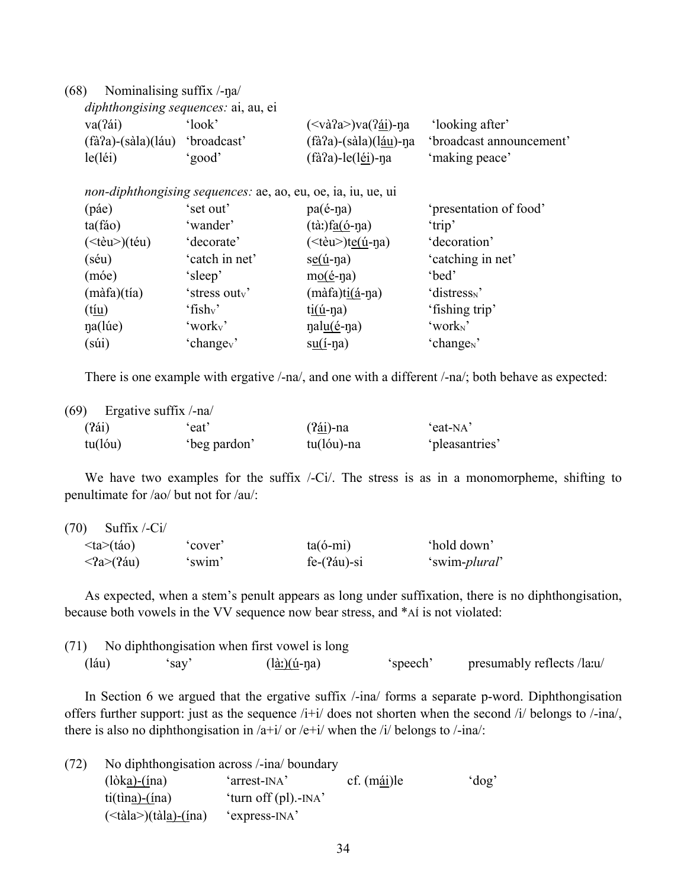(68) Nominalising suffix /-ŋa/

*diphthongising sequences:* ai, au, ei

| | | | |
|---|---|---|---|
| va(ʔái) | 'look' | (<vàʔa>)va(ʔ<u>ái</u>)-ŋa | 'looking after' |
| (fàʔa)-(sàla)(láu) | 'broadcast' | (fàʔa)-(sàla)(l<u>áu</u>)-ŋa | 'broadcast announcement' |
| le(léi) | 'good' | (fàʔa)-le(l<u>éi</u>)-ŋa | 'making peace' |

*non-diphthongising sequences:* ae, ao, eu, oe, ia, iu, ue, ui

| | | | |
|---|---|---|---|
| (páe) | 'set out' | pa(é-ŋa) | 'presentation of food' |
| ta(fáo) | 'wander' | (tàː)f<u>a(ó</u>-ŋa) | 'trip' |
| (<tèu>)(téu) | 'decorate' | (<tèu>)t<u>e(ú</u>-ŋa) | 'decoration' |
| (séu) | 'catch in net' | s<u>e(ú</u>-ŋa) | 'catching in net' |
| (móe) | 'sleep' | m<u>o(é</u>-ŋa) | 'bed' |
| (màfa)(tía) | 'stress out$_V$' | (màfa)t<u>i(á</u>-ŋa) | 'distress$_N$' |
| (t<u>íu</u>) | 'fish$_V$' | t<u>i(ú</u>-ŋa) | 'fishing trip' |
| ŋa(lúe) | 'work$_V$' | ŋal<u>u(é</u>-ŋa) | 'work$_N$' |
| (súi) | 'change$_V$' | s<u>u(í</u>-ŋa) | 'change$_N$' |

There is one example with ergative /-na/, and one with a different /-na/; both behave as expected:

(69) Ergative suffix /-na/

| | | | |
|---|---|---|---|
| (ʔái) | 'eat' | (ʔ<u>ái</u>)-na | 'eat-NA' |
| tu(lóu) | 'beg pardon' | tu(lóu)-na | 'pleasantries' |

We have two examples for the suffix /-Ci/. The stress is as in a monomorpheme, shifting to penultimate for /ao/ but not for /au/:

(70) Suffix /-Ci/

| | | | |
|---|---|---|---|
| <ta>(táo) | 'cover' | ta(ó-mi) | 'hold down' |
| <ʔa>(ʔáu) | 'swim' | fe-(ʔáu)-si | 'swim-*plural*' |

As expected, when a stem's penult appears as long under suffixation, there is no diphthongisation, because both vowels in the VV sequence now bear stress, and *Aí is not violated:

(71) No diphthongisation when first vowel is long

| | | | | |
|---|---|---|---|---|
| (láu) | 'say' | (l<u>àː)(ú</u>-ŋa) | 'speech' | presumably reflects /laːu/ |

In Section 6 we argued that the ergative suffix /-ina/ forms a separate p-word. Diphthongisation offers further support: just as the sequence /i+i/ does not shorten when the second /i/ belongs to /-ina/, there is also no diphthongisation in /a+i/ or /e+i/ when the /i/ belongs to /-ina/:

(72) No diphthongisation across /-ina/ boundary

| | | | |
|---|---|---|---|
| (lòk<u>a)-(í</u>na) | 'arrest-INA' | cf. (m<u>ái</u>)le | 'dog' |
| ti(tìn<u>a)-(í</u>na) | 'turn off (pl).-INA' | | |
| (<tàla>)(tàl<u>a)-(í</u>na) | 'express-INA' | | |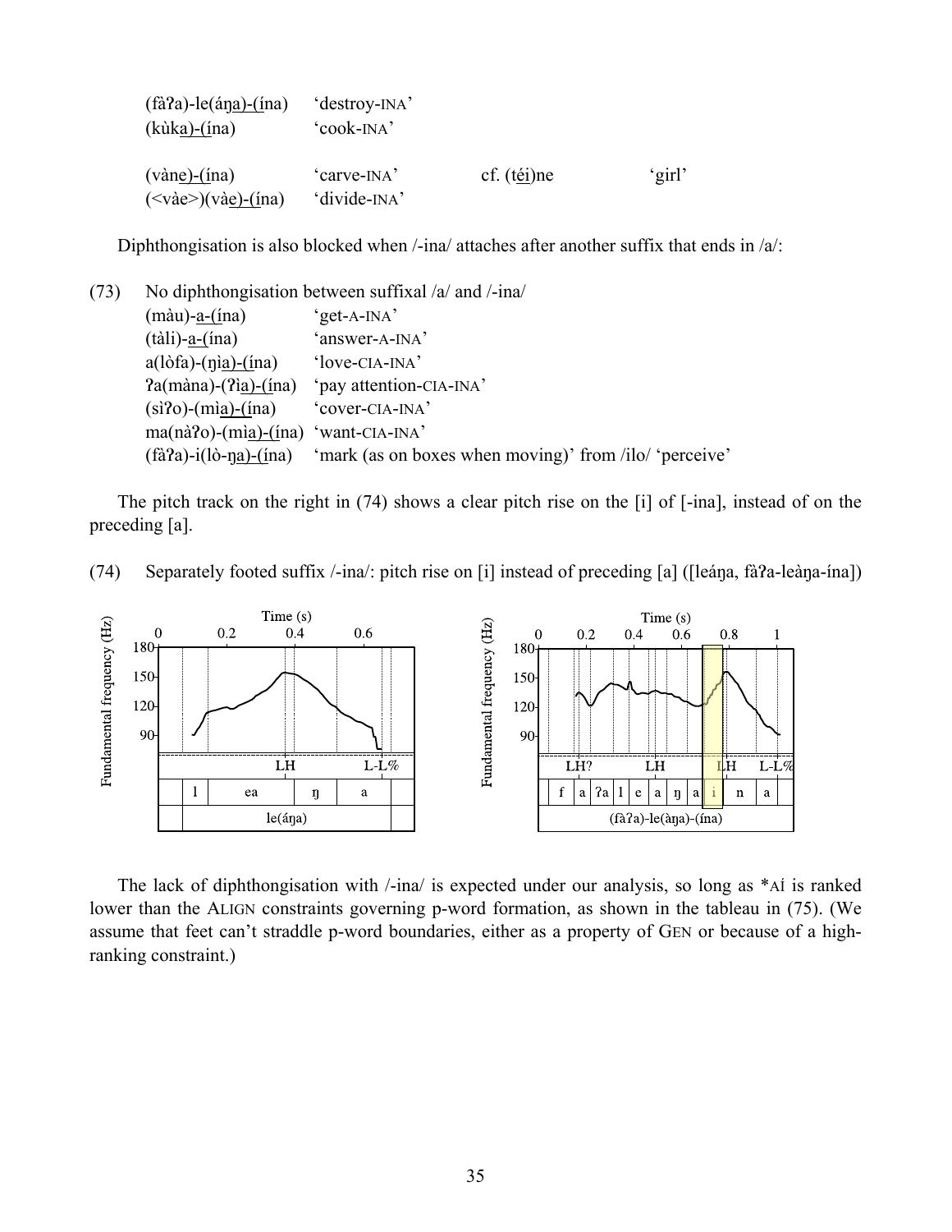(fàʔa)-le(áŋa)-(ína) ‘destroy-INA’
(kùka)-(ína) ‘cook-INA’

(vàne)-(ína) ‘carve-INA’ cf. (téi)ne ‘girl’
(<vàe>)(vàe)-(ína) ‘divide-INA’

Diphthongisation is also blocked when /-ina/ attaches after another suffix that ends in /a/:

(73) No diphthongisation between suffixal /a/ and /-ina/

| | |
|---|---|
| (màu)-a-(ína) | ‘get-A-INA’ |
| (tàli)-a-(ína) | ‘answer-A-INA’ |
| a(lòfa)-(ŋìa)-(ína) | ‘love-CIA-INA’ |
| ʔa(màna)-(ʔìa)-(ína) | ‘pay attention-CIA-INA’ |
| (sìʔo)-(mìa)-(ína) | ‘cover-CIA-INA’ |
| ma(nàʔo)-(mìa)-(ína) | ‘want-CIA-INA’ |
| (fàʔa)-i(lò-ŋa)-(ína) | ‘mark (as on boxes when moving)’ from /ilo/ ‘perceive’ |

The pitch track on the right in (74) shows a clear pitch rise on the [i] of [-ina], instead of on the preceding [a].

(74) Separately footed suffix /-ina/: pitch rise on [i] instead of preceding [a] ([leáŋa, fàʔa-leàŋa-ína])

The lack of diphthongisation with /-ina/ is expected under our analysis, so long as *AÍ is ranked lower than the ALIGN constraints governing p-word formation, as shown in the tableau in (75). (We assume that feet can’t straddle p-word boundaries, either as a property of GEN or because of a high-ranking constraint.)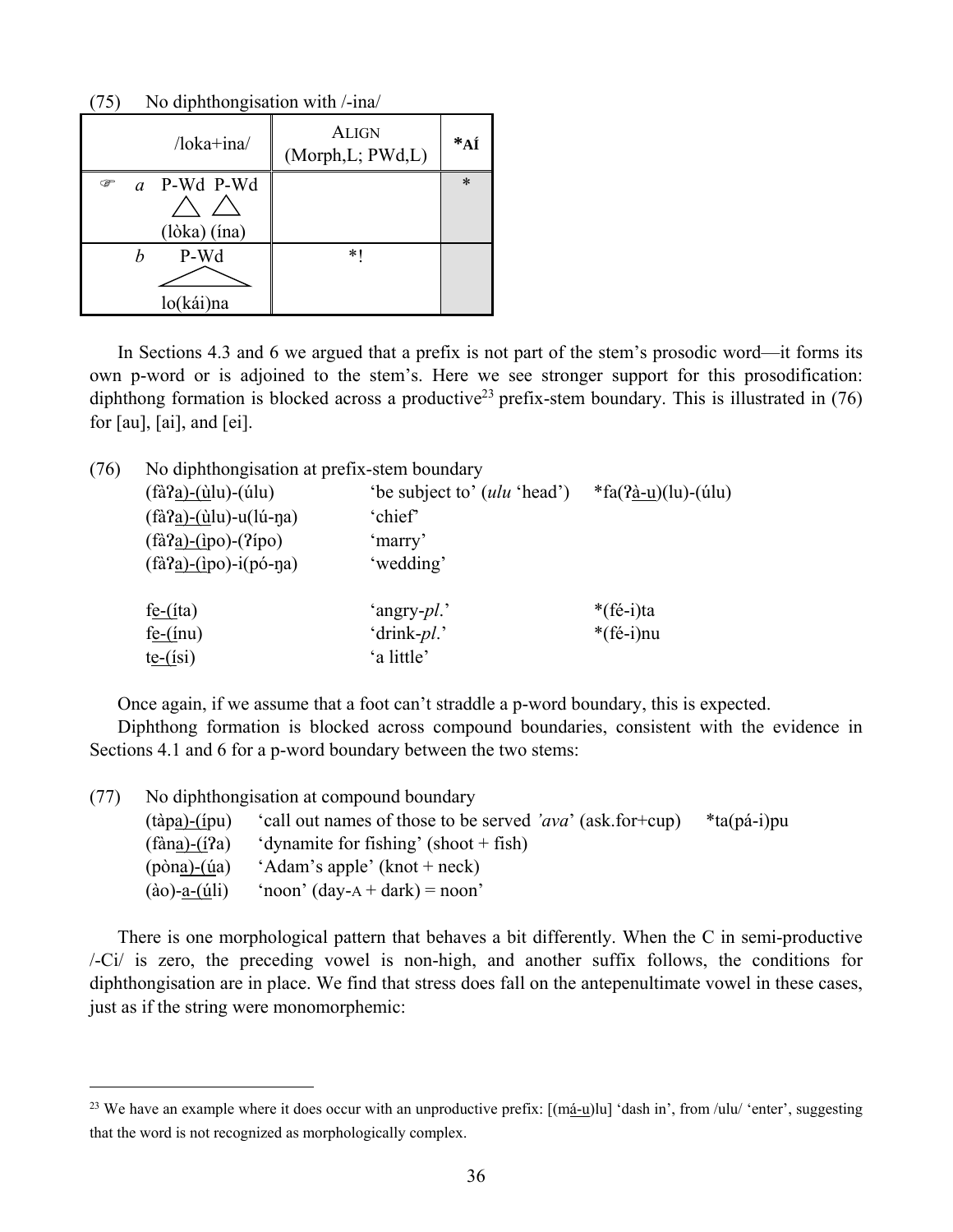(75) No diphthongisation with /-ina/

| /loka+ina/ | ALIGN (Morph,L; PWd,L) | *AÍ |
|---|---|---|
| ☞ *a* P-Wd P-Wd (lòka) (ína) | | * |
| *b* P-Wd lo(kái)na | *! | |

In Sections 4.3 and 6 we argued that a prefix is not part of the stem's prosodic word—it forms its own p-word or is adjoined to the stem's. Here we see stronger support for this prosodification: diphthong formation is blocked across a productive[23] prefix-stem boundary. This is illustrated in (76) for [au], [ai], and [ei].

(76) No diphthongisation at prefix-stem boundary

| | | |
|---|---|---|
| (fàʔa)-(ùlu)-(úlu) | 'be subject to' (*ulu* 'head') | *fa(ʔà-u)(lu)-(úlu) |
| (fàʔa)-(ùlu)-u(lú-ŋa) | 'chief' | |
| (fàʔa)-(ipo)-(ʔípo) | 'marry' | |
| (fàʔa)-(ipo)-i(pó-ŋa) | 'wedding' | |
| fe-(íta) | 'angry-*pl*.' | *(fé-i)ta |
| fe-(ínu) | 'drink-*pl*.' | *(fé-i)nu |
| te-(ísi) | 'a little' | |

Once again, if we assume that a foot can't straddle a p-word boundary, this is expected.

Diphthong formation is blocked across compound boundaries, consistent with the evidence in Sections 4.1 and 6 for a p-word boundary between the two stems:

(77) No diphthongisation at compound boundary

| | | |
|---|---|---|
| (tàpa)-(ípu) | 'call out names of those to be served *'ava*' (ask.for+cup) | *ta(pá-i)pu |
| (fàna)-(íʔa) | 'dynamite for fishing' (shoot + fish) | |
| (pòna)-(úa) | 'Adam's apple' (knot + neck) | |
| (ào)-a-(úli) | 'noon' (day-A + dark) = noon' | |

There is one morphological pattern that behaves a bit differently. When the C in semi-productive /-Ci/ is zero, the preceding vowel is non-high, and another suffix follows, the conditions for diphthongisation are in place. We find that stress does fall on the antepenultimate vowel in these cases, just as if the string were monomorphemic:

[23] We have an example where it does occur with an unproductive prefix: [(má-u)lu] 'dash in', from /ulu/ 'enter', suggesting that the word is not recognized as morphologically complex.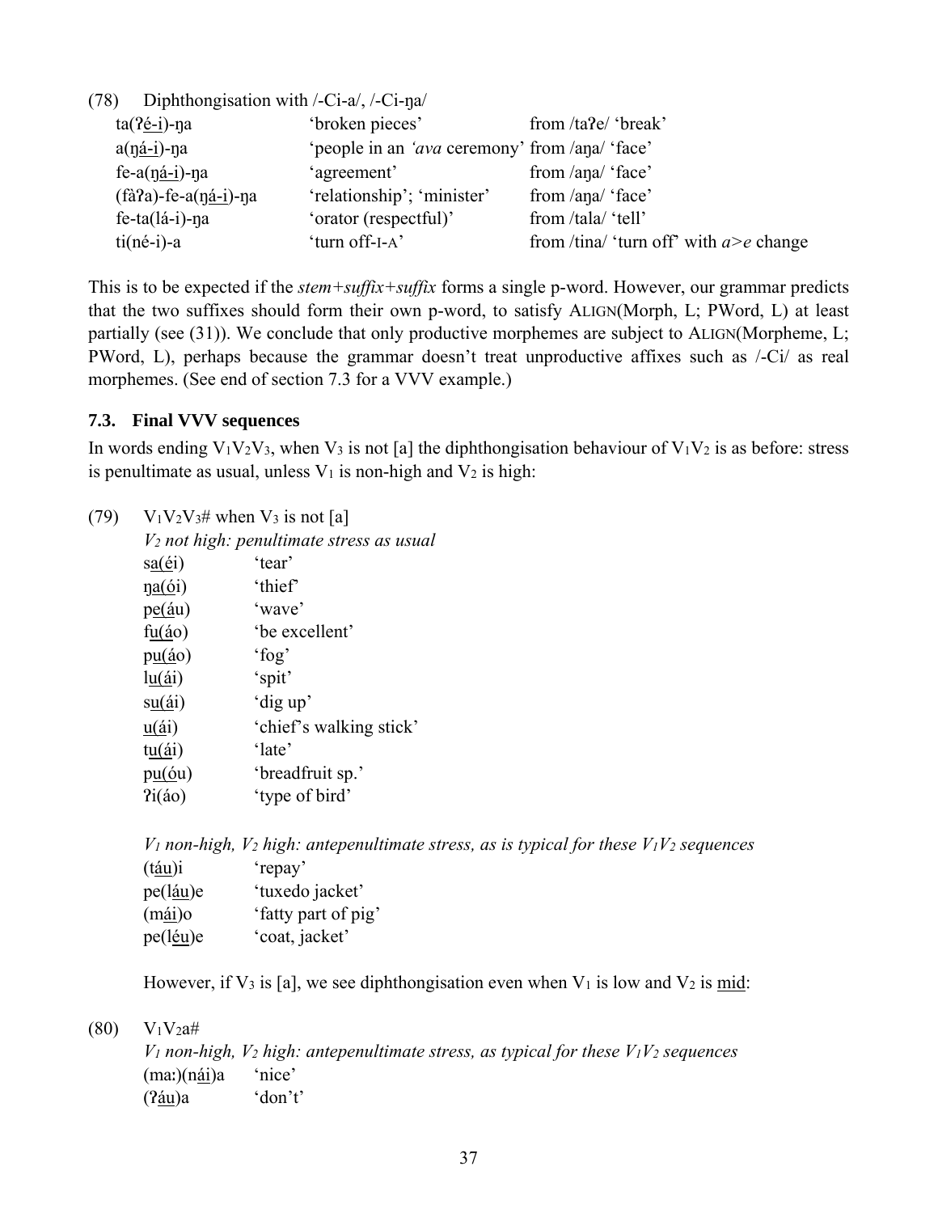(78) Diphthongisation with /-Ci-a/, /-Ci-ŋa/

| | | |
|---|---|---|
| ta(<u>ʔé-i</u>)-ŋa | 'broken pieces' | from /taʔe/ 'break' |
| a(<u>ŋá-i</u>)-ŋa | 'people in an *'ava* ceremony' | from /aŋa/ 'face' |
| fe-a(<u>ŋá-i</u>)-ŋa | 'agreement' | from /aŋa/ 'face' |
| (fàʔa)-fe-a(<u>ŋá-i</u>)-ŋa | 'relationship'; 'minister' | from /aŋa/ 'face' |
| fe-ta(lá-i)-ŋa | 'orator (respectful)' | from /tala/ 'tell' |
| ti(né-i)-a | 'turn off-I-A' | from /tina/ 'turn off' with *a*>*e* change |

This is to be expected if the *stem+suffix+suffix* forms a single p-word. However, our grammar predicts that the two suffixes should form their own p-word, to satisfy ALIGN(Morph, L; PWord, L) at least partially (see (31)). We conclude that only productive morphemes are subject to ALIGN(Morpheme, L; PWord, L), perhaps because the grammar doesn't treat unproductive affixes such as /-Ci/ as real morphemes. (See end of section 7.3 for a VVV example.)

### 7.3. Final VVV sequences

In words ending $V_1V_2V_3$, when $V_3$ is not [a] the diphthongisation behaviour of $V_1V_2$ is as before: stress is penultimate as usual, unless $V_1$ is non-high and $V_2$ is high:

(79) $V_1V_2V_3$# when $V_3$ is not [a]

*$V_2$ not high: penultimate stress as usual*

| | |
|---|---|
| s<u>a(éi</u>) | 'tear' |
| ŋ<u>a(ói</u>) | 'thief' |
| p<u>e(áu</u>) | 'wave' |
| f<u>u(áo</u>) | 'be excellent' |
| p<u>u(áo</u>) | 'fog' |
| l<u>u(ái</u>) | 'spit' |
| s<u>u(ái</u>) | 'dig up' |
| <u>u(ái</u>) | 'chief's walking stick' |
| t<u>u(ái</u>) | 'late' |
| p<u>u(óu</u>) | 'breadfruit sp.' |
| ʔi(áo) | 'type of bird' |

*$V_1$ non-high, $V_2$ high: antepenultimate stress, as is typical for these $V_1V_2$ sequences*

| | |
|---|---|
| (t<u>áu</u>)i | 'repay' |
| pe(l<u>áu</u>)e | 'tuxedo jacket' |
| (m<u>ái</u>)o | 'fatty part of pig' |
| pe(l<u>éu</u>)e | 'coat, jacket' |

However, if $V_3$ is [a], we see diphthongisation even when $V_1$ is low and $V_2$ is <u>mid</u>:

(80) $V_1V_2$a#

*$V_1$ non-high, $V_2$ high: antepenultimate stress, as typical for these $V_1V_2$ sequences*

| | |
|---|---|
| (maː)(n<u>ái</u>)a | 'nice' |
| (ʔ<u>áu</u>)a | 'don't' |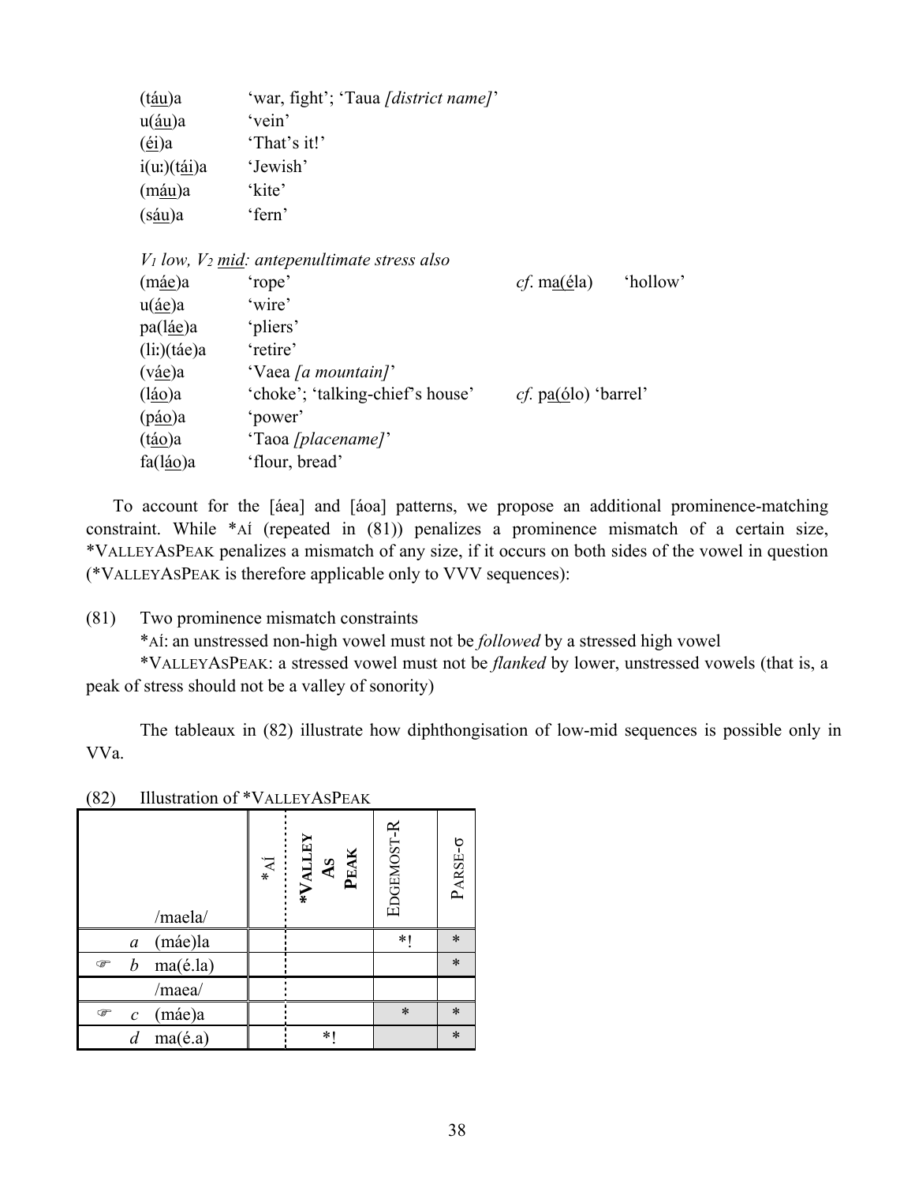| | |
|---|---|
| (<u>táu</u>)a | 'war, fight'; 'Taua *[district name]*' |
| u(<u>áu</u>)a | 'vein' |
| (<u>éi</u>)a | 'That's it!' |
| i(uː)(<u>tái</u>)a | 'Jewish' |
| (<u>máu</u>)a | 'kite' |
| (<u>sáu</u>)a | 'fern' |

*$V_1$ low, $V_2$ <u>mid</u>: antepenultimate stress also*

| | | | |
|---|---|---|---|
| (<u>máe</u>)a | 'rope' | *cf.* ma(<u>é</u>la) | 'hollow' |
| u(<u>áe</u>)a | 'wire' | | |
| pa(<u>láe</u>)a | 'pliers' | | |
| (liː)(táe)a | 'retire' | | |
| (<u>váe</u>)a | 'Vaea *[a mountain]*' | | |
| (<u>láo</u>)a | 'choke'; 'talking-chief's house' | *cf.* p<u>a</u>(<u>ó</u>lo) 'barrel' | |
| (<u>páo</u>)a | 'power' | | |
| (<u>táo</u>)a | 'Taoa *[placename]*' | | |
| fa(<u>láo</u>)a | 'flour, bread' | | |

To account for the [áea] and [áoa] patterns, we propose an additional prominence-matching constraint. While *AÍ (repeated in (81)) penalizes a prominence mismatch of a certain size, *VALLEYASPEAK penalizes a mismatch of any size, if it occurs on both sides of the vowel in question (*VALLEYASPEAK is therefore applicable only to VVV sequences):

(81) Two prominence mismatch constraints

*AÍ: an unstressed non-high vowel must not be *followed* by a stressed high vowel

*VALLEYASPEAK: a stressed vowel must not be *flanked* by lower, unstressed vowels (that is, a peak of stress should not be a valley of sonority)

The tableaux in (82) illustrate how diphthongisation of low-mid sequences is possible only in VVa.

(82) Illustration of *VALLEYASPEAK

| | | | *AÍ | *VALLEY AS PEAK | EDGEMOST-R | PARSE-σ |
|---|---|---|---|---|---|---|
| | | /maela/ | | | | |
| | *a* | (máe)la | | | *! | * |
| ☞ | *b* | ma(é.la) | | | | * |
| | | /maea/ | | | | |
| ☞ | *c* | (máe)a | | | * | * |
| | *d* | ma(é.a) | | *! | | * |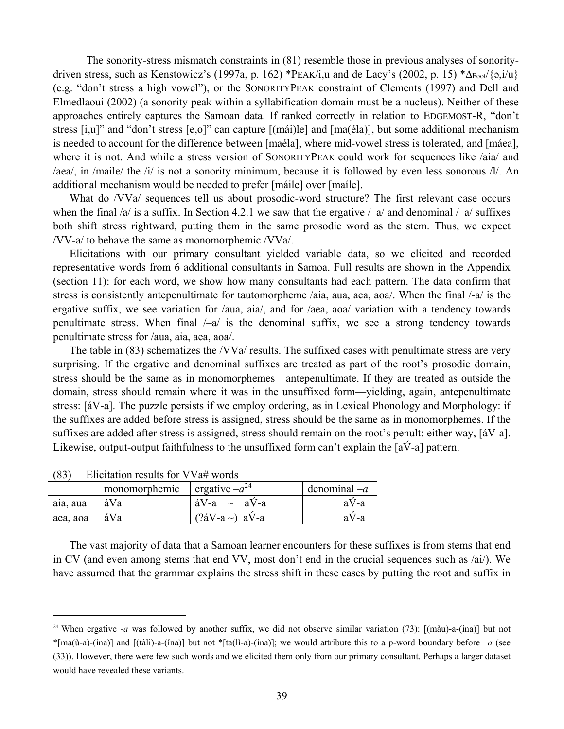The sonority-stress mismatch constraints in (81) resemble those in previous analyses of sonority-driven stress, such as Kenstowicz's (1997a, p. 162) *PEAK/i,u and de Lacy's (2002, p. 15) $*\Delta_{Foot}/\{ə,i/u\}$ (e.g. "don't stress a high vowel"), or the SONORITYPEAK constraint of Clements (1997) and Dell and Elmedlaoui (2002) (a sonority peak within a syllabification domain must be a nucleus). Neither of these approaches entirely captures the Samoan data. If ranked correctly in relation to EDGEMOST-R, "don't stress [i,u]" and "don't stress [e,o]" can capture [(mái)le] and [ma(éla)], but some additional mechanism is needed to account for the difference between [maéla], where mid-vowel stress is tolerated, and [máea], where it is not. And while a stress version of SONORITYPEAK could work for sequences like /aia/ and /aea/, in /maile/ the /i/ is not a sonority minimum, because it is followed by even less sonorous /l/. An additional mechanism would be needed to prefer [máile] over [maíle].

What do /VVa/ sequences tell us about prosodic-word structure? The first relevant case occurs when the final /a/ is a suffix. In Section 4.2.1 we saw that the ergative /–a/ and denominal /–a/ suffixes both shift stress rightward, putting them in the same prosodic word as the stem. Thus, we expect /VV-a/ to behave the same as monomorphemic /VVa/.

Elicitations with our primary consultant yielded variable data, so we elicited and recorded representative words from 6 additional consultants in Samoa. Full results are shown in the Appendix (section 11): for each word, we show how many consultants had each pattern. The data confirm that stress is consistently antepenultimate for tautomorpheme /aia, aua, aea, aoa/. When the final /-a/ is the ergative suffix, we see variation for /aua, aia/, and for /aea, aoa/ variation with a tendency towards penultimate stress. When final /–a/ is the denominal suffix, we see a strong tendency towards penultimate stress for /aua, aia, aea, aoa/.

The table in (83) schematizes the /VVa/ results. The suffixed cases with penultimate stress are very surprising. If the ergative and denominal suffixes are treated as part of the root's prosodic domain, stress should be the same as in monomorphemes—antepenultimate. If they are treated as outside the domain, stress should remain where it was in the unsuffixed form—yielding, again, antepenultimate stress: [áV-a]. The puzzle persists if we employ ordering, as in Lexical Phonology and Morphology: if the suffixes are added before stress is assigned, stress should be the same as in monomorphemes. If the suffixes are added after stress is assigned, stress should remain on the root's penult: either way, [áV-a]. Likewise, output-output faithfulness to the unsuffixed form can't explain the [aV́-a] pattern.

(83) Elicitation results for VVa# words

| | monomorphemic | ergative –*a*[24] | denominal –*a* |
|---|---|---|---|
| aia, aua | áVa | áV-a ~ aV́-a | aV́-a |
| aea, aoa | áVa | (?áV-a ~) aV́-a | aV́-a |

The vast majority of data that a Samoan learner encounters for these suffixes is from stems that end in CV (and even among stems that end VV, most don't end in the crucial sequences such as /ai/). We have assumed that the grammar explains the stress shift in these cases by putting the root and suffix in

[24] When ergative -*a* was followed by another suffix, we did not observe similar variation (73): [(màu)-a-(ína)] but not *[ma(ù-a)-(ína)] and [(tàli)-a-(ína)] but not *[ta(lì-a)-(ína)]; we would attribute this to a p-word boundary before –*a* (see (33)). However, there were few such words and we elicited them only from our primary consultant. Perhaps a larger dataset would have revealed these variants.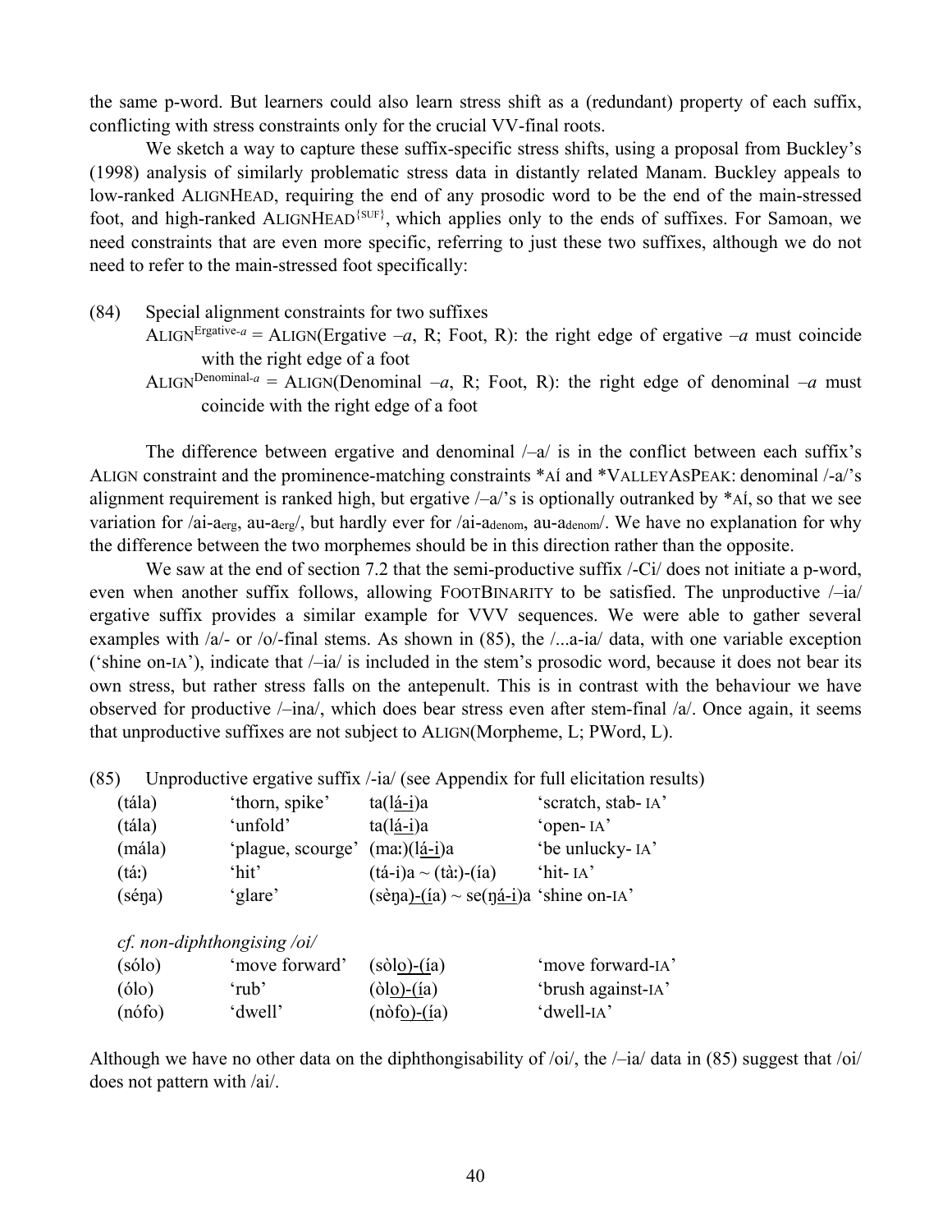the same p-word. But learners could also learn stress shift as a (redundant) property of each suffix, conflicting with stress constraints only for the crucial VV-final roots.

We sketch a way to capture these suffix-specific stress shifts, using a proposal from Buckley's (1998) analysis of similarly problematic stress data in distantly related Manam. Buckley appeals to low-ranked ALIGNHEAD, requiring the end of any prosodic word to be the end of the main-stressed foot, and high-ranked ALIGNHEAD$^{\{SUF\}}$, which applies only to the ends of suffixes. For Samoan, we need constraints that are even more specific, referring to just these two suffixes, although we do not need to refer to the main-stressed foot specifically:

(84) Special alignment constraints for two suffixes

ALIGN$^{\text{Ergative-}a}$ = ALIGN(Ergative *–a*, R; Foot, R): the right edge of ergative *–a* must coincide with the right edge of a foot

ALIGN$^{\text{Denominal-}a}$ = ALIGN(Denominal *–a*, R; Foot, R): the right edge of denominal *–a* must coincide with the right edge of a foot

The difference between ergative and denominal /–a/ is in the conflict between each suffix's ALIGN constraint and the prominence-matching constraints \*AÍ and \*VALLEYASPEAK: denominal /-a/'s alignment requirement is ranked high, but ergative /–a/'s is optionally outranked by \*AÍ, so that we see variation for /ai-a$_{\text{erg}}$, au-a$_{\text{erg}}$/, but hardly ever for /ai-a$_{\text{denom}}$, au-a$_{\text{denom}}$/. We have no explanation for why the difference between the two morphemes should be in this direction rather than the opposite.

We saw at the end of section 7.2 that the semi-productive suffix /-Ci/ does not initiate a p-word, even when another suffix follows, allowing FOOTBINARITY to be satisfied. The unproductive /–ia/ ergative suffix provides a similar example for VVV sequences. We were able to gather several examples with /a/- or /o/-final stems. As shown in (85), the /...a-ia/ data, with one variable exception ('shine on-IA'), indicate that /–ia/ is included in the stem's prosodic word, because it does not bear its own stress, but rather stress falls on the antepenult. This is in contrast with the behaviour we have observed for productive /–ina/, which does bear stress even after stem-final /a/. Once again, it seems that unproductive suffixes are not subject to ALIGN(Morpheme, L; PWord, L).

(85) Unproductive ergative suffix /-ia/ (see Appendix for full elicitation results)

| | | | |
|---|---|---|---|
| (tála) | 'thorn, spike' | ta(<u>lá-i</u>)a | 'scratch, stab- IA' |
| (tála) | 'unfold' | ta(<u>lá-i</u>)a | 'open- IA' |
| (mála) | 'plague, scourge' | (maː)(<u>lá-i</u>)a | 'be unlucky- IA' |
| (táː) | 'hit' | (tá-i)a ~ (tàː)-(ía) | 'hit- IA' |
| (séŋa) | 'glare' | (sèŋ<u>a)-(í</u>a) ~ se(<u>ŋá-i</u>)a | 'shine on-IA' |

*cf. non-diphthongising /oi/*

| | | | |
|---|---|---|---|
| (sólo) | 'move forward' | (sòl<u>o)-(í</u>a) | 'move forward-IA' |
| (ólo) | 'rub' | (òl<u>o)-(í</u>a) | 'brush against-IA' |
| (nófo) | 'dwell' | (nòf<u>o)-(í</u>a) | 'dwell-IA' |

Although we have no other data on the diphthongisability of /oi/, the /–ia/ data in (85) suggest that /oi/ does not pattern with /ai/.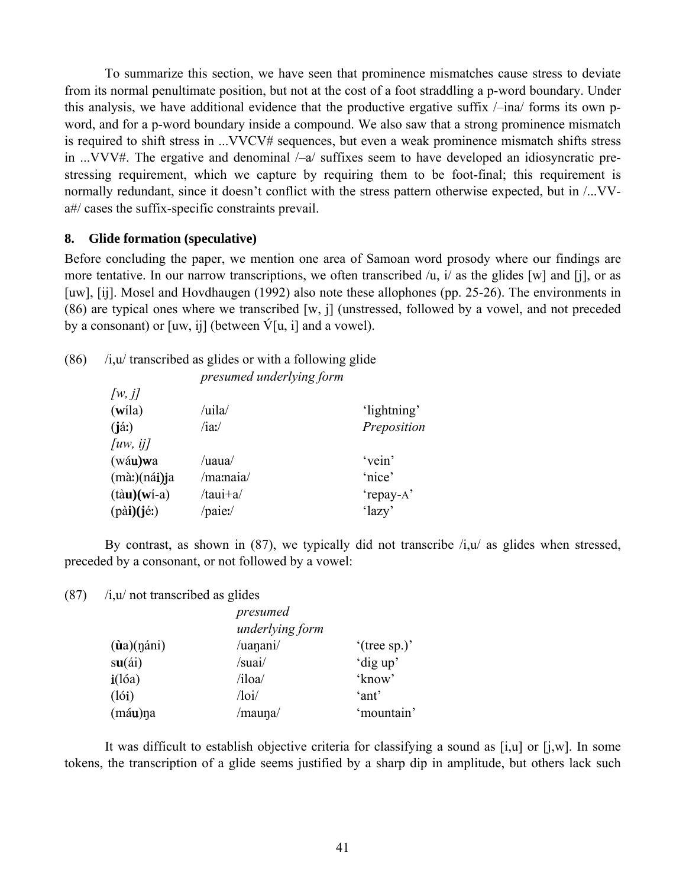To summarize this section, we have seen that prominence mismatches cause stress to deviate from its normal penultimate position, but not at the cost of a foot straddling a p-word boundary. Under this analysis, we have additional evidence that the productive ergative suffix /–ina/ forms its own p-word, and for a p-word boundary inside a compound. We also saw that a strong prominence mismatch is required to shift stress in ...VVCV# sequences, but even a weak prominence mismatch shifts stress in ...VVV#. The ergative and denominal /–a/ suffixes seem to have developed an idiosyncratic pre-stressing requirement, which we capture by requiring them to be foot-final; this requirement is normally redundant, since it doesn't conflict with the stress pattern otherwise expected, but in /...VV-a#/ cases the suffix-specific constraints prevail.

## 8. Glide formation (speculative)

Before concluding the paper, we mention one area of Samoan word prosody where our findings are more tentative. In our narrow transcriptions, we often transcribed /u, i/ as the glides [w] and [j], or as [uw], [ij]. Mosel and Hovdhaugen (1992) also note these allophones (pp. 25-26). The environments in (86) are typical ones where we transcribed [w, j] (unstressed, followed by a vowel, and not preceded by a consonant) or [uw, ij] (between V́[u, i] and a vowel).

(86) /i,u/ transcribed as glides or with a following glide

| | *presumed underlying form* | |
|---|---|---|
| *[w, j]* | | |
| (**w**íla) | /uila/ | 'lightning' |
| (**j**áː) | /iaː/ | *Preposition* |
| *[uw, ij]* | | |
| (wá**u**)**w**a | /uaua/ | 'vein' |
| (màː)(ná**i**)**j**a | /maːnaia/ | 'nice' |
| (tà**u**)(**w**í-a) | /taui+a/ | 'repay-A' |
| (pà**i**)(**j**éː) | /paieː/ | 'lazy' |

By contrast, as shown in (87), we typically did not transcribe /i,u/ as glides when stressed, preceded by a consonant, or not followed by a vowel:

(87) /i,u/ not transcribed as glides

| | *presumed underlying form* | |
|---|---|---|
| (**ù**a)(ŋáni) | /uaŋani/ | '(tree sp.)' |
| s**u**(ái) | /suai/ | 'dig up' |
| **i**(lóa) | /iloa/ | 'know' |
| (ló**i**) | /loi/ | 'ant' |
| (má**u**)ŋa | /mauŋa/ | 'mountain' |

It was difficult to establish objective criteria for classifying a sound as [i,u] or [j,w]. In some tokens, the transcription of a glide seems justified by a sharp dip in amplitude, but others lack such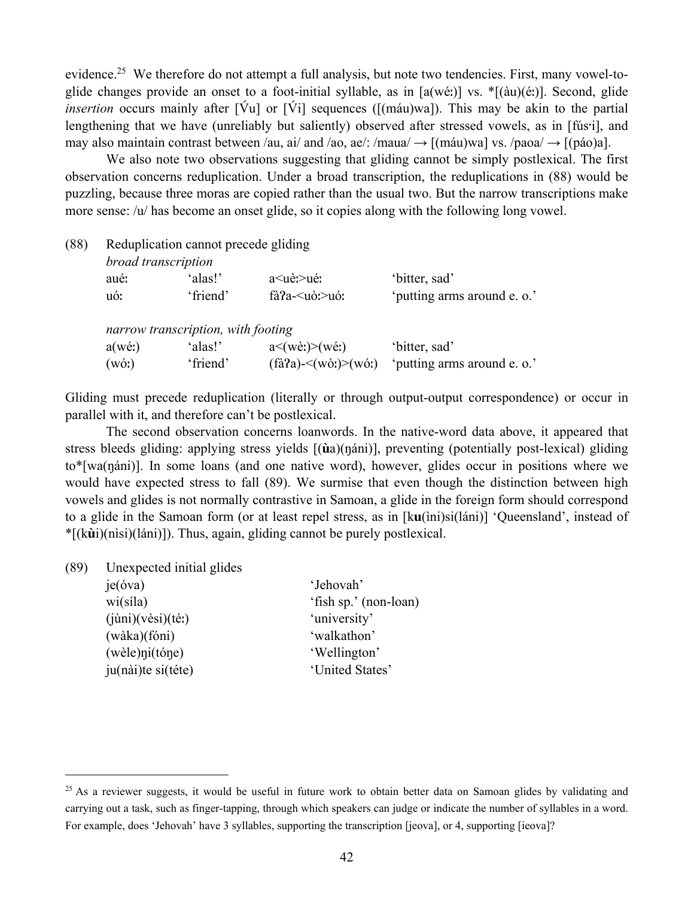evidence.[25] We therefore do not attempt a full analysis, but note two tendencies. First, many vowel-to-glide changes provide an onset to a foot-initial syllable, as in [a(wéː)] vs. *[(àu)(éː)]. Second, glide *insertion* occurs mainly after [V́u] or [V́i] sequences ([(máu)wa]). This may be akin to the partial lengthening that we have (unreliably but saliently) observed after stressed vowels, as in [fúsˑi], and may also maintain contrast between /au, ai/ and /ao, ae/: /maua/ → [(máu)wa] vs. /paoa/ → [(páo)a].

We also note two observations suggesting that gliding cannot be simply postlexical. The first observation concerns reduplication. Under a broad transcription, the reduplications in (88) would be puzzling, because three moras are copied rather than the usual two. But the narrow transcriptions make more sense: /u/ has become an onset glide, so it copies along with the following long vowel.

(88) Reduplication cannot precede gliding

*broad transcription*

| | | | |
|---|---|---|---|
| auéː | 'alas!' | a<uèː>uéː | 'bitter, sad' |
| uóː | 'friend' | fàʔa-<uòː>uóː | 'putting arms around e. o.' |

*narrow transcription, with footing*

| | | | |
|---|---|---|---|
| a(wéː) | 'alas!' | a<(wèː)>(wéː) | 'bitter, sad' |
| (wóː) | 'friend' | (fàʔa)-<(wòː)>(wóː) | 'putting arms around e. o.' |

Gliding must precede reduplication (literally or through output-output correspondence) or occur in parallel with it, and therefore can't be postlexical.

The second observation concerns loanwords. In the native-word data above, it appeared that stress bleeds gliding: applying stress yields [(**ù**a)(ŋáni)], preventing (potentially post-lexical) gliding to*[wa(ŋáni)]. In some loans (and one native word), however, glides occur in positions where we would have expected stress to fall (89). We surmise that even though the distinction between high vowels and glides is not normally contrastive in Samoan, a glide in the foreign form should correspond to a glide in the Samoan form (or at least repel stress, as in [k**u**(ìni)si(láni)] 'Queensland', instead of *[(k**ù**i)(nìsi)(láni)]). Thus, again, gliding cannot be purely postlexical.

(89) Unexpected initial glides

| | |
|---|---|
| je(óva) | 'Jehovah' |
| wi(síla) | 'fish sp.' (non-loan) |
| (jùni)(vèsi)(téː) | 'university' |
| (wàka)(fóni) | 'walkathon' |
| (wèle)ŋi(tóŋe) | 'Wellington' |
| ju(nài)te si(téte) | 'United States' |

[25] As a reviewer suggests, it would be useful in future work to obtain better data on Samoan glides by validating and carrying out a task, such as finger-tapping, through which speakers can judge or indicate the number of syllables in a word. For example, does 'Jehovah' have 3 syllables, supporting the transcription [jeova], or 4, supporting [ieova]?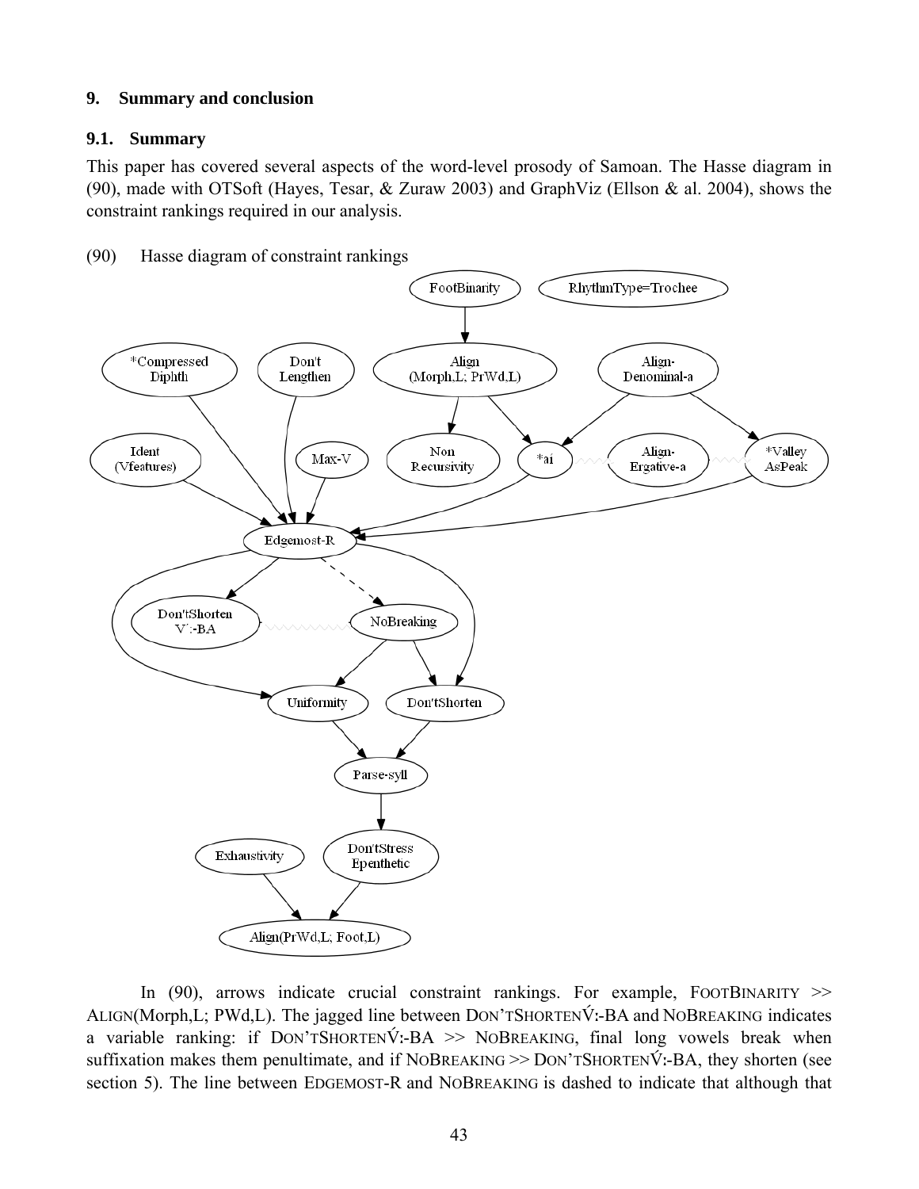## 9. Summary and conclusion

### 9.1. Summary

This paper has covered several aspects of the word-level prosody of Samoan. The Hasse diagram in (90), made with OTSoft (Hayes, Tesar, & Zuraw 2003) and GraphViz (Ellson & al. 2004), shows the constraint rankings required in our analysis.

(90) Hasse diagram of constraint rankings

In (90), arrows indicate crucial constraint rankings. For example, FOOTBINARITY >> ALIGN(Morph,L; PWd,L). The jagged line between DON'TSHORTENV́:-BA and NOBREAKING indicates a variable ranking: if DON'TSHORTENV́:-BA >> NOBREAKING, final long vowels break when suffixation makes them penultimate, and if NOBREAKING >> DON'TSHORTENV́:-BA, they shorten (see section 5). The line between EDGEMOST-R and NOBREAKING is dashed to indicate that although that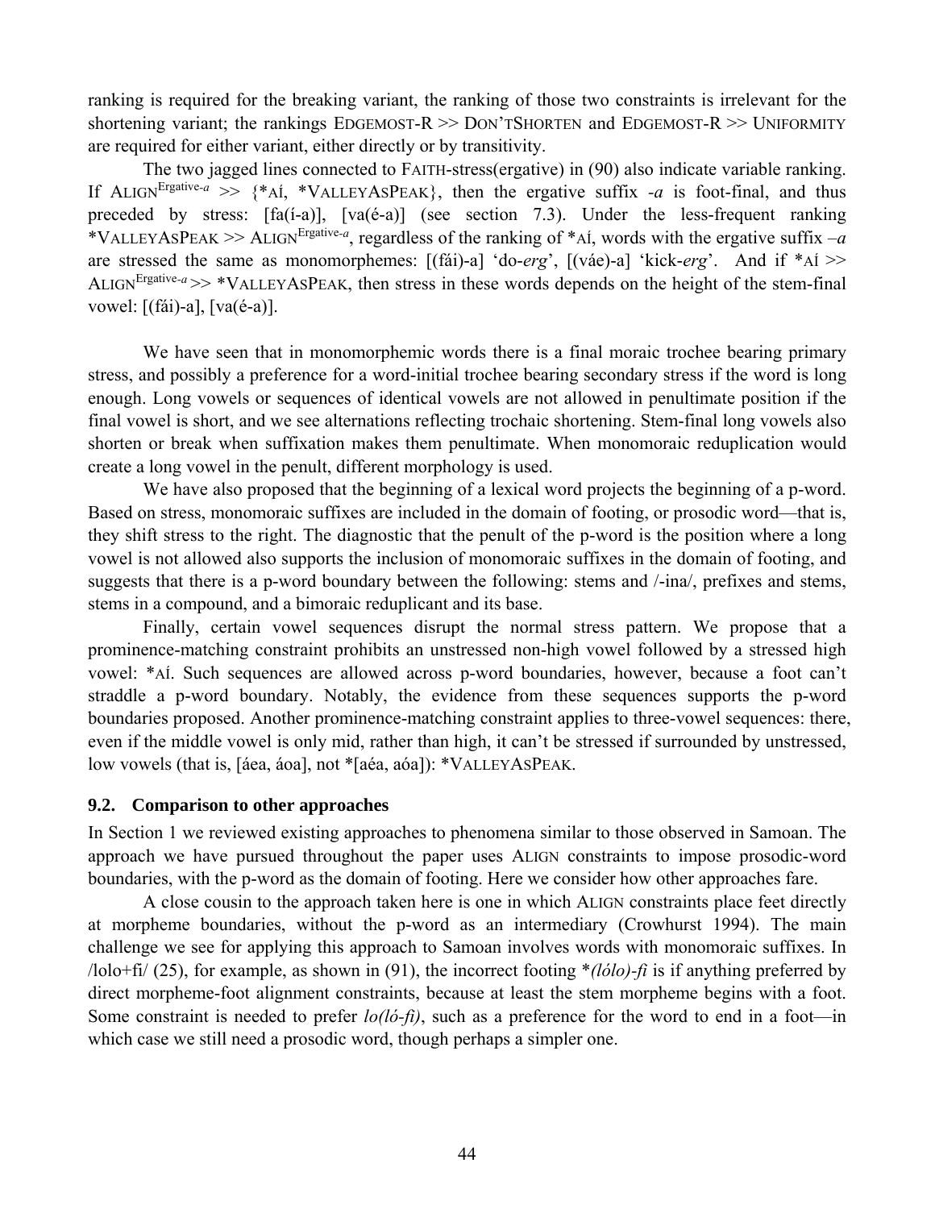ranking is required for the breaking variant, the ranking of those two constraints is irrelevant for the shortening variant; the rankings EDGEMOST-R >> DON'TSHORTEN and EDGEMOST-R >> UNIFORMITY are required for either variant, either directly or by transitivity.

The two jagged lines connected to FAITH-stress(ergative) in (90) also indicate variable ranking. If ALIGN$^{\text{Ergative-}a}$ >> {*AÍ, *VALLEYASPEAK}, then the ergative suffix *-a* is foot-final, and thus preceded by stress: [fa(í-a)], [va(é-a)] (see section 7.3). Under the less-frequent ranking *VALLEYASPEAK >> ALIGN$^{\text{Ergative-}a}$, regardless of the ranking of *AÍ, words with the ergative suffix *–a* are stressed the same as monomorphemes: [(fái)-a] 'do-*erg*', [(váe)-a] 'kick-*erg*'. And if *AÍ >> ALIGN$^{\text{Ergative-}a}$ >> *VALLEYASPEAK, then stress in these words depends on the height of the stem-final vowel: [(fái)-a], [va(é-a)].

We have seen that in monomorphemic words there is a final moraic trochee bearing primary stress, and possibly a preference for a word-initial trochee bearing secondary stress if the word is long enough. Long vowels or sequences of identical vowels are not allowed in penultimate position if the final vowel is short, and we see alternations reflecting trochaic shortening. Stem-final long vowels also shorten or break when suffixation makes them penultimate. When monomoraic reduplication would create a long vowel in the penult, different morphology is used.

We have also proposed that the beginning of a lexical word projects the beginning of a p-word. Based on stress, monomoraic suffixes are included in the domain of footing, or prosodic word—that is, they shift stress to the right. The diagnostic that the penult of the p-word is the position where a long vowel is not allowed also supports the inclusion of monomoraic suffixes in the domain of footing, and suggests that there is a p-word boundary between the following: stems and /-ina/, prefixes and stems, stems in a compound, and a bimoraic reduplicant and its base.

Finally, certain vowel sequences disrupt the normal stress pattern. We propose that a prominence-matching constraint prohibits an unstressed non-high vowel followed by a stressed high vowel: *AÍ. Such sequences are allowed across p-word boundaries, however, because a foot can't straddle a p-word boundary. Notably, the evidence from these sequences supports the p-word boundaries proposed. Another prominence-matching constraint applies to three-vowel sequences: there, even if the middle vowel is only mid, rather than high, it can't be stressed if surrounded by unstressed, low vowels (that is, [áea, áoa], not *[aéa, aóa]): *VALLEYASPEAK.

### 9.2. Comparison to other approaches

In Section 1 we reviewed existing approaches to phenomena similar to those observed in Samoan. The approach we have pursued throughout the paper uses ALIGN constraints to impose prosodic-word boundaries, with the p-word as the domain of footing. Here we consider how other approaches fare.

A close cousin to the approach taken here is one in which ALIGN constraints place feet directly at morpheme boundaries, without the p-word as an intermediary (Crowhurst 1994). The main challenge we see for applying this approach to Samoan involves words with monomoraic suffixes. In /lolo+fi/ (25), for example, as shown in (91), the incorrect footing **(lólo)-fi* is if anything preferred by direct morpheme-foot alignment constraints, because at least the stem morpheme begins with a foot. Some constraint is needed to prefer *lo(ló-fi)*, such as a preference for the word to end in a foot—in which case we still need a prosodic word, though perhaps a simpler one.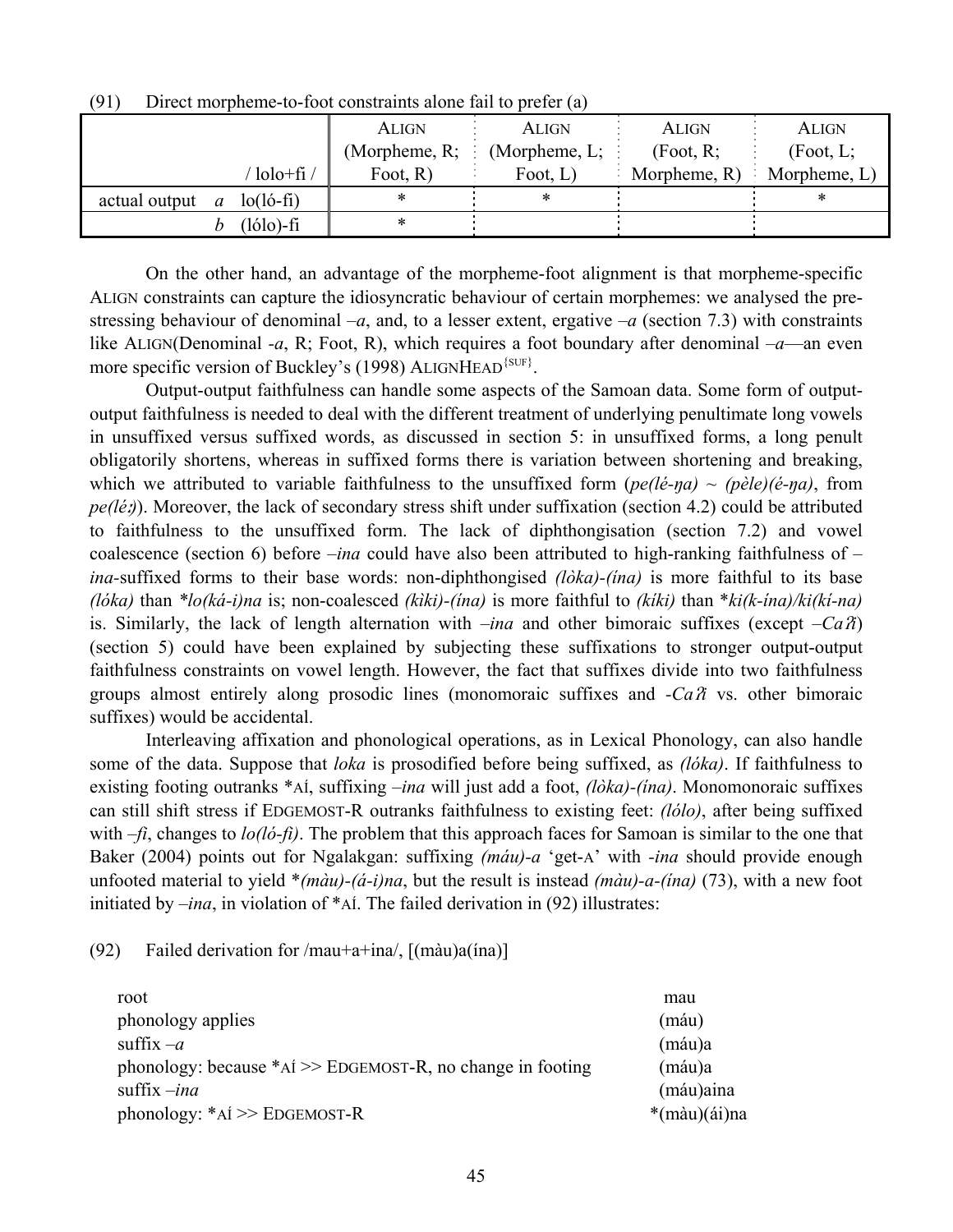(91) Direct morpheme-to-foot constraints alone fail to prefer (a)

| | / lolo+fi / | ALIGN (Morpheme, R; Foot, R) | ALIGN (Morpheme, L; Foot, L) | ALIGN (Foot, R; Morpheme, R) | ALIGN (Foot, L; Morpheme, L) |
|---|---|---|---|---|---|
| actual output | *a* lo(ló-fi) | * | * | | * |
| | *b* (lólo)-fi | * | | | |

On the other hand, an advantage of the morpheme-foot alignment is that morpheme-specific ALIGN constraints can capture the idiosyncratic behaviour of certain morphemes: we analysed the pre-stressing behaviour of denominal *–a*, and, to a lesser extent, ergative *–a* (section 7.3) with constraints like ALIGN(Denominal *-a*, R; Foot, R), which requires a foot boundary after denominal *–a*—an even more specific version of Buckley's (1998) ALIGNHEAD{SUF}.

Output-output faithfulness can handle some aspects of the Samoan data. Some form of output-output faithfulness is needed to deal with the different treatment of underlying penultimate long vowels in unsuffixed versus suffixed words, as discussed in section 5: in unsuffixed forms, a long penult obligatorily shortens, whereas in suffixed forms there is variation between shortening and breaking, which we attributed to variable faithfulness to the unsuffixed form (*pe(lé-ŋa) ~ (pèle)(é-ŋa)*, from *pe(léː)*). Moreover, the lack of secondary stress shift under suffixation (section 4.2) could be attributed to faithfulness to the unsuffixed form. The lack of diphthongisation (section 7.2) and vowel coalescence (section 6) before *–ina* could have also been attributed to high-ranking faithfulness of *–ina*-suffixed forms to their base words: non-diphthongised *(lòka)-(ína)* is more faithful to its base *(lóka)* than *\*lo(ká-i)na* is; non-coalesced *(kìki)-(ína)* is more faithful to *(kíki)* than \**ki(k-ína)/ki(kí-na)* is. Similarly, the lack of length alternation with *–ina* and other bimoraic suffixes (except *–Caʔi*) (section 5) could have been explained by subjecting these suffixations to stronger output-output faithfulness constraints on vowel length. However, the fact that suffixes divide into two faithfulness groups almost entirely along prosodic lines (monomoraic suffixes and *-Caʔi* vs. other bimoraic suffixes) would be accidental.

Interleaving affixation and phonological operations, as in Lexical Phonology, can also handle some of the data. Suppose that *loka* is prosodified before being suffixed, as *(lóka)*. If faithfulness to existing footing outranks \*AÍ, suffixing *–ina* will just add a foot, *(lòka)-(ína)*. Monomonoraic suffixes can still shift stress if EDGEMOST-R outranks faithfulness to existing feet: *(lólo)*, after being suffixed with *–fi*, changes to *lo(ló-fi)*. The problem that this approach faces for Samoan is similar to the one that Baker (2004) points out for Ngalakgan: suffixing *(máu)-a* 'get-A' with *-ina* should provide enough unfooted material to yield *\*(màu)-(á-i)na*, but the result is instead *(màu)-a-(ína)* (73), with a new foot initiated by *–ina*, in violation of \*AÍ. The failed derivation in (92) illustrates:

(92) Failed derivation for /mau+a+ina/, [(màu)a(ína)]

| | |
|---|---|
| root | mau |
| phonology applies | (máu) |
| suffix *–a* | (máu)a |
| phonology: because \*AÍ >> EDGEMOST-R, no change in footing | (máu)a |
| suffix *–ina* | (máu)aina |
| phonology: \*AÍ >> EDGEMOST-R | \*(màu)(ái)na |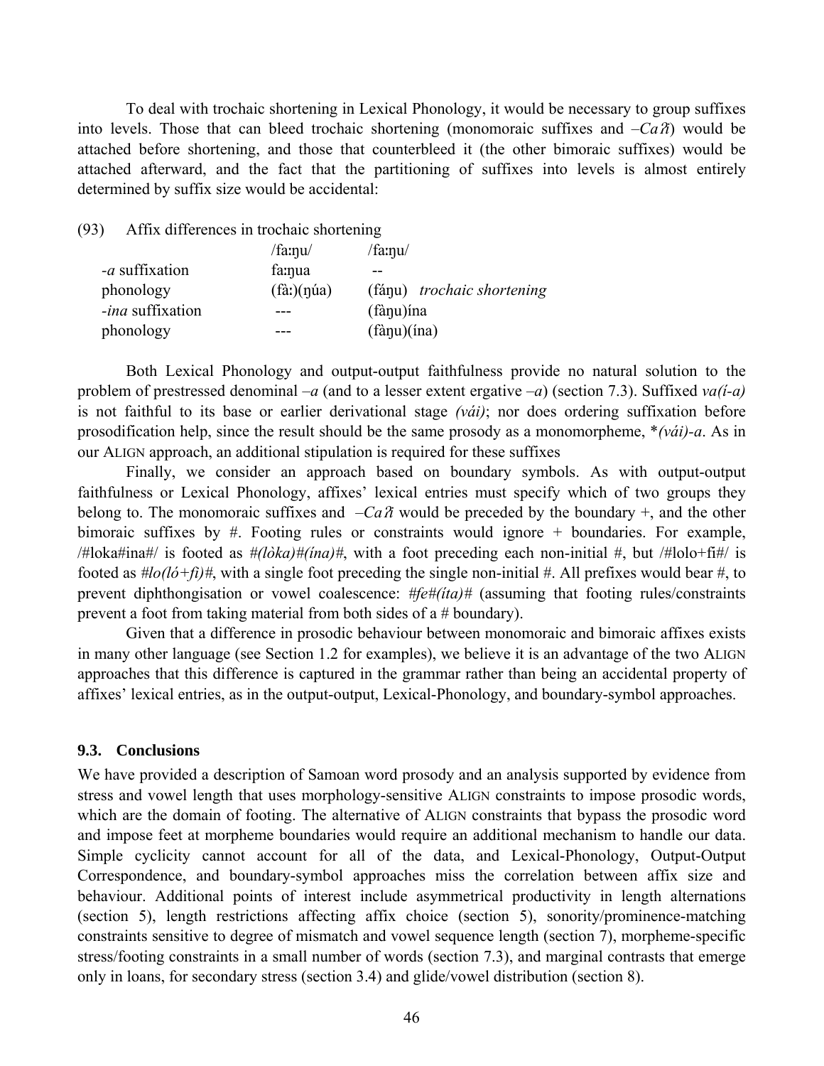To deal with trochaic shortening in Lexical Phonology, it would be necessary to group suffixes into levels. Those that can bleed trochaic shortening (monomoraic suffixes and *–Caʔi*) would be attached before shortening, and those that counterbleed it (the other bimoraic suffixes) would be attached afterward, and the fact that the partitioning of suffixes into levels is almost entirely determined by suffix size would be accidental:

(93) Affix differences in trochaic shortening

| | /faːŋu/ | /faːŋu/ |
|---|---|---|
| *-a* suffixation | faːŋua | -- |
| phonology | (fàː)(ŋúa) | (fáŋu) *trochaic shortening* |
| *-ina* suffixation | --- | (fàŋu)ína |
| phonology | --- | (fàŋu)(ína) |

Both Lexical Phonology and output-output faithfulness provide no natural solution to the problem of prestressed denominal *–a* (and to a lesser extent ergative *–a*) (section 7.3). Suffixed *va(í-a)* is not faithful to its base or earlier derivational stage *(vái)*; nor does ordering suffixation before prosodification help, since the result should be the same prosody as a monomorpheme, \**(vái)-a*. As in our ALIGN approach, an additional stipulation is required for these suffixes

Finally, we consider an approach based on boundary symbols. As with output-output faithfulness or Lexical Phonology, affixes' lexical entries must specify which of two groups they belong to. The monomoraic suffixes and *–Caʔi* would be preceded by the boundary +, and the other bimoraic suffixes by #. Footing rules or constraints would ignore + boundaries. For example, /#loka#ina#/ is footed as *#(lòka)#(ína)#*, with a foot preceding each non-initial #, but /#lolo+fi#/ is footed as *#lo(ló+fi)#*, with a single foot preceding the single non-initial #. All prefixes would bear #, to prevent diphthongisation or vowel coalescence: *#fe#(íta)#* (assuming that footing rules/constraints prevent a foot from taking material from both sides of a # boundary).

Given that a difference in prosodic behaviour between monomoraic and bimoraic affixes exists in many other language (see Section 1.2 for examples), we believe it is an advantage of the two ALIGN approaches that this difference is captured in the grammar rather than being an accidental property of affixes' lexical entries, as in the output-output, Lexical-Phonology, and boundary-symbol approaches.

### 9.3. Conclusions

We have provided a description of Samoan word prosody and an analysis supported by evidence from stress and vowel length that uses morphology-sensitive ALIGN constraints to impose prosodic words, which are the domain of footing. The alternative of ALIGN constraints that bypass the prosodic word and impose feet at morpheme boundaries would require an additional mechanism to handle our data. Simple cyclicity cannot account for all of the data, and Lexical-Phonology, Output-Output Correspondence, and boundary-symbol approaches miss the correlation between affix size and behaviour. Additional points of interest include asymmetrical productivity in length alternations (section 5), length restrictions affecting affix choice (section 5), sonority/prominence-matching constraints sensitive to degree of mismatch and vowel sequence length (section 7), morpheme-specific stress/footing constraints in a small number of words (section 7.3), and marginal contrasts that emerge only in loans, for secondary stress (section 3.4) and glide/vowel distribution (section 8).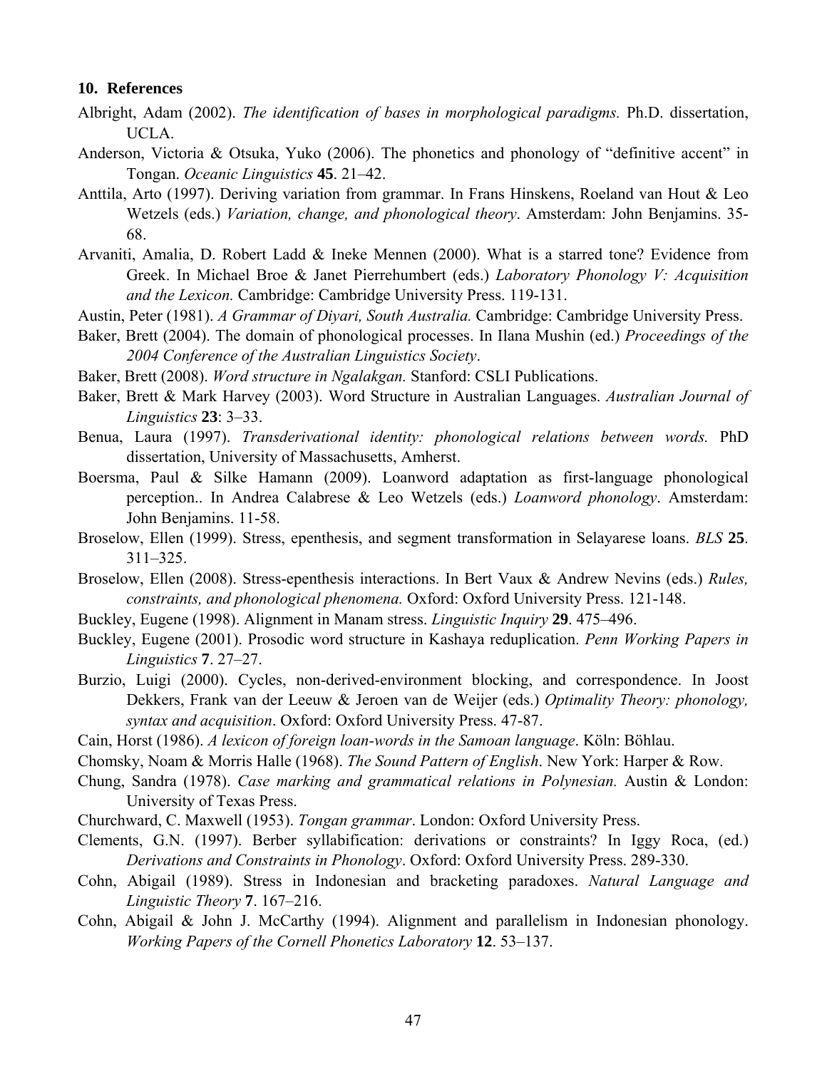## 10. References

Albright, Adam (2002). *The identification of bases in morphological paradigms.* Ph.D. dissertation, UCLA.

Anderson, Victoria & Otsuka, Yuko (2006). The phonetics and phonology of "definitive accent" in Tongan. *Oceanic Linguistics* **45**. 21–42.

Anttila, Arto (1997). Deriving variation from grammar. In Frans Hinskens, Roeland van Hout & Leo Wetzels (eds.) *Variation, change, and phonological theory*. Amsterdam: John Benjamins. 35-68.

Arvaniti, Amalia, D. Robert Ladd & Ineke Mennen (2000). What is a starred tone? Evidence from Greek. In Michael Broe & Janet Pierrehumbert (eds.) *Laboratory Phonology V: Acquisition and the Lexicon.* Cambridge: Cambridge University Press. 119-131.

Austin, Peter (1981). *A Grammar of Diyari, South Australia.* Cambridge: Cambridge University Press.

Baker, Brett (2004). The domain of phonological processes. In Ilana Mushin (ed.) *Proceedings of the 2004 Conference of the Australian Linguistics Society*.

Baker, Brett (2008). *Word structure in Ngalakgan.* Stanford: CSLI Publications.

Baker, Brett & Mark Harvey (2003). Word Structure in Australian Languages. *Australian Journal of Linguistics* **23**: 3–33.

Benua, Laura (1997). *Transderivational identity: phonological relations between words.* PhD dissertation, University of Massachusetts, Amherst.

Boersma, Paul & Silke Hamann (2009). Loanword adaptation as first-language phonological perception.. In Andrea Calabrese & Leo Wetzels (eds.) *Loanword phonology*. Amsterdam: John Benjamins. 11-58.

Broselow, Ellen (1999). Stress, epenthesis, and segment transformation in Selayarese loans. *BLS* **25**. 311–325.

Broselow, Ellen (2008). Stress-epenthesis interactions. In Bert Vaux & Andrew Nevins (eds.) *Rules, constraints, and phonological phenomena.* Oxford: Oxford University Press. 121-148.

Buckley, Eugene (1998). Alignment in Manam stress. *Linguistic Inquiry* **29**. 475–496.

Buckley, Eugene (2001). Prosodic word structure in Kashaya reduplication. *Penn Working Papers in Linguistics* **7**. 27–27.

Burzio, Luigi (2000). Cycles, non-derived-environment blocking, and correspondence. In Joost Dekkers, Frank van der Leeuw & Jeroen van de Weijer (eds.) *Optimality Theory: phonology, syntax and acquisition*. Oxford: Oxford University Press. 47-87.

Cain, Horst (1986). *A lexicon of foreign loan-words in the Samoan language*. Köln: Böhlau.

Chomsky, Noam & Morris Halle (1968). *The Sound Pattern of English*. New York: Harper & Row.

Chung, Sandra (1978). *Case marking and grammatical relations in Polynesian.* Austin & London: University of Texas Press.

Churchward, C. Maxwell (1953). *Tongan grammar*. London: Oxford University Press.

Clements, G.N. (1997). Berber syllabification: derivations or constraints? In Iggy Roca, (ed.) *Derivations and Constraints in Phonology*. Oxford: Oxford University Press. 289-330.

Cohn, Abigail (1989). Stress in Indonesian and bracketing paradoxes. *Natural Language and Linguistic Theory* **7**. 167–216.

Cohn, Abigail & John J. McCarthy (1994). Alignment and parallelism in Indonesian phonology. *Working Papers of the Cornell Phonetics Laboratory* **12**. 53–137.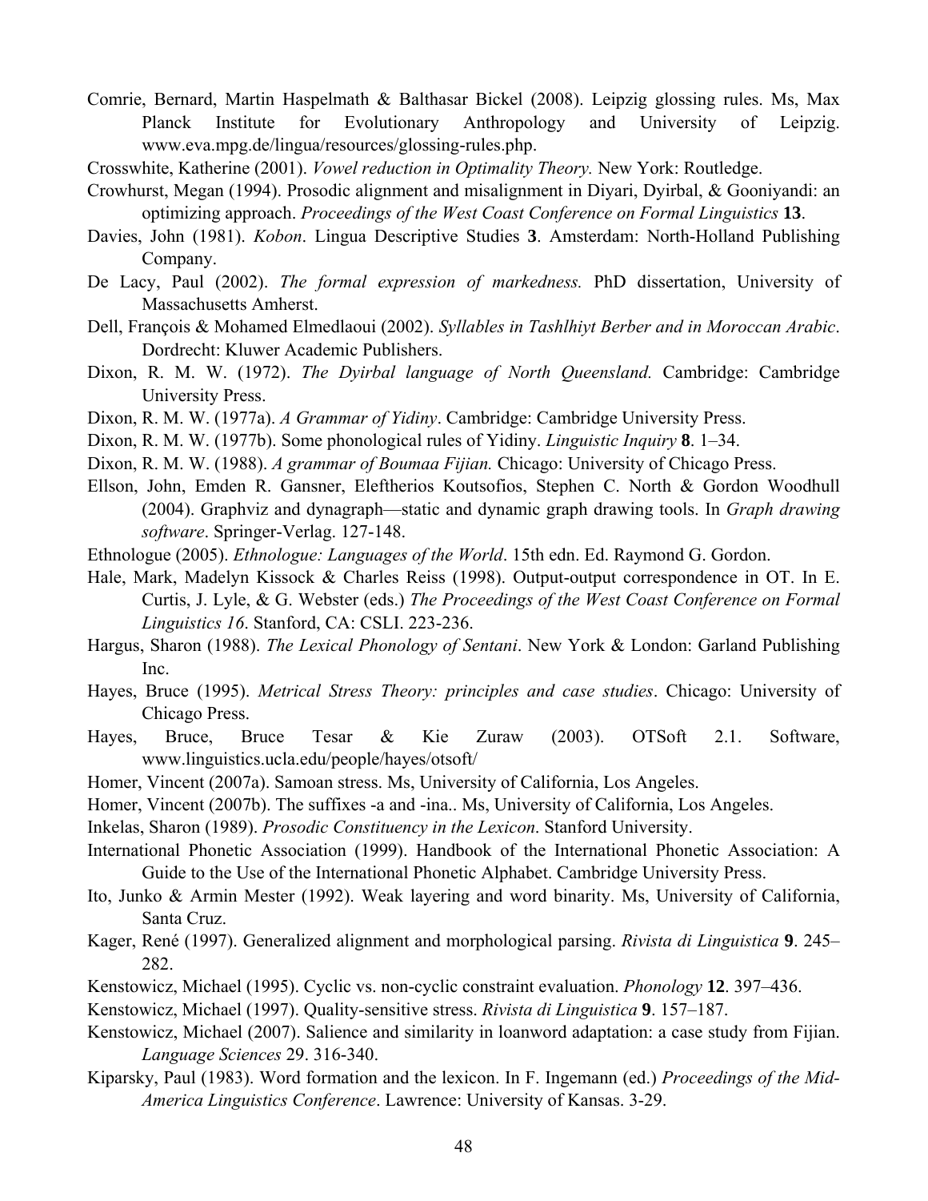Comrie, Bernard, Martin Haspelmath & Balthasar Bickel (2008). Leipzig glossing rules. Ms, Max Planck Institute for Evolutionary Anthropology and University of Leipzig. www.eva.mpg.de/lingua/resources/glossing-rules.php.

Crosswhite, Katherine (2001). *Vowel reduction in Optimality Theory.* New York: Routledge.

Crowhurst, Megan (1994). Prosodic alignment and misalignment in Diyari, Dyirbal, & Gooniyandi: an optimizing approach. *Proceedings of the West Coast Conference on Formal Linguistics* **13**.

Davies, John (1981). *Kobon*. Lingua Descriptive Studies **3**. Amsterdam: North-Holland Publishing Company.

De Lacy, Paul (2002). *The formal expression of markedness.* PhD dissertation, University of Massachusetts Amherst.

Dell, François & Mohamed Elmedlaoui (2002). *Syllables in Tashlhiyt Berber and in Moroccan Arabic*. Dordrecht: Kluwer Academic Publishers.

Dixon, R. M. W. (1972). *The Dyirbal language of North Queensland.* Cambridge: Cambridge University Press.

Dixon, R. M. W. (1977a). *A Grammar of Yidiny*. Cambridge: Cambridge University Press.

Dixon, R. M. W. (1977b). Some phonological rules of Yidiny. *Linguistic Inquiry* **8**. 1–34.

Dixon, R. M. W. (1988). *A grammar of Boumaa Fijian.* Chicago: University of Chicago Press.

Ellson, John, Emden R. Gansner, Eleftherios Koutsofios, Stephen C. North & Gordon Woodhull (2004). Graphviz and dynagraph—static and dynamic graph drawing tools. In *Graph drawing software*. Springer-Verlag. 127-148.

Ethnologue (2005). *Ethnologue: Languages of the World*. 15th edn. Ed. Raymond G. Gordon.

Hale, Mark, Madelyn Kissock & Charles Reiss (1998). Output-output correspondence in OT. In E. Curtis, J. Lyle, & G. Webster (eds.) *The Proceedings of the West Coast Conference on Formal Linguistics 16*. Stanford, CA: CSLI. 223-236.

Hargus, Sharon (1988). *The Lexical Phonology of Sentani*. New York & London: Garland Publishing Inc.

Hayes, Bruce (1995). *Metrical Stress Theory: principles and case studies*. Chicago: University of Chicago Press.

Hayes, Bruce, Bruce Tesar & Kie Zuraw (2003). OTSoft 2.1. Software, www.linguistics.ucla.edu/people/hayes/otsoft/

Homer, Vincent (2007a). Samoan stress. Ms, University of California, Los Angeles.

Homer, Vincent (2007b). The suffixes -a and -ina.. Ms, University of California, Los Angeles.

Inkelas, Sharon (1989). *Prosodic Constituency in the Lexicon*. Stanford University.

International Phonetic Association (1999). Handbook of the International Phonetic Association: A Guide to the Use of the International Phonetic Alphabet. Cambridge University Press.

Ito, Junko & Armin Mester (1992). Weak layering and word binarity. Ms, University of California, Santa Cruz.

Kager, René (1997). Generalized alignment and morphological parsing. *Rivista di Linguistica* **9**. 245–282.

Kenstowicz, Michael (1995). Cyclic vs. non-cyclic constraint evaluation. *Phonology* **12**. 397–436.

Kenstowicz, Michael (1997). Quality-sensitive stress. *Rivista di Linguistica* **9**. 157–187.

Kenstowicz, Michael (2007). Salience and similarity in loanword adaptation: a case study from Fijian. *Language Sciences* 29. 316-340.

Kiparsky, Paul (1983). Word formation and the lexicon. In F. Ingemann (ed.) *Proceedings of the Mid-America Linguistics Conference*. Lawrence: University of Kansas. 3-29.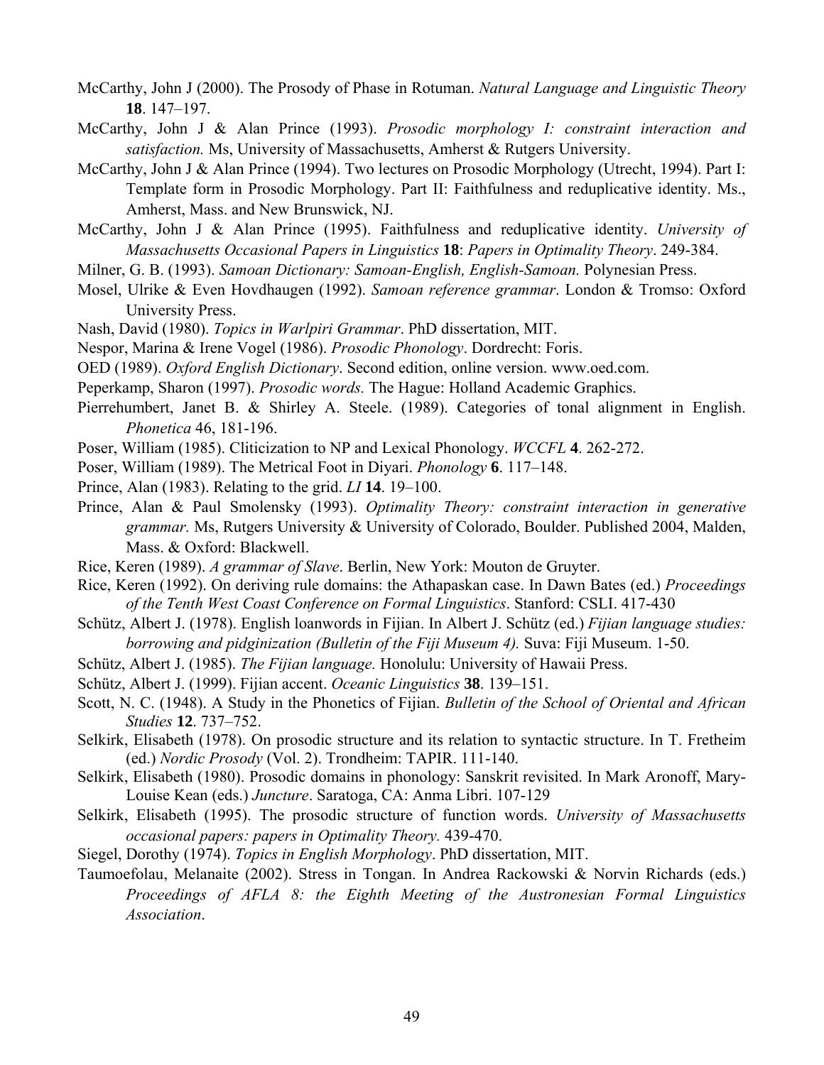McCarthy, John J (2000). The Prosody of Phase in Rotuman. *Natural Language and Linguistic Theory* **18**. 147–197.

McCarthy, John J & Alan Prince (1993). *Prosodic morphology I: constraint interaction and satisfaction.* Ms, University of Massachusetts, Amherst & Rutgers University.

McCarthy, John J & Alan Prince (1994). Two lectures on Prosodic Morphology (Utrecht, 1994). Part I: Template form in Prosodic Morphology. Part II: Faithfulness and reduplicative identity. Ms., Amherst, Mass. and New Brunswick, NJ.

McCarthy, John J & Alan Prince (1995). Faithfulness and reduplicative identity. *University of Massachusetts Occasional Papers in Linguistics* **18**: *Papers in Optimality Theory*. 249-384.

Milner, G. B. (1993). *Samoan Dictionary: Samoan-English, English-Samoan.* Polynesian Press.

Mosel, Ulrike & Even Hovdhaugen (1992). *Samoan reference grammar*. London & Tromso: Oxford University Press.

Nash, David (1980). *Topics in Warlpiri Grammar*. PhD dissertation, MIT.

Nespor, Marina & Irene Vogel (1986). *Prosodic Phonology*. Dordrecht: Foris.

OED (1989). *Oxford English Dictionary*. Second edition, online version. www.oed.com.

Peperkamp, Sharon (1997). *Prosodic words.* The Hague: Holland Academic Graphics.

Pierrehumbert, Janet B. & Shirley A. Steele. (1989). Categories of tonal alignment in English. *Phonetica* 46, 181-196.

Poser, William (1985). Cliticization to NP and Lexical Phonology. *WCCFL* **4**. 262-272.

Poser, William (1989). The Metrical Foot in Diyari. *Phonology* **6**. 117–148.

Prince, Alan (1983). Relating to the grid. *LI* **14**. 19–100.

Prince, Alan & Paul Smolensky (1993). *Optimality Theory: constraint interaction in generative grammar.* Ms, Rutgers University & University of Colorado, Boulder. Published 2004, Malden, Mass. & Oxford: Blackwell.

Rice, Keren (1989). *A grammar of Slave*. Berlin, New York: Mouton de Gruyter.

Rice, Keren (1992). On deriving rule domains: the Athapaskan case. In Dawn Bates (ed.) *Proceedings of the Tenth West Coast Conference on Formal Linguistics*. Stanford: CSLI. 417-430

Schütz, Albert J. (1978). English loanwords in Fijian. In Albert J. Schütz (ed.) *Fijian language studies: borrowing and pidginization (Bulletin of the Fiji Museum 4).* Suva: Fiji Museum. 1-50.

Schütz, Albert J. (1985). *The Fijian language.* Honolulu: University of Hawaii Press.

Schütz, Albert J. (1999). Fijian accent. *Oceanic Linguistics* **38**. 139–151.

Scott, N. C. (1948). A Study in the Phonetics of Fijian. *Bulletin of the School of Oriental and African Studies* **12**. 737–752.

Selkirk, Elisabeth (1978). On prosodic structure and its relation to syntactic structure. In T. Fretheim (ed.) *Nordic Prosody* (Vol. 2). Trondheim: TAPIR. 111-140.

Selkirk, Elisabeth (1980). Prosodic domains in phonology: Sanskrit revisited. In Mark Aronoff, Mary-Louise Kean (eds.) *Juncture*. Saratoga, CA: Anma Libri. 107-129

Selkirk, Elisabeth (1995). The prosodic structure of function words. *University of Massachusetts occasional papers: papers in Optimality Theory.* 439-470.

Siegel, Dorothy (1974). *Topics in English Morphology*. PhD dissertation, MIT.

Taumoefolau, Melanaite (2002). Stress in Tongan. In Andrea Rackowski & Norvin Richards (eds.) *Proceedings of AFLA 8: the Eighth Meeting of the Austronesian Formal Linguistics Association*.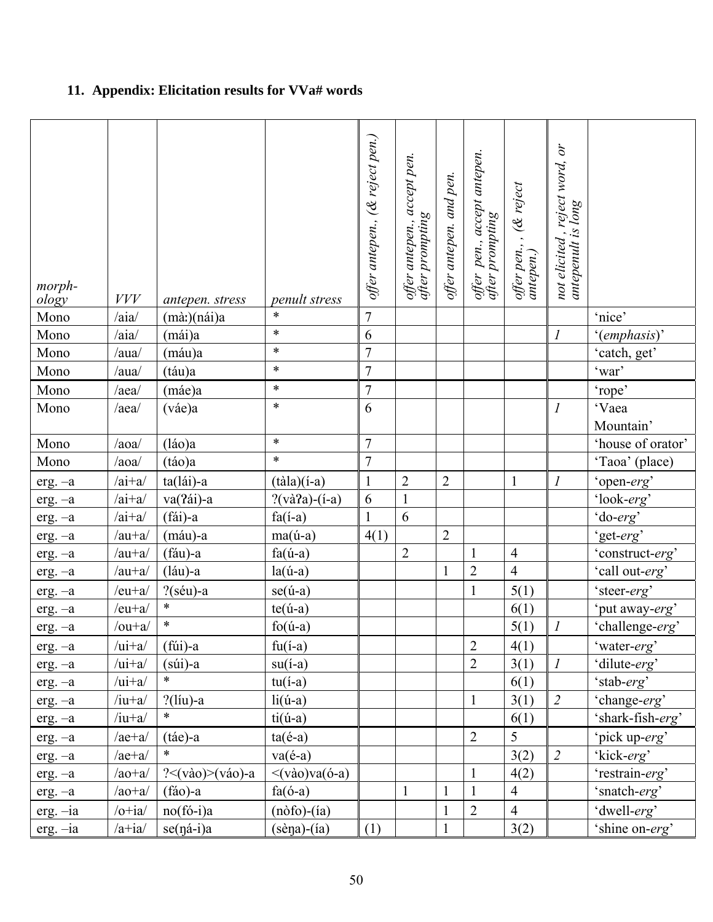## 11. Appendix: Elicitation results for VVa# words

| *morph-ology* | *VVV* | *antepen. stress* | *penult stress* | *offer antepen., (& reject pen.)* | *offer antepen., accept pen. after prompting* | *offer antepen. and pen.* | *offer pen., accept antepen. after prompting* | *offer pen., , (& reject antepen.)* | *not elicited , reject word, or antepenult is long* | |
|---|---|---|---|---|---|---|---|---|---|---|
| Mono | /aia/ | (màː)(nái)a | * | 7 | | | | | | 'nice' |
| Mono | /aia/ | (mái)a | * | 6 | | | | | *1* | '(*emphasis*)' |
| Mono | /aua/ | (máu)a | * | 7 | | | | | | 'catch, get' |
| Mono | /aua/ | (táu)a | * | 7 | | | | | | 'war' |
| Mono | /aea/ | (máe)a | * | 7 | | | | | | 'rope' |
| Mono | /aea/ | (váe)a | * | 6 | | | | | *1* | 'Vaea Mountain' |
| Mono | /aoa/ | (láo)a | * | 7 | | | | | | 'house of orator' |
| Mono | /aoa/ | (táo)a | * | 7 | | | | | | 'Taoa' (place) |
| erg. –a | /ai+a/ | ta(lái)-a | (tàla)(í-a) | 1 | 2 | 2 | | 1 | *1* | 'open-*erg*' |
| erg. –a | /ai+a/ | va(ʔái)-a | ?(vàʔa)-(í-a) | 6 | 1 | | | | | 'look-*erg*' |
| erg. –a | /ai+a/ | (fái)-a | fa(í-a) | 1 | 6 | | | | | 'do-*erg*' |
| erg. –a | /au+a/ | (máu)-a | ma(ú-a) | 4(1) | | 2 | | | | 'get-*erg*' |
| erg. –a | /au+a/ | (fáu)-a | fa(ú-a) | | 2 | | 1 | 4 | | 'construct-*erg*' |
| erg. –a | /au+a/ | (láu)-a | la(ú-a) | | | 1 | 2 | 4 | | 'call out-*erg*' |
| erg. –a | /eu+a/ | ?(séu)-a | se(ú-a) | | | | 1 | 5(1) | | 'steer-*erg*' |
| erg. –a | /eu+a/ | * | te(ú-a) | | | | | 6(1) | | 'put away-*erg*' |
| erg. –a | /ou+a/ | * | fo(ú-a) | | | | | 5(1) | *1* | 'challenge-*erg*' |
| erg. –a | /ui+a/ | (fúi)-a | fu(í-a) | | | | 2 | 4(1) | | 'water-*erg*' |
| erg. –a | /ui+a/ | (súi)-a | su(í-a) | | | | 2 | 3(1) | *1* | 'dilute-*erg*' |
| erg. –a | /ui+a/ | * | tu(í-a) | | | | | 6(1) | | 'stab-*erg*' |
| erg. –a | /iu+a/ | ?(líu)-a | li(ú-a) | | | | 1 | 3(1) | *2* | 'change-*erg*' |
| erg. –a | /iu+a/ | * | ti(ú-a) | | | | | 6(1) | | 'shark-fish-*erg*' |
| erg. –a | /ae+a/ | (táe)-a | ta(é-a) | | | | 2 | 5 | | 'pick up-*erg*' |
| erg. –a | /ae+a/ | * | va(é-a) | | | | | 3(2) | *2* | 'kick-*erg*' |
| erg. –a | /ao+a/ | ?<(vào)>(váo)-a | <(vào)va(ó-a) | | | | 1 | 4(2) | | 'restrain-*erg*' |
| erg. –a | /ao+a/ | (fáo)-a | fa(ó-a) | | 1 | 1 | 1 | 4 | | 'snatch-*erg*' |
| erg. –ia | /o+ia/ | no(fó-i)a | (nòfo)-(ía) | | | 1 | 2 | 4 | | 'dwell-*erg*' |
| erg. –ia | /a+ia/ | se(ŋá-i)a | (sèŋa)-(ía) | (1) | | 1 | | 3(2) | | 'shine on-*erg*' |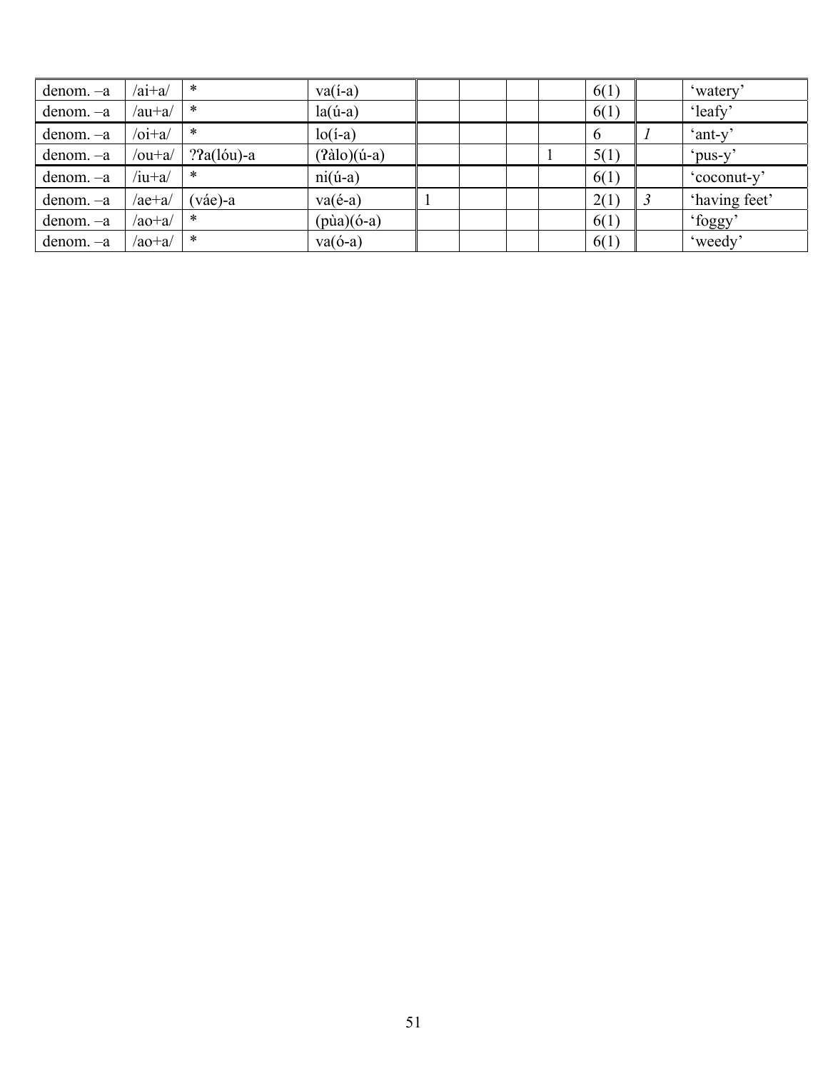| | | | | | | | | | | |
|---|---|---|---|---|---|---|---|---|---|---|
| denom. –a | /ai+a/ | * | va(í-a) | | | | | 6(1) | | ‘watery’ |
| denom. –a | /au+a/ | * | la(ú-a) | | | | | 6(1) | | ‘leafy’ |
| denom. –a | /oi+a/ | * | lo(í-a) | | | | | 6 | *1* | ‘ant-y’ |
| denom. –a | /ou+a/ | ʔʔa(lóu)-a | (ʔàlo)(ú-a) | | | | 1 | 5(1) | | ‘pus-y’ |
| denom. –a | /iu+a/ | * | ni(ú-a) | | | | | 6(1) | | ‘coconut-y’ |
| denom. –a | /ae+a/ | (váe)-a | va(é-a) | 1 | | | | 2(1) | *3* | ‘having feet’ |
| denom. –a | /ao+a/ | * | (pùa)(ó-a) | | | | | 6(1) | | ‘foggy’ |
| denom. –a | /ao+a/ | * | va(ó-a) | | | | | 6(1) | | ‘weedy’ |